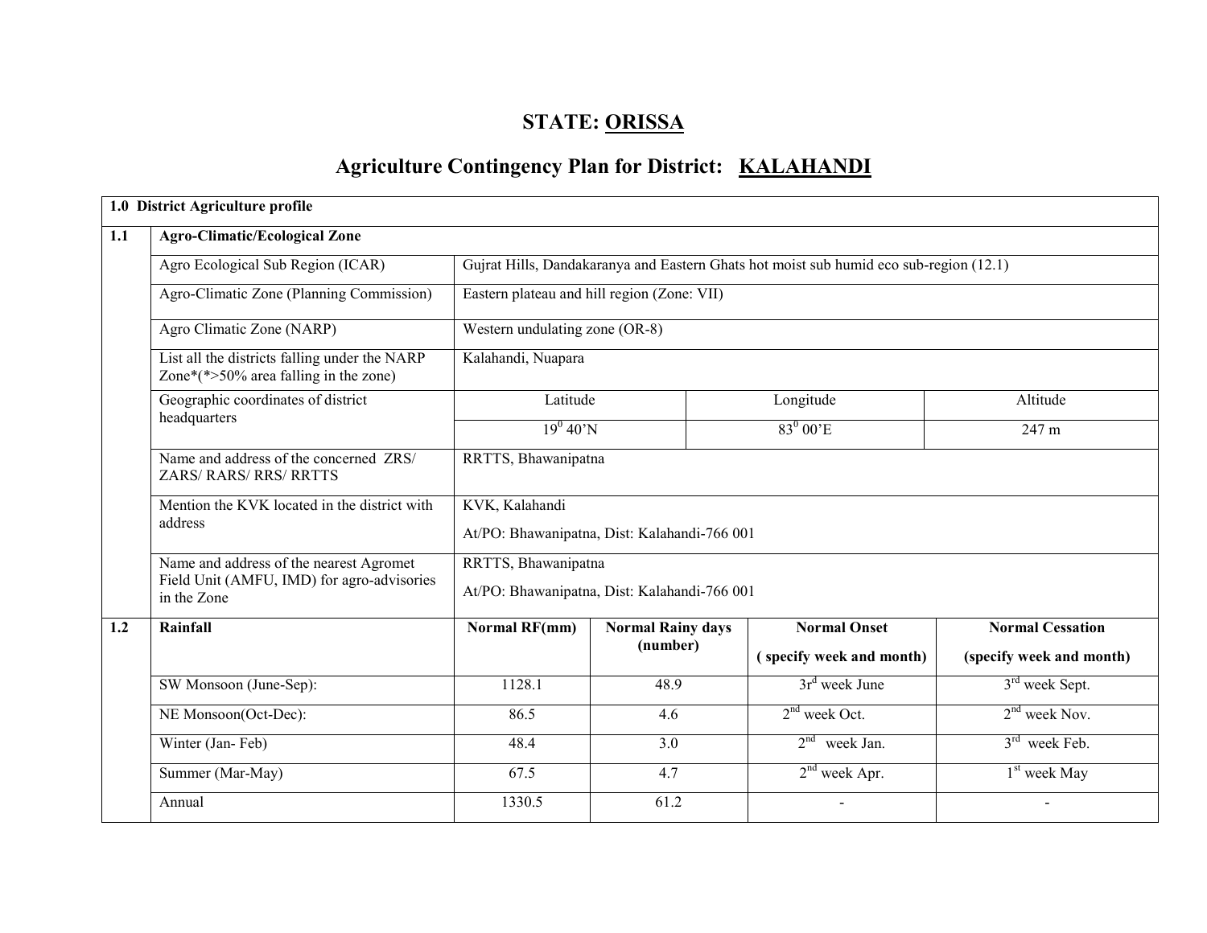# STATE: ORISSA

## Agriculture Contingency Plan for District: KALAHANDI

| 1.0 District Agriculture profile | | | | | |
|---|---|---|---|---|---|
| **1.1** | **Agro-Climatic/Ecological Zone** | | | | |
| | Agro Ecological Sub Region (ICAR) | Gujrat Hills, Dandakaranya and Eastern Ghats hot moist sub humid eco sub-region (12.1) | | | |
| | Agro-Climatic Zone (Planning Commission) | Eastern plateau and hill region (Zone: VII) | | | |
| | Agro Climatic Zone (NARP) | Western undulating zone (OR-8) | | | |
| | List all the districts falling under the NARP Zone*(*>50% area falling in the zone) | Kalahandi, Nuapara | | | |
| | Geographic coordinates of district headquarters | Latitude | Longitude | Altitude | |
| | | $19^0$ 40'N | $83^0$ 00'E | 247 m | |
| | Name and address of the concerned ZRS/ ZARS/ RARS/ RRS/ RRTTS | RRTTS, Bhawanipatna | | | |
| | Mention the KVK located in the district with address | KVK, Kalahandi<br>At/PO: Bhawanipatna, Dist: Kalahandi-766 001 | | | |
| | Name and address of the nearest Agromet Field Unit (AMFU, IMD) for agro-advisories in the Zone | RRTTS, Bhawanipatna<br>At/PO: Bhawanipatna, Dist: Kalahandi-766 001 | | | |
| **1.2** | **Rainfall** | **Normal RF(mm)** | **Normal Rainy days (number)** | **Normal Onset ( specify week and month)** | **Normal Cessation (specify week and month)** |
| | SW Monsoon (June-Sep): | 1128.1 | 48.9 | 3rd week June | 3rd week Sept. |
| | NE Monsoon(Oct-Dec): | 86.5 | 4.6 | 2nd week Oct. | 2nd week Nov. |
| | Winter (Jan- Feb) | 48.4 | 3.0 | 2nd week Jan. | 3rd week Feb. |
| | Summer (Mar-May) | 67.5 | 4.7 | 2nd week Apr. | 1st week May |
| | Annual | 1330.5 | 61.2 | - | - |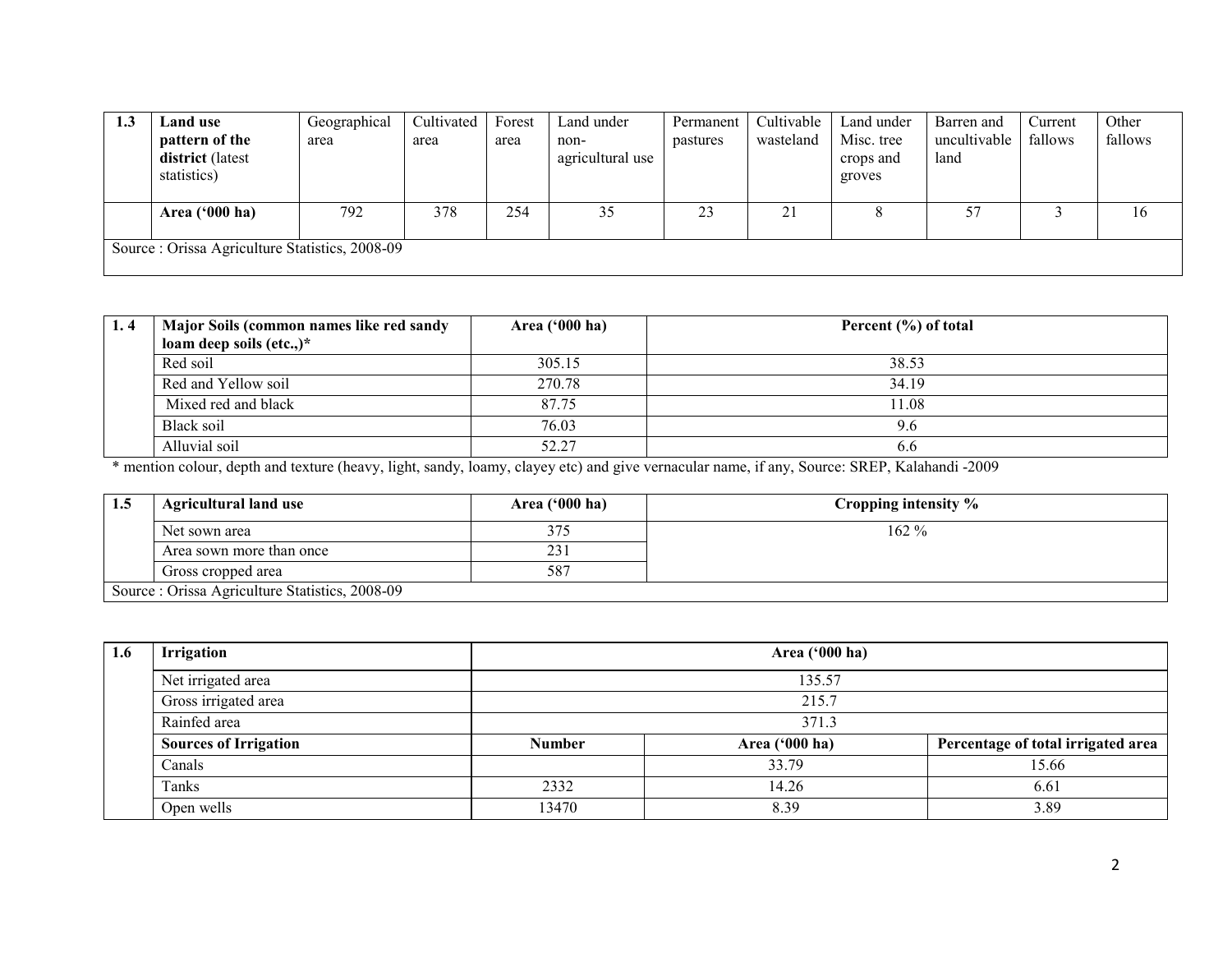| 1.3 | **Land use pattern of the district** (latest statistics) | Geographical area | Cultivated area | Forest area | Land under non-agricultural use | Permanent pastures | Cultivable wasteland | Land under Misc. tree crops and groves | Barren and uncultivable land | Current fallows | Other fallows |
|---|---|---|---|---|---|---|---|---|---|---|---|
| | **Area ('000 ha)** | 792 | 378 | 254 | 35 | 23 | 21 | 8 | 57 | 3 | 16 |
| Source : Orissa Agriculture Statistics, 2008-09 | | | | | | | | | | | |

| 1. 4 | **Major Soils (common names like red sandy loam deep soils (etc.,)*** | **Area ('000 ha)** | **Percent (%) of total** |
|---|---|---|---|
| | Red soil | 305.15 | 38.53 |
| | Red and Yellow soil | 270.78 | 34.19 |
| | Mixed red and black | 87.75 | 11.08 |
| | Black soil | 76.03 | 9.6 |
| | Alluvial soil | 52.27 | 6.6 |

* mention colour, depth and texture (heavy, light, sandy, loamy, clayey etc) and give vernacular name, if any, Source: SREP, Kalahandi -2009

| 1.5 | **Agricultural land use** | **Area ('000 ha)** | **Cropping intensity %** |
|---|---|---|---|
| | Net sown area | 375 | 162 % |
| | Area sown more than once | 231 | |
| | Gross cropped area | 587 | |
| Source : Orissa Agriculture Statistics, 2008-09 | | | |

| 1.6 | **Irrigation** | **Area ('000 ha)** | | |
|---|---|---|---|---|
| | Net irrigated area | 135.57 | | |
| | Gross irrigated area | 215.7 | | |
| | Rainfed area | 371.3 | | |
| | **Sources of Irrigation** | **Number** | **Area ('000 ha)** | **Percentage of total irrigated area** |
| | Canals | | 33.79 | 15.66 |
| | Tanks | 2332 | 14.26 | 6.61 |
| | Open wells | 13470 | 8.39 | 3.89 |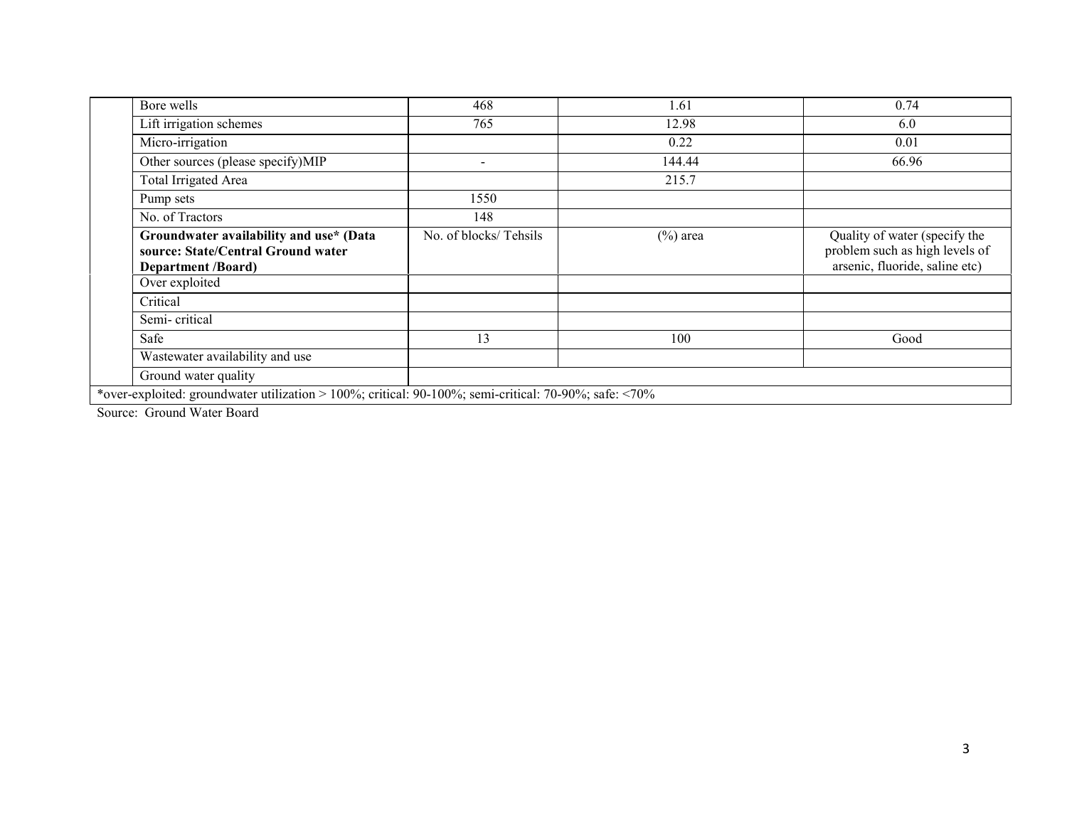| | | | | |
|---|---|---|---|---|
| | Bore wells | 468 | 1.61 | 0.74 |
| | Lift irrigation schemes | 765 | 12.98 | 6.0 |
| | Micro-irrigation | | 0.22 | 0.01 |
| | Other sources (please specify)MIP | - | 144.44 | 66.96 |
| | Total Irrigated Area | | 215.7 | |
| | Pump sets | 1550 | | |
| | No. of Tractors | 148 | | |
| | **Groundwater availability and use* (Data source: State/Central Ground water Department /Board)** | No. of blocks/ Tehsils | (%) area | Quality of water (specify the problem such as high levels of arsenic, fluoride, saline etc) |
| | Over exploited | | | |
| | Critical | | | |
| | Semi- critical | | | |
| | Safe | 13 | 100 | Good |
| | Wastewater availability and use | | | |
| | Ground water quality | | | |
| *over-exploited: groundwater utilization > 100%; critical: 90-100%; semi-critical: 70-90%; safe: <70% | | | | |

Source: Ground Water Board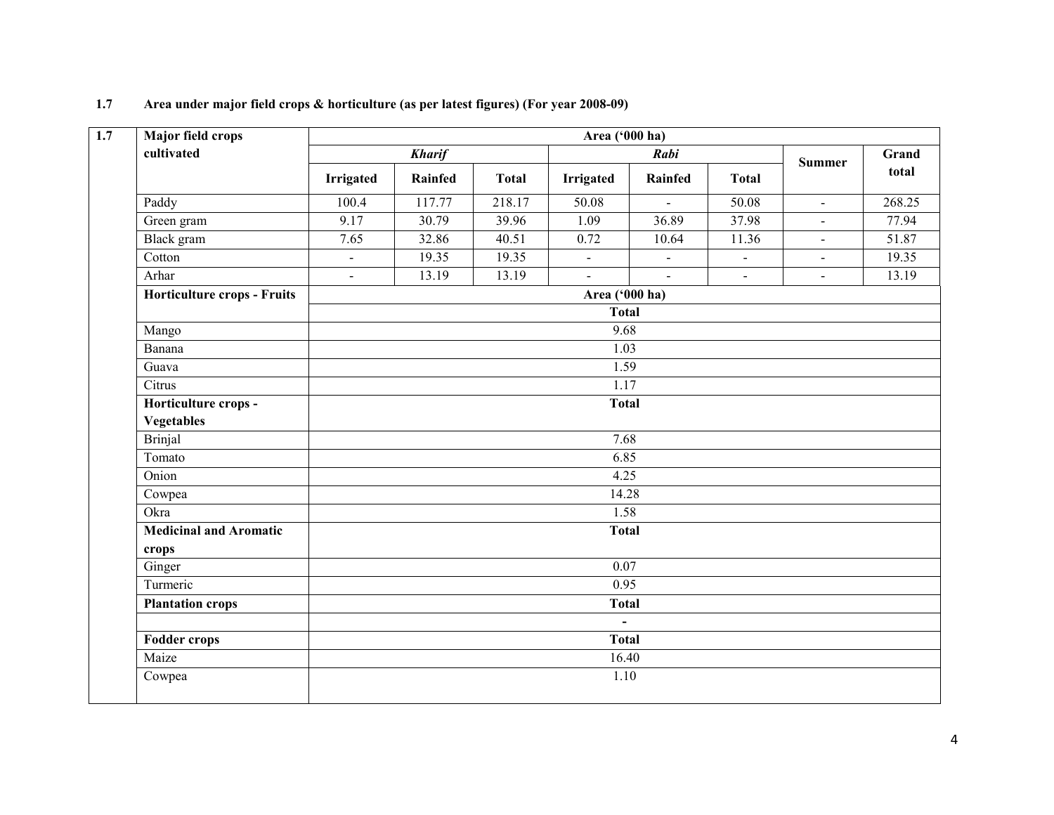**1.7 Area under major field crops & horticulture (as per latest figures) (For year 2008-09)**

| 1.7 | Major field crops cultivated | Area ('000 ha) | | | | | | | |
|---|---|---|---|---|---|---|---|---|---|
| | | *Kharif* | | | *Rabi* | | | Summer | Grand total |
| | | Irrigated | Rainfed | Total | Irrigated | Rainfed | Total | | |
| | Paddy | 100.4 | 117.77 | 218.17 | 50.08 | - | 50.08 | - | 268.25 |
| | Green gram | 9.17 | 30.79 | 39.96 | 1.09 | 36.89 | 37.98 | - | 77.94 |
| | Black gram | 7.65 | 32.86 | 40.51 | 0.72 | 10.64 | 11.36 | - | 51.87 |
| | Cotton | - | 19.35 | 19.35 | - | - | - | - | 19.35 |
| | Arhar | - | 13.19 | 13.19 | - | - | - | - | 13.19 |
| | **Horticulture crops - Fruits** | **Area ('000 ha)** | | | | | | | |
| | | **Total** | | | | | | | |
| | Mango | 9.68 | | | | | | | |
| | Banana | 1.03 | | | | | | | |
| | Guava | 1.59 | | | | | | | |
| | Citrus | 1.17 | | | | | | | |
| | **Horticulture crops - Vegetables** | **Total** | | | | | | | |
| | Brinjal | 7.68 | | | | | | | |
| | Tomato | 6.85 | | | | | | | |
| | Onion | 4.25 | | | | | | | |
| | Cowpea | 14.28 | | | | | | | |
| | Okra | 1.58 | | | | | | | |
| | **Medicinal and Aromatic crops** | **Total** | | | | | | | |
| | Ginger | 0.07 | | | | | | | |
| | Turmeric | 0.95 | | | | | | | |
| | **Plantation crops** | **Total** | | | | | | | |
| | | - | | | | | | | |
| | **Fodder crops** | **Total** | | | | | | | |
| | Maize | 16.40 | | | | | | | |
| | Cowpea | 1.10 | | | | | | | |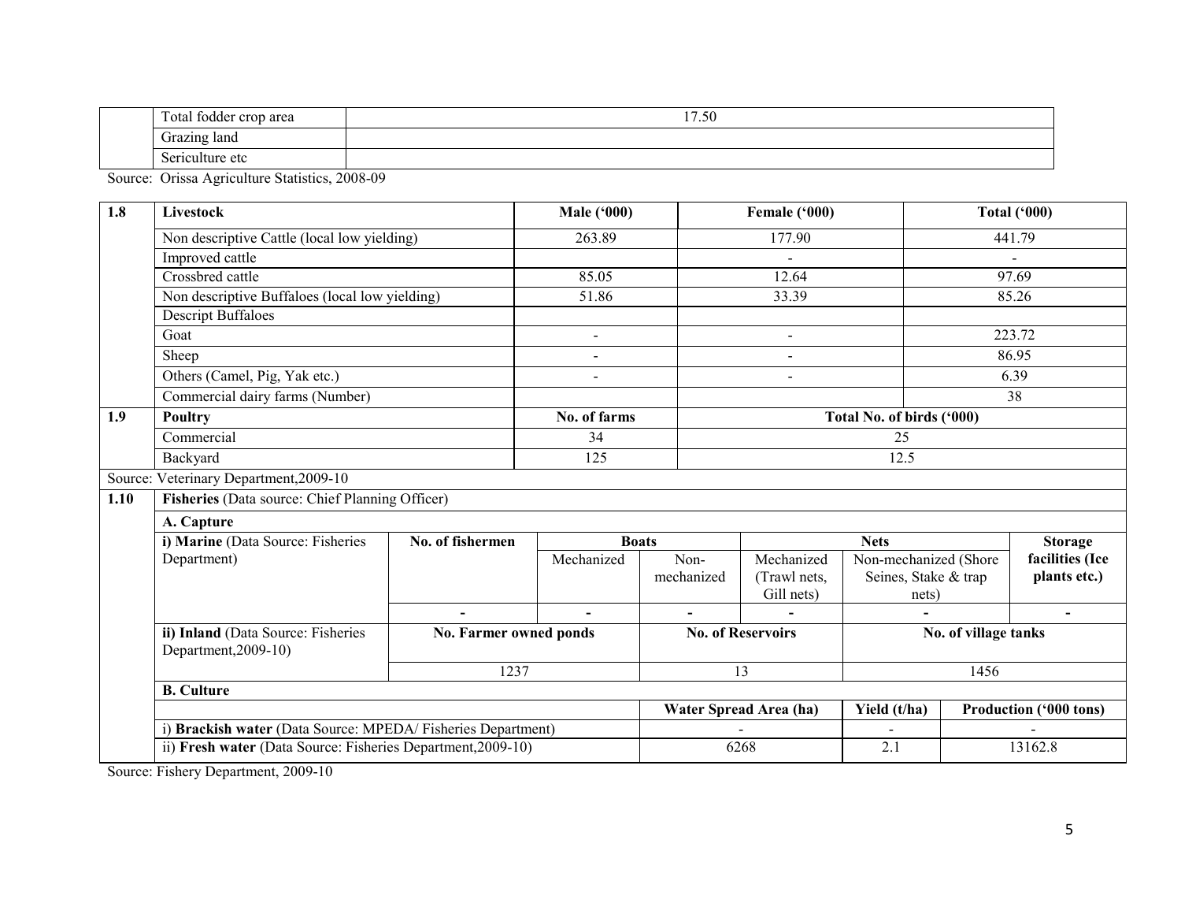| | | |
|---|---|---|
| | Total fodder crop area | 17.50 |
| | Grazing land | |
| | Sericulture etc | |

Source: Orissa Agriculture Statistics, 2008-09

| 1.8 | Livestock | Male ('000) | Female ('000) | Total ('000) |
|---|---|---|---|---|
| | Non descriptive Cattle (local low yielding) | 263.89 | 177.90 | 441.79 |
| | Improved cattle | | - | - |
| | Crossbred cattle | 85.05 | 12.64 | 97.69 |
| | Non descriptive Buffaloes (local low yielding) | 51.86 | 33.39 | 85.26 |
| | Descript Buffaloes | | | |
| | Goat | - | - | 223.72 |
| | Sheep | - | - | 86.95 |
| | Others (Camel, Pig, Yak etc.) | - | - | 6.39 |
| | Commercial dairy farms (Number) | | | 38 |
| **1.9** | **Poultry** | **No. of farms** | **Total No. of birds ('000)** | |
| | Commercial | 34 | 25 | |
| | Backyard | 125 | 12.5 | |

Source: Veterinary Department,2009-10

**1.10 Fisheries** (Data source: Chief Planning Officer)

**A. Capture**

| i) Marine (Data Source: Fisheries Department) | No. of fishermen | Boats | | Nets | | Storage facilities (Ice plants etc.) |
|---|---|---|---|---|---|---|
| | | Mechanized | Non-mechanized | Mechanized (Trawl nets, Gill nets) | Non-mechanized (Shore Seines, Stake & trap nets) | |
| | - | - | - | - | - | - |

| ii) Inland (Data Source: Fisheries Department,2009-10) | No. Farmer owned ponds | No. of Reservoirs | No. of village tanks |
|---|---|---|---|
| | 1237 | 13 | 1456 |

**B. Culture**

| | Water Spread Area (ha) | Yield (t/ha) | Production ('000 tons) |
|---|---|---|---|
| i) **Brackish water** (Data Source: MPEDA/ Fisheries Department) | - | - | - |
| ii) **Fresh water** (Data Source: Fisheries Department,2009-10) | 6268 | 2.1 | 13162.8 |

Source: Fishery Department, 2009-10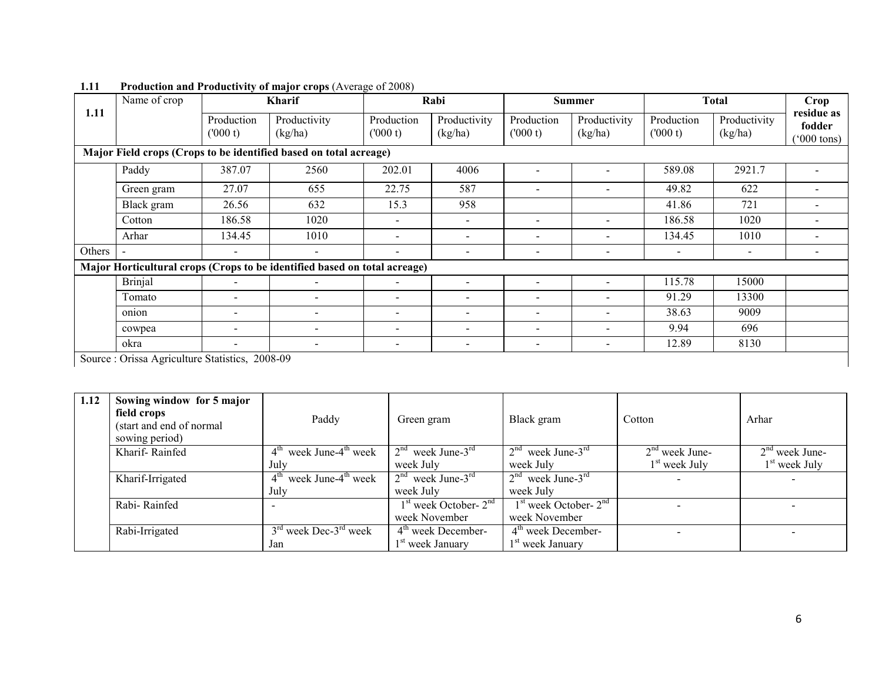**1.11 Production and Productivity of major crops** (Average of 2008)

| 1.11 | Name of crop | Kharif | | Rabi | | Summer | | Total | | Crop residue as fodder ('000 tons) |
|---|---|---|---|---|---|---|---|---|---|---|
| | | Production ('000 t) | Productivity (kg/ha) | Production ('000 t) | Productivity (kg/ha) | Production ('000 t) | Productivity (kg/ha) | Production ('000 t) | Productivity (kg/ha) | |
| **Major Field crops (Crops to be identified based on total acreage)** | | | | | | | | | | |
| | Paddy | 387.07 | 2560 | 202.01 | 4006 | - | - | 589.08 | 2921.7 | - |
| | Green gram | 27.07 | 655 | 22.75 | 587 | - | - | 49.82 | 622 | - |
| | Black gram | 26.56 | 632 | 15.3 | 958 | | | 41.86 | 721 | - |
| | Cotton | 186.58 | 1020 | - | - | - | - | 186.58 | 1020 | - |
| | Arhar | 134.45 | 1010 | - | - | - | - | 134.45 | 1010 | - |
| Others | - | - | - | - | - | - | - | - | - | - |
| **Major Horticultural crops (Crops to be identified based on total acreage)** | | | | | | | | | | |
| | Brinjal | - | - | - | - | - | - | 115.78 | 15000 | |
| | Tomato | - | - | - | - | - | - | 91.29 | 13300 | |
| | onion | - | - | - | - | - | - | 38.63 | 9009 | |
| | cowpea | - | - | - | - | - | - | 9.94 | 696 | |
| | okra | - | - | - | - | - | - | 12.89 | 8130 | |

Source : Orissa Agriculture Statistics, 2008-09

| 1.12 | Sowing window for 5 major field crops (start and end of normal sowing period) | Paddy | Green gram | Black gram | Cotton | Arhar |
|---|---|---|---|---|---|---|
| | Kharif- Rainfed | 4th week June-4th week July | 2nd week June-3rd week July | 2nd week June-3rd week July | 2nd week June-1st week July | 2nd week June-1st week July |
| | Kharif-Irrigated | 4th week June-4th week July | 2nd week June-3rd week July | 2nd week June-3rd week July | - | - |
| | Rabi- Rainfed | - | 1st week October- 2nd week November | 1st week October- 2nd week November | - | - |
| | Rabi-Irrigated | 3rd week Dec-3rd week Jan | 4th week December-1st week January | 4th week December-1st week January | - | - |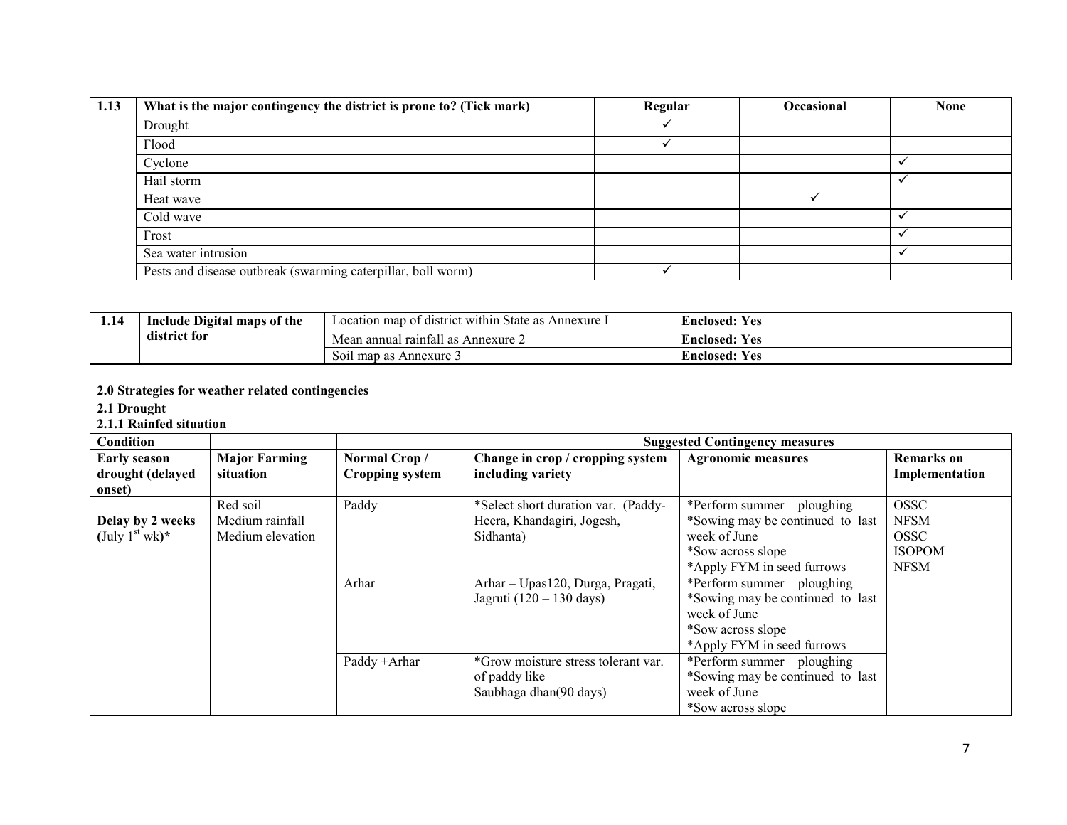| 1.13 | What is the major contingency the district is prone to? (Tick mark) | Regular | Occasional | None |
|---|---|---|---|---|
| | Drought | ✓ | | |
| | Flood | ✓ | | |
| | Cyclone | | | ✓ |
| | Hail storm | | | ✓ |
| | Heat wave | | ✓ | |
| | Cold wave | | | ✓ |
| | Frost | | | ✓ |
| | Sea water intrusion | | | ✓ |
| | Pests and disease outbreak (swarming caterpillar, boll worm) | ✓ | | |

| 1.14 | Include Digital maps of the district for | Location map of district within State as Annexure I | **Enclosed: Yes** |
|---|---|---|---|
| | | Mean annual rainfall as Annexure 2 | **Enclosed: Yes** |
| | | Soil map as Annexure 3 | **Enclosed: Yes** |

**2.0 Strategies for weather related contingencies**

**2.1 Drought**

**2.1.1 Rainfed situation**

| Condition | | | Suggested Contingency measures | | |
|---|---|---|---|---|---|
| **Early season drought (delayed onset)** | **Major Farming situation** | **Normal Crop / Cropping system** | **Change in crop / cropping system including variety** | **Agronomic measures** | **Remarks on Implementation** |
| **Delay by 2 weeks (July 1st wk)*** | Red soil<br>Medium rainfall<br>Medium elevation | Paddy | *Select short duration var. (Paddy- Heera, Khandagiri, Jogesh, Sidhanta) | *Perform summer ploughing<br>*Sowing may be continued to last week of June<br>*Sow across slope<br>*Apply FYM in seed furrows | OSSC<br>NFSM<br>OSSC<br>ISOPOM<br>NFSM |
| | | Arhar | Arhar – Upas120, Durga, Pragati, Jagruti (120 – 130 days) | *Perform summer ploughing<br>*Sowing may be continued to last week of June<br>*Sow across slope<br>*Apply FYM in seed furrows | |
| | | Paddy +Arhar | *Grow moisture stress tolerant var. of paddy like Saubhaga dhan(90 days) | *Perform summer ploughing<br>*Sowing may be continued to last week of June<br>*Sow across slope | |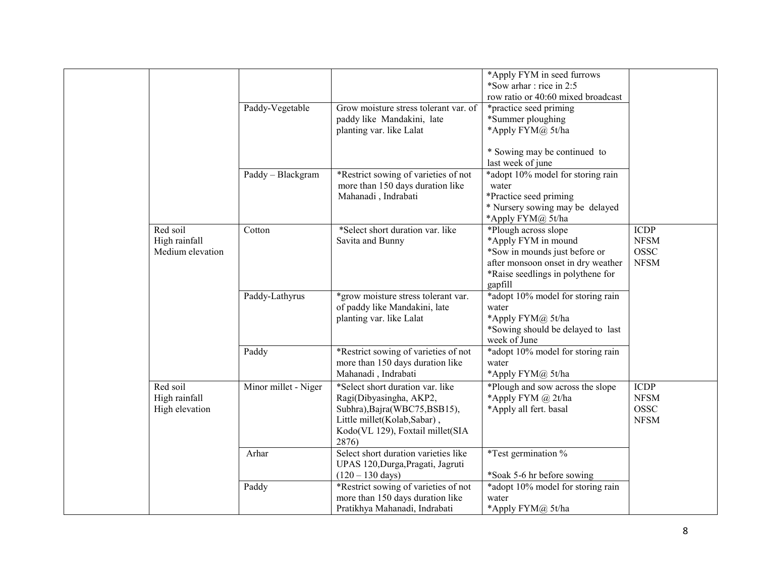| | | | | | |
|---|---|---|---|---|---|
| | | | | *Apply FYM in seed furrows<br>*Sow arhar : rice in 2:5 row ratio or 40:60 mixed broadcast | |
| | | Paddy-Vegetable | Grow moisture stress tolerant var. of paddy like Mandakini, late planting var. like Lalat | *practice seed priming<br>*Summer ploughing<br>*Apply FYM@ 5t/ha<br><br>* Sowing may be continued to last week of june | |
| | | Paddy – Blackgram | *Restrict sowing of varieties of not more than 150 days duration like Mahanadi , Indrabati | *adopt 10% model for storing rain water<br>*Practice seed priming<br>* Nursery sowing may be delayed<br>*Apply FYM@ 5t/ha | |
| | Red soil<br>High rainfall<br>Medium elevation | Cotton | *Select short duration var. like Savita and Bunny | *Plough across slope<br>*Apply FYM in mound<br>*Sow in mounds just before or after monsoon onset in dry weather<br>*Raise seedlings in polythene for gapfill | ICDP<br>NFSM<br>OSSC<br>NFSM |
| | | Paddy-Lathyrus | *grow moisture stress tolerant var. of paddy like Mandakini, late planting var. like Lalat | *adopt 10% model for storing rain water<br>*Apply FYM@ 5t/ha<br>*Sowing should be delayed to last week of June | |
| | | Paddy | *Restrict sowing of varieties of not more than 150 days duration like Mahanadi , Indrabati | *adopt 10% model for storing rain water<br>*Apply FYM@ 5t/ha | |
| | Red soil<br>High rainfall<br>High elevation | Minor millet - Niger | *Select short duration var. like Ragi(Dibyasingha, AKP2, Subhra),Bajra(WBC75,BSB15), Little millet(Kolab,Sabar) , Kodo(VL 129), Foxtail millet(SIA 2876) | *Plough and sow across the slope<br>*Apply FYM @ 2t/ha<br>*Apply all fert. basal | ICDP<br>NFSM<br>OSSC<br>NFSM |
| | | Arhar | Select short duration varieties like UPAS 120,Durga,Pragati, Jagruti (120 – 130 days) | *Test germination %<br><br>*Soak 5-6 hr before sowing | |
| | | Paddy | *Restrict sowing of varieties of not more than 150 days duration like Pratikhya Mahanadi, Indrabati | *adopt 10% model for storing rain water<br>*Apply FYM@ 5t/ha | |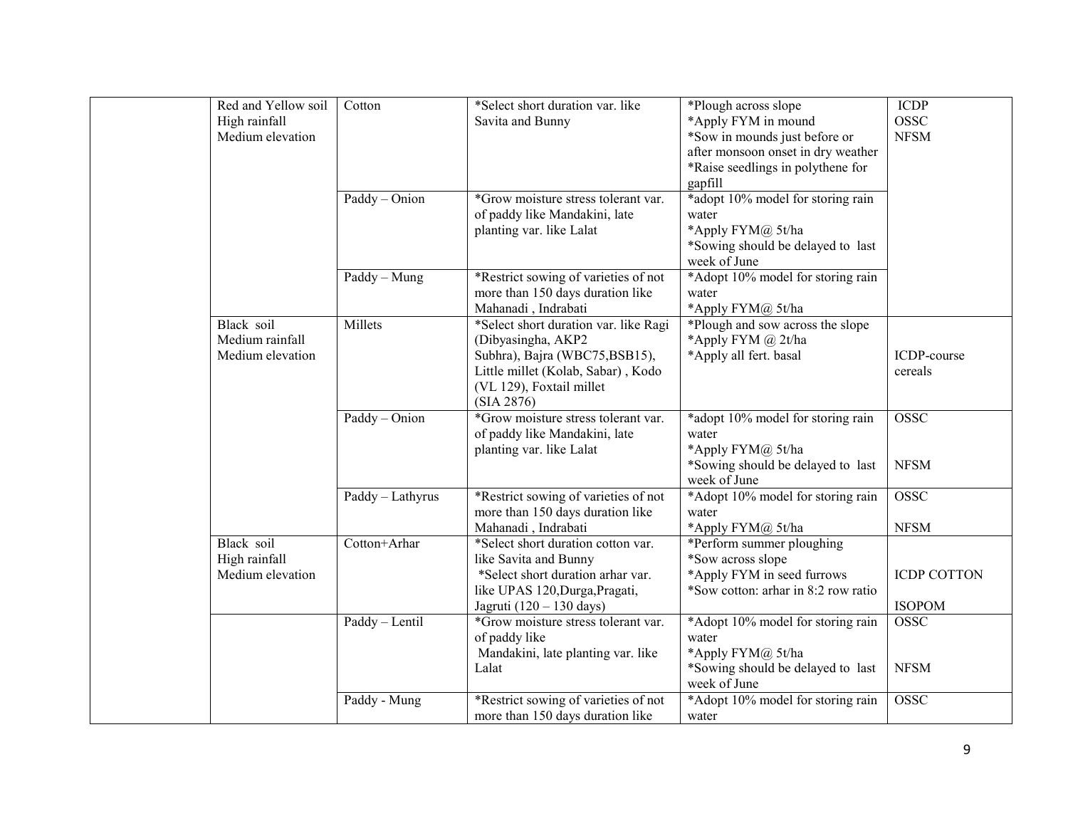| | | | | | |
|---|---|---|---|---|---|
| | Red and Yellow soil<br>High rainfall<br>Medium elevation | Cotton | *Select short duration var. like Savita and Bunny | *Plough across slope<br>*Apply FYM in mound<br>*Sow in mounds just before or after monsoon onset in dry weather<br>*Raise seedlings in polythene for gapfill | ICDP<br>OSSC<br>NFSM |
| | | Paddy – Onion | *Grow moisture stress tolerant var. of paddy like Mandakini, late planting var. like Lalat | *adopt 10% model for storing rain water<br>*Apply FYM@ 5t/ha<br>*Sowing should be delayed to last week of June | |
| | | Paddy – Mung | *Restrict sowing of varieties of not more than 150 days duration like Mahanadi , Indrabati | *Adopt 10% model for storing rain water<br>*Apply FYM@ 5t/ha | |
| | Black soil<br>Medium rainfall<br>Medium elevation | Millets | *Select short duration var. like Ragi (Dibyasingha, AKP2 Subhra), Bajra (WBC75,BSB15), Little millet (Kolab, Sabar) , Kodo (VL 129), Foxtail millet (SIA 2876) | *Plough and sow across the slope<br>*Apply FYM @ 2t/ha<br>*Apply all fert. basal | ICDP-course cereals |
| | | Paddy – Onion | *Grow moisture stress tolerant var. of paddy like Mandakini, late planting var. like Lalat | *adopt 10% model for storing rain water<br>*Apply FYM@ 5t/ha<br>*Sowing should be delayed to last week of June | OSSC<br><br>NFSM |
| | | Paddy – Lathyrus | *Restrict sowing of varieties of not more than 150 days duration like Mahanadi , Indrabati | *Adopt 10% model for storing rain water<br>*Apply FYM@ 5t/ha | OSSC<br><br>NFSM |
| | Black soil<br>High rainfall<br>Medium elevation | Cotton+Arhar | *Select short duration cotton var. like Savita and Bunny<br>*Select short duration arhar var. like UPAS 120,Durga,Pragati, Jagruti (120 – 130 days) | *Perform summer ploughing<br>*Sow across slope<br>*Apply FYM in seed furrows<br>*Sow cotton: arhar in 8:2 row ratio | ICDP COTTON<br><br>ISOPOM |
| | | Paddy – Lentil | *Grow moisture stress tolerant var. of paddy like Mandakini, late planting var. like Lalat | *Adopt 10% model for storing rain water<br>*Apply FYM@ 5t/ha<br>*Sowing should be delayed to last week of June | OSSC<br><br>NFSM |
| | | Paddy - Mung | *Restrict sowing of varieties of not more than 150 days duration like | *Adopt 10% model for storing rain water | OSSC |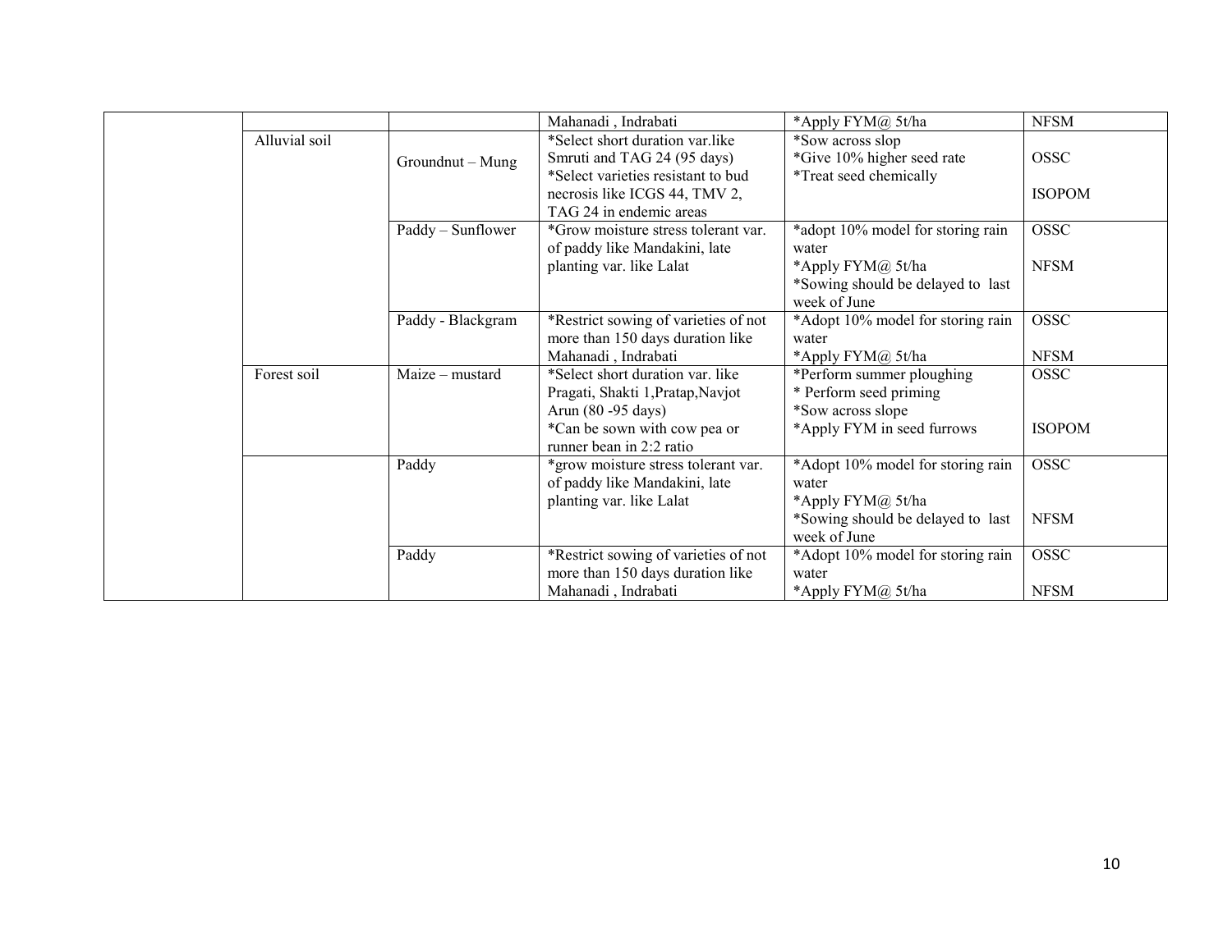| | | | | | |
|---|---|---|---|---|---|
| | | | Mahanadi , Indrabati | *Apply FYM@ 5t/ha | NFSM |
| | Alluvial soil | Groundnut – Mung | *Select short duration var.like Smruti and TAG 24 (95 days)<br>*Select varieties resistant to bud necrosis like ICGS 44, TMV 2, TAG 24 in endemic areas | *Sow across slop<br>*Give 10% higher seed rate<br>*Treat seed chemically | OSSC<br><br>ISOPOM |
| | | Paddy – Sunflower | *Grow moisture stress tolerant var. of paddy like Mandakini, late planting var. like Lalat | *adopt 10% model for storing rain water<br>*Apply FYM@ 5t/ha<br>*Sowing should be delayed to last week of June | OSSC<br><br>NFSM |
| | | Paddy - Blackgram | *Restrict sowing of varieties of not more than 150 days duration like Mahanadi , Indrabati | *Adopt 10% model for storing rain water<br>*Apply FYM@ 5t/ha | OSSC<br><br>NFSM |
| | Forest soil | Maize – mustard | *Select short duration var. like Pragati, Shakti 1,Pratap,Navjot Arun (80 -95 days)<br>*Can be sown with cow pea or runner bean in 2:2 ratio | *Perform summer ploughing<br>* Perform seed priming<br>*Sow across slope<br>*Apply FYM in seed furrows | OSSC<br><br>ISOPOM |
| | | Paddy | *grow moisture stress tolerant var. of paddy like Mandakini, late planting var. like Lalat | *Adopt 10% model for storing rain water<br>*Apply FYM@ 5t/ha<br>*Sowing should be delayed to last week of June | OSSC<br><br>NFSM |
| | | Paddy | *Restrict sowing of varieties of not more than 150 days duration like Mahanadi , Indrabati | *Adopt 10% model for storing rain water<br>*Apply FYM@ 5t/ha | OSSC<br><br>NFSM |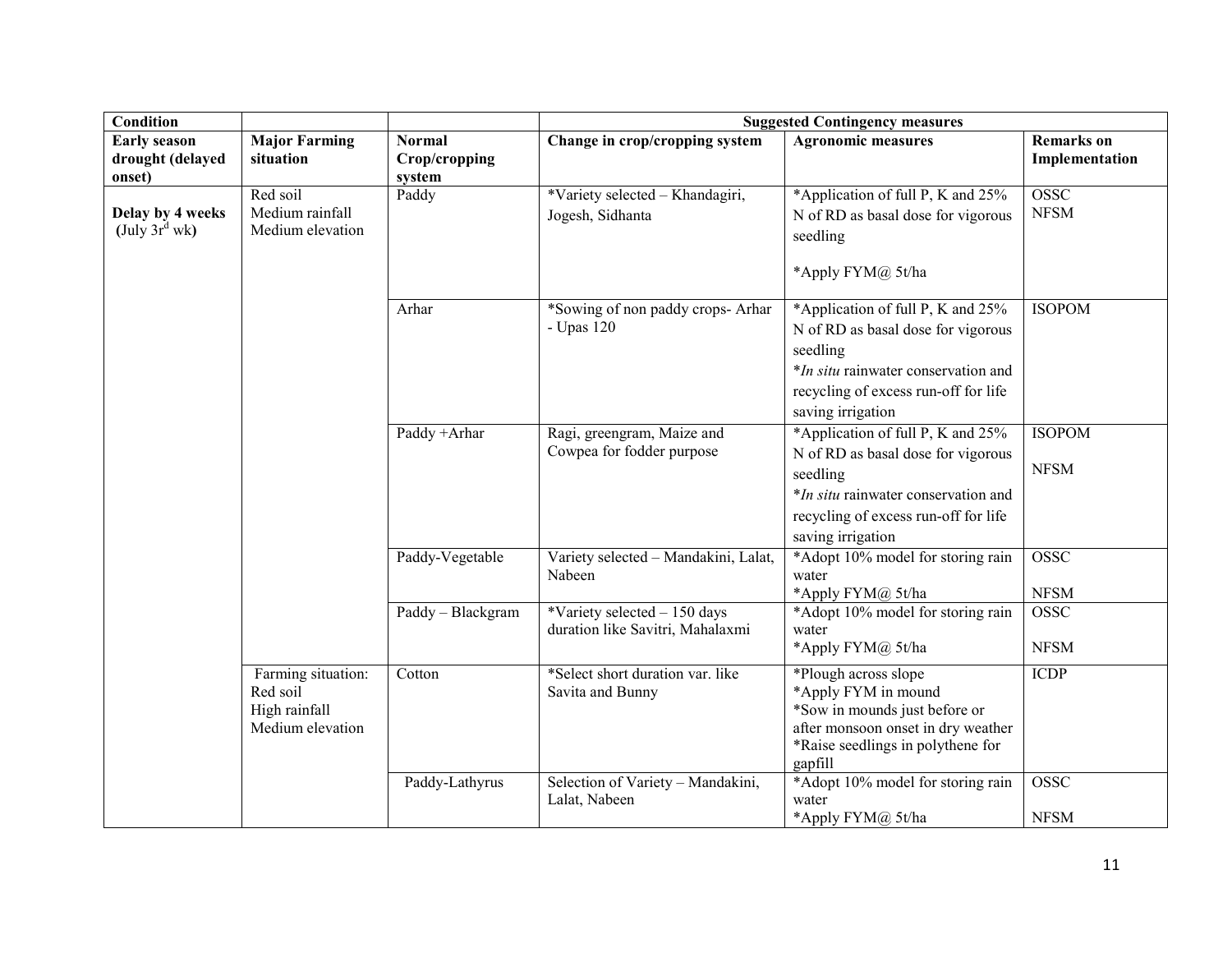| Condition | | | Suggested Contingency measures | | |
|---|---|---|---|---|---|
| **Early season drought (delayed onset)** | **Major Farming situation** | **Normal Crop/cropping system** | **Change in crop/cropping system** | **Agronomic measures** | **Remarks on Implementation** |
| **Delay by 4 weeks (July 3rd wk)** | Red soil Medium rainfall Medium elevation | Paddy | *Variety selected – Khandagiri, Jogesh, Sidhanta | *Application of full P, K and 25% N of RD as basal dose for vigorous seedling *Apply FYM@ 5t/ha | OSSC NFSM |
| | | Arhar | *Sowing of non paddy crops- Arhar - Upas 120 | *Application of full P, K and 25% N of RD as basal dose for vigorous seedling *In situ rainwater conservation and recycling of excess run-off for life saving irrigation | ISOPOM |
| | | Paddy +Arhar | Ragi, greengram, Maize and Cowpea for fodder purpose | *Application of full P, K and 25% N of RD as basal dose for vigorous seedling *In situ rainwater conservation and recycling of excess run-off for life saving irrigation | ISOPOM NFSM |
| | | Paddy-Vegetable | Variety selected – Mandakini, Lalat, Nabeen | *Adopt 10% model for storing rain water *Apply FYM@ 5t/ha | OSSC NFSM |
| | | Paddy – Blackgram | *Variety selected – 150 days duration like Savitri, Mahalaxmi | *Adopt 10% model for storing rain water *Apply FYM@ 5t/ha | OSSC NFSM |
| | Farming situation: Red soil High rainfall Medium elevation | Cotton | *Select short duration var. like Savita and Bunny | *Plough across slope *Apply FYM in mound *Sow in mounds just before or after monsoon onset in dry weather *Raise seedlings in polythene for gapfill | ICDP |
| | | Paddy-Lathyrus | Selection of Variety – Mandakini, Lalat, Nabeen | *Adopt 10% model for storing rain water *Apply FYM@ 5t/ha | OSSC NFSM |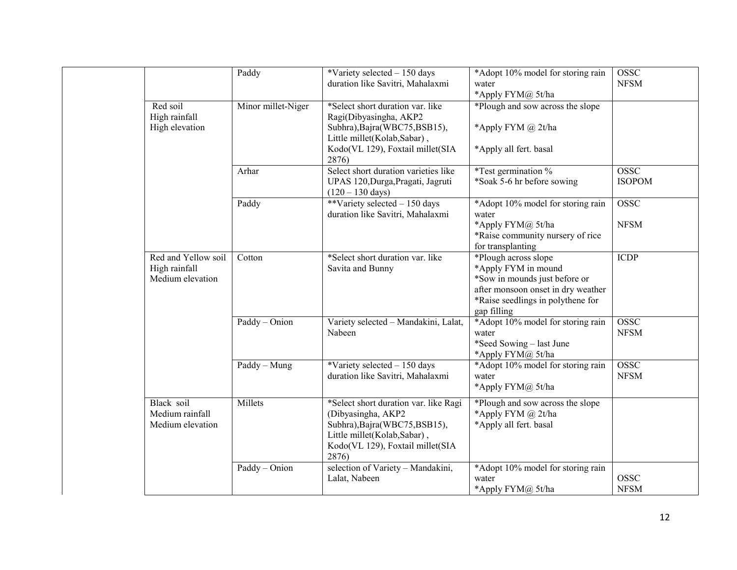| | | | | |
|---|---|---|---|---|
| | Paddy | *Variety selected – 150 days duration like Savitri, Mahalaxmi | *Adopt 10% model for storing rain water<br>*Apply FYM@ 5t/ha | OSSC<br>NFSM |
| Red soil<br>High rainfall<br>High elevation | Minor millet-Niger | *Select short duration var. like Ragi(Dibyasingha, AKP2 Subhra),Bajra(WBC75,BSB15), Little millet(Kolab,Sabar) , Kodo(VL 129), Foxtail millet(SIA 2876) | *Plough and sow across the slope<br><br>*Apply FYM @ 2t/ha<br><br>*Apply all fert. basal | |
| | Arhar | Select short duration varieties like UPAS 120,Durga,Pragati, Jagruti (120 – 130 days) | *Test germination %<br>*Soak 5-6 hr before sowing | OSSC<br>ISOPOM |
| | Paddy | **Variety selected – 150 days duration like Savitri, Mahalaxmi | *Adopt 10% model for storing rain water<br>*Apply FYM@ 5t/ha<br>*Raise community nursery of rice for transplanting | OSSC<br><br>NFSM |
| Red and Yellow soil<br>High rainfall<br>Medium elevation | Cotton | *Select short duration var. like Savita and Bunny | *Plough across slope<br>*Apply FYM in mound<br>*Sow in mounds just before or after monsoon onset in dry weather<br>*Raise seedlings in polythene for gap filling | ICDP |
| | Paddy – Onion | Variety selected – Mandakini, Lalat, Nabeen | *Adopt 10% model for storing rain water<br>*Seed Sowing – last June<br>*Apply FYM@ 5t/ha | OSSC<br>NFSM |
| | Paddy – Mung | *Variety selected – 150 days duration like Savitri, Mahalaxmi | *Adopt 10% model for storing rain water<br>*Apply FYM@ 5t/ha | OSSC<br>NFSM |
| Black soil<br>Medium rainfall<br>Medium elevation | Millets | *Select short duration var. like Ragi (Dibyasingha, AKP2 Subhra),Bajra(WBC75,BSB15), Little millet(Kolab,Sabar) , Kodo(VL 129), Foxtail millet(SIA 2876) | *Plough and sow across the slope<br>*Apply FYM @ 2t/ha<br>*Apply all fert. basal | |
| | Paddy – Onion | selection of Variety – Mandakini, Lalat, Nabeen | *Adopt 10% model for storing rain water<br>*Apply FYM@ 5t/ha | OSSC<br>NFSM |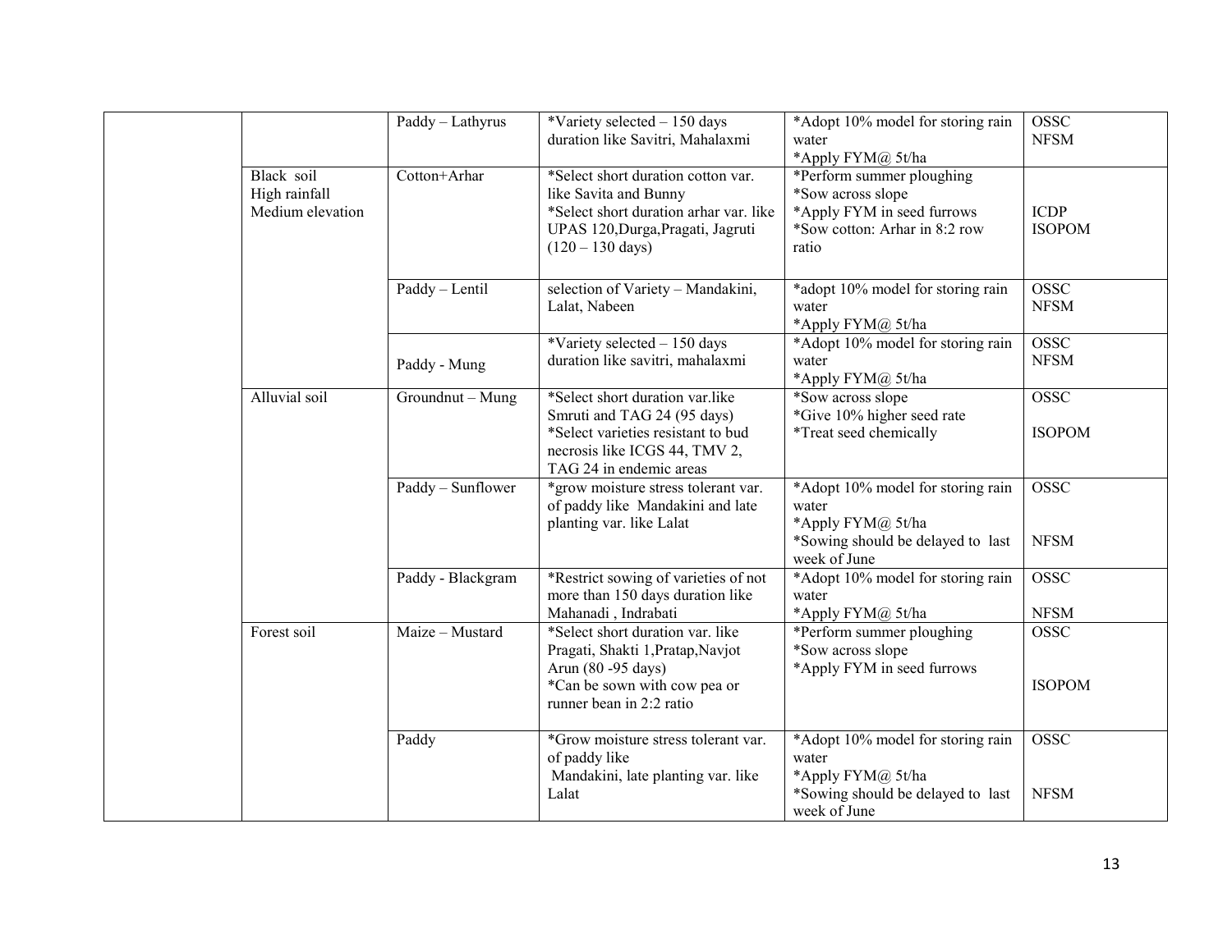| | | | | | |
|---|---|---|---|---|---|
| | | Paddy – Lathyrus | *Variety selected – 150 days duration like Savitri, Mahalaxmi | *Adopt 10% model for storing rain water<br>*Apply FYM@ 5t/ha | OSSC<br>NFSM |
| | Black soil<br>High rainfall<br>Medium elevation | Cotton+Arhar | *Select short duration cotton var. like Savita and Bunny<br>*Select short duration arhar var. like UPAS 120,Durga,Pragati, Jagruti (120 – 130 days) | *Perform summer ploughing<br>*Sow across slope<br>*Apply FYM in seed furrows<br>*Sow cotton: Arhar in 8:2 row ratio | ICDP<br>ISOPOM |
| | | Paddy – Lentil | selection of Variety – Mandakini, Lalat, Nabeen | *adopt 10% model for storing rain water<br>*Apply FYM@ 5t/ha | OSSC<br>NFSM |
| | | Paddy - Mung | *Variety selected – 150 days duration like savitri, mahalaxmi | *Adopt 10% model for storing rain water<br>*Apply FYM@ 5t/ha | OSSC<br>NFSM |
| | Alluvial soil | Groundnut – Mung | *Select short duration var.like Smruti and TAG 24 (95 days)<br>*Select varieties resistant to bud necrosis like ICGS 44, TMV 2, TAG 24 in endemic areas | *Sow across slope<br>*Give 10% higher seed rate<br>*Treat seed chemically | OSSC<br>ISOPOM |
| | | Paddy – Sunflower | *grow moisture stress tolerant var. of paddy like Mandakini and late planting var. like Lalat | *Adopt 10% model for storing rain water<br>*Apply FYM@ 5t/ha<br>*Sowing should be delayed to last week of June | OSSC<br>NFSM |
| | | Paddy - Blackgram | *Restrict sowing of varieties of not more than 150 days duration like Mahanadi , Indrabati | *Adopt 10% model for storing rain water<br>*Apply FYM@ 5t/ha | OSSC<br>NFSM |
| | Forest soil | Maize – Mustard | *Select short duration var. like Pragati, Shakti 1,Pratap,Navjot Arun (80 -95 days)<br>*Can be sown with cow pea or runner bean in 2:2 ratio | *Perform summer ploughing<br>*Sow across slope<br>*Apply FYM in seed furrows | OSSC<br>ISOPOM |
| | | Paddy | *Grow moisture stress tolerant var. of paddy like Mandakini, late planting var. like Lalat | *Adopt 10% model for storing rain water<br>*Apply FYM@ 5t/ha<br>*Sowing should be delayed to last week of June | OSSC<br>NFSM |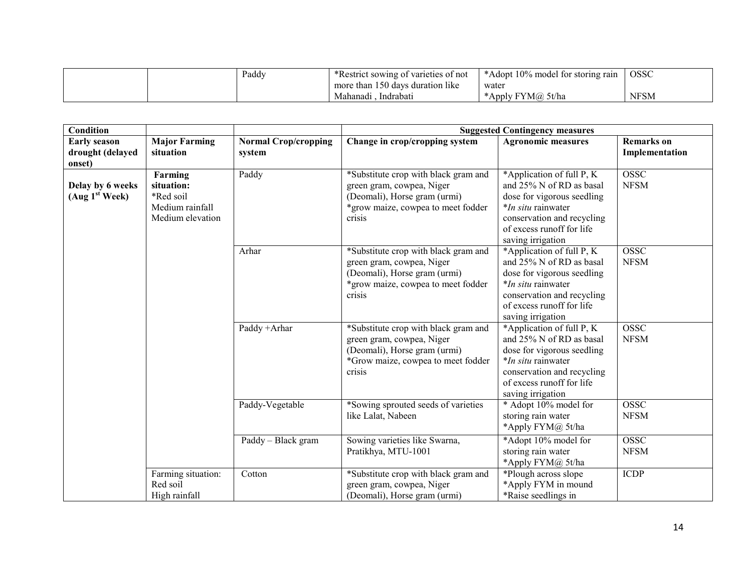| | | Paddy | *Restrict sowing of varieties of not more than 150 days duration like Mahanadi , Indrabati | *Adopt 10% model for storing rain water *Apply FYM@ 5t/ha | OSSC NFSM |
|---|---|---|---|---|---|

| Condition | | | Suggested Contingency measures | | |
|---|---|---|---|---|---|
| **Early season drought (delayed onset)** | **Major Farming situation** | **Normal Crop/cropping system** | **Change in crop/cropping system** | **Agronomic measures** | **Remarks on Implementation** |
| **Delay by 6 weeks (Aug 1st Week)** | **Farming situation:** *Red soil Medium rainfall Medium elevation | Paddy | *Substitute crop with black gram and green gram, cowpea, Niger (Deomali), Horse gram (urmi) *grow maize, cowpea to meet fodder crisis | *Application of full P, K and 25% N of RD as basal dose for vigorous seedling **In situ* rainwater conservation and recycling of excess runoff for life saving irrigation | OSSC NFSM |
| | | Arhar | *Substitute crop with black gram and green gram, cowpea, Niger (Deomali), Horse gram (urmi) *grow maize, cowpea to meet fodder crisis | *Application of full P, K and 25% N of RD as basal dose for vigorous seedling **In situ* rainwater conservation and recycling of excess runoff for life saving irrigation | OSSC NFSM |
| | | Paddy +Arhar | *Substitute crop with black gram and green gram, cowpea, Niger (Deomali), Horse gram (urmi) *Grow maize, cowpea to meet fodder crisis | *Application of full P, K and 25% N of RD as basal dose for vigorous seedling **In situ* rainwater conservation and recycling of excess runoff for life saving irrigation | OSSC NFSM |
| | | Paddy-Vegetable | *Sowing sprouted seeds of varieties like Lalat, Nabeen | * Adopt 10% model for storing rain water *Apply FYM@ 5t/ha | OSSC NFSM |
| | | Paddy – Black gram | Sowing varieties like Swarna, Pratikhya, MTU-1001 | *Adopt 10% model for storing rain water *Apply FYM@ 5t/ha | OSSC NFSM |
| | Farming situation: Red soil High rainfall | Cotton | *Substitute crop with black gram and green gram, cowpea, Niger (Deomali), Horse gram (urmi) | *Plough across slope *Apply FYM in mound *Raise seedlings in | ICDP |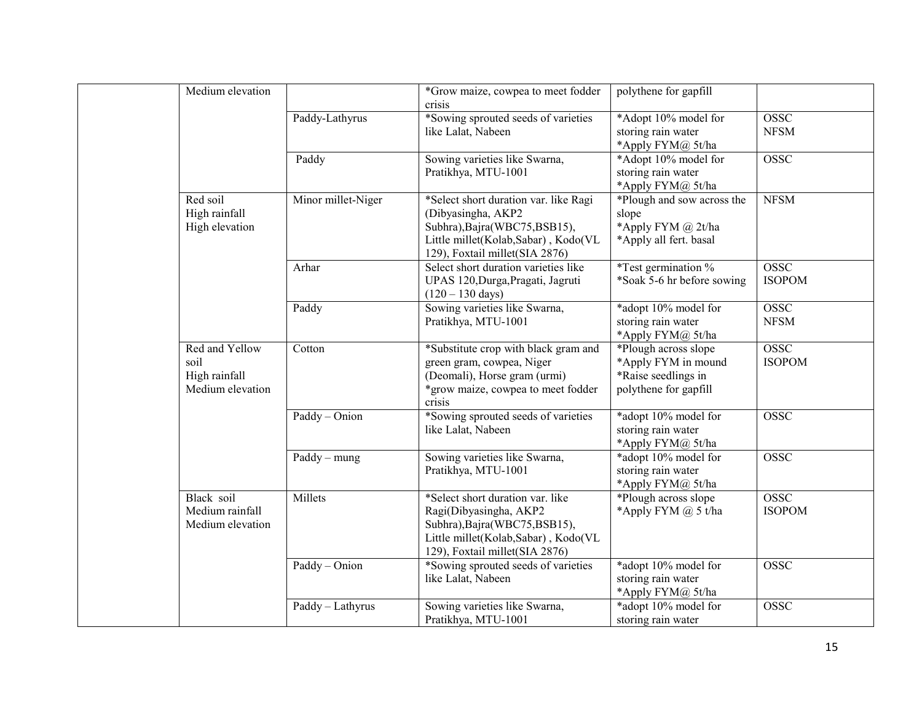| | | | | | |
|---|---|---|---|---|---|
| | Medium elevation | | *Grow maize, cowpea to meet fodder crisis | polythene for gapfill | |
| | | Paddy-Lathyrus | *Sowing sprouted seeds of varieties like Lalat, Nabeen | *Adopt 10% model for storing rain water *Apply FYM@ 5t/ha | OSSC NFSM |
| | | Paddy | Sowing varieties like Swarna, Pratikhya, MTU-1001 | *Adopt 10% model for storing rain water *Apply FYM@ 5t/ha | OSSC |
| | Red soil High rainfall High elevation | Minor millet-Niger | *Select short duration var. like Ragi (Dibyasingha, AKP2 Subhra),Bajra(WBC75,BSB15), Little millet(Kolab,Sabar) , Kodo(VL 129), Foxtail millet(SIA 2876) | *Plough and sow across the slope *Apply FYM @ 2t/ha *Apply all fert. basal | NFSM |
| | | Arhar | Select short duration varieties like UPAS 120,Durga,Pragati, Jagruti (120 – 130 days) | *Test germination % *Soak 5-6 hr before sowing | OSSC ISOPOM |
| | | Paddy | Sowing varieties like Swarna, Pratikhya, MTU-1001 | *adopt 10% model for storing rain water *Apply FYM@ 5t/ha | OSSC NFSM |
| | Red and Yellow soil High rainfall Medium elevation | Cotton | *Substitute crop with black gram and green gram, cowpea, Niger (Deomali), Horse gram (urmi) *grow maize, cowpea to meet fodder crisis | *Plough across slope *Apply FYM in mound *Raise seedlings in polythene for gapfill | OSSC ISOPOM |
| | | Paddy – Onion | *Sowing sprouted seeds of varieties like Lalat, Nabeen | *adopt 10% model for storing rain water *Apply FYM@ 5t/ha | OSSC |
| | | Paddy – mung | Sowing varieties like Swarna, Pratikhya, MTU-1001 | *adopt 10% model for storing rain water *Apply FYM@ 5t/ha | OSSC |
| | Black soil Medium rainfall Medium elevation | Millets | *Select short duration var. like Ragi(Dibyasingha, AKP2 Subhra),Bajra(WBC75,BSB15), Little millet(Kolab,Sabar) , Kodo(VL 129), Foxtail millet(SIA 2876) | *Plough across slope *Apply FYM @ 5 t/ha | OSSC ISOPOM |
| | | Paddy – Onion | *Sowing sprouted seeds of varieties like Lalat, Nabeen | *adopt 10% model for storing rain water *Apply FYM@ 5t/ha | OSSC |
| | | Paddy – Lathyrus | Sowing varieties like Swarna, Pratikhya, MTU-1001 | *adopt 10% model for storing rain water | OSSC |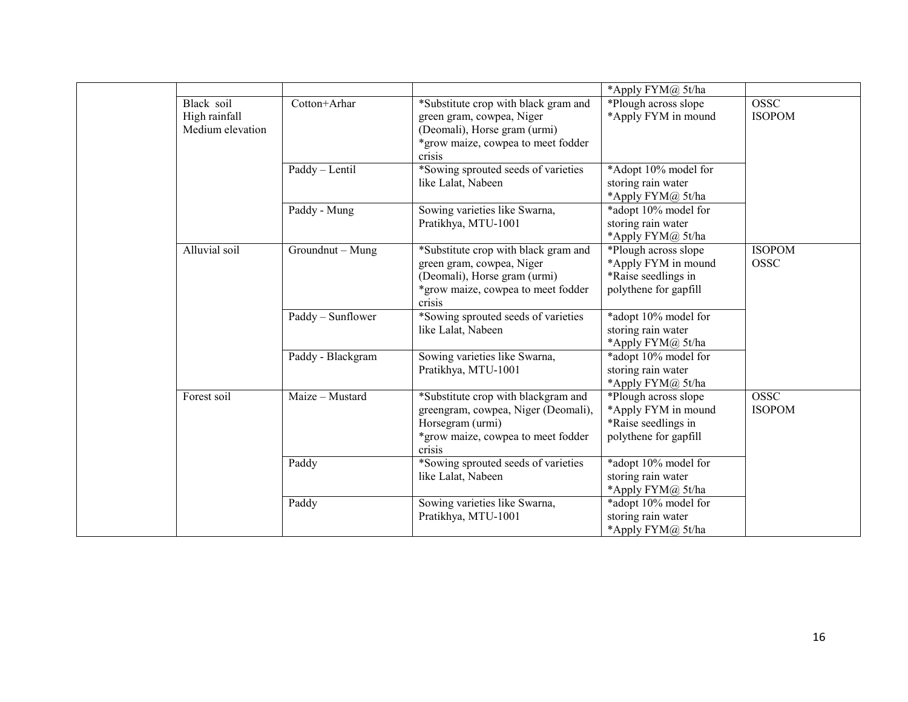| | | | | | |
|---|---|---|---|---|---|
| | | | | *Apply FYM@ 5t/ha | |
| | Black soil<br>High rainfall<br>Medium elevation | Cotton+Arhar | *Substitute crop with black gram and green gram, cowpea, Niger (Deomali), Horse gram (urmi)<br>*grow maize, cowpea to meet fodder crisis | *Plough across slope<br>*Apply FYM in mound | OSSC<br>ISOPOM |
| | | Paddy – Lentil | *Sowing sprouted seeds of varieties like Lalat, Nabeen | *Adopt 10% model for storing rain water<br>*Apply FYM@ 5t/ha | |
| | | Paddy - Mung | Sowing varieties like Swarna, Pratikhya, MTU-1001 | *adopt 10% model for storing rain water<br>*Apply FYM@ 5t/ha | |
| | Alluvial soil | Groundnut – Mung | *Substitute crop with black gram and green gram, cowpea, Niger (Deomali), Horse gram (urmi)<br>*grow maize, cowpea to meet fodder crisis | *Plough across slope<br>*Apply FYM in mound<br>*Raise seedlings in polythene for gapfill | ISOPOM<br>OSSC |
| | | Paddy – Sunflower | *Sowing sprouted seeds of varieties like Lalat, Nabeen | *adopt 10% model for storing rain water<br>*Apply FYM@ 5t/ha | |
| | | Paddy - Blackgram | Sowing varieties like Swarna, Pratikhya, MTU-1001 | *adopt 10% model for storing rain water<br>*Apply FYM@ 5t/ha | |
| | Forest soil | Maize – Mustard | *Substitute crop with blackgram and greengram, cowpea, Niger (Deomali), Horsegram (urmi)<br>*grow maize, cowpea to meet fodder crisis | *Plough across slope<br>*Apply FYM in mound<br>*Raise seedlings in polythene for gapfill | OSSC<br>ISOPOM |
| | | Paddy | *Sowing sprouted seeds of varieties like Lalat, Nabeen | *adopt 10% model for storing rain water<br>*Apply FYM@ 5t/ha | |
| | | Paddy | Sowing varieties like Swarna, Pratikhya, MTU-1001 | *adopt 10% model for storing rain water<br>*Apply FYM@ 5t/ha | |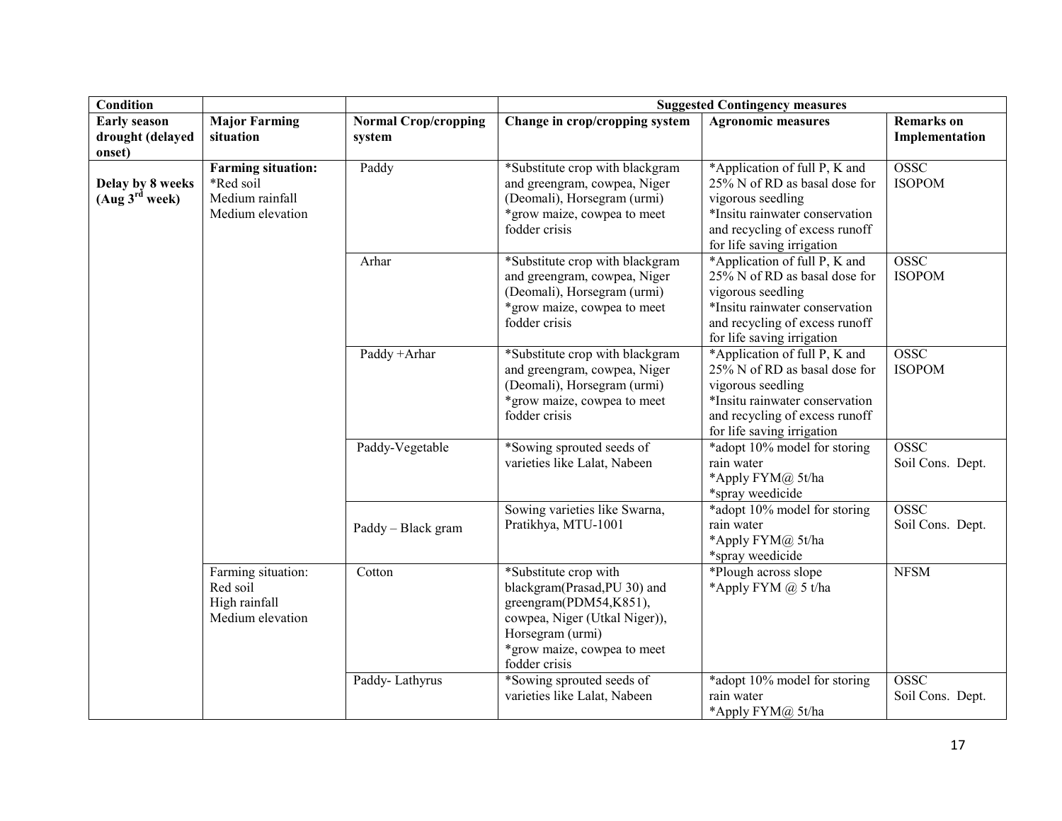| Condition | | | Suggested Contingency measures | | |
|---|---|---|---|---|---|
| **Early season drought (delayed onset)** | **Major Farming situation** | **Normal Crop/cropping system** | **Change in crop/cropping system** | **Agronomic measures** | **Remarks on Implementation** |
| **Delay by 8 weeks (Aug 3rd week)** | **Farming situation:** *Red soil Medium rainfall Medium elevation | Paddy | *Substitute crop with blackgram and greengram, cowpea, Niger (Deomali), Horsegram (urmi) *grow maize, cowpea to meet fodder crisis | *Application of full P, K and 25% N of RD as basal dose for vigorous seedling *Insitu rainwater conservation and recycling of excess runoff for life saving irrigation | OSSC ISOPOM |
| | | Arhar | *Substitute crop with blackgram and greengram, cowpea, Niger (Deomali), Horsegram (urmi) *grow maize, cowpea to meet fodder crisis | *Application of full P, K and 25% N of RD as basal dose for vigorous seedling *Insitu rainwater conservation and recycling of excess runoff for life saving irrigation | OSSC ISOPOM |
| | | Paddy +Arhar | *Substitute crop with blackgram and greengram, cowpea, Niger (Deomali), Horsegram (urmi) *grow maize, cowpea to meet fodder crisis | *Application of full P, K and 25% N of RD as basal dose for vigorous seedling *Insitu rainwater conservation and recycling of excess runoff for life saving irrigation | OSSC ISOPOM |
| | | Paddy-Vegetable | *Sowing sprouted seeds of varieties like Lalat, Nabeen | *adopt 10% model for storing rain water *Apply FYM@ 5t/ha *spray weedicide | OSSC Soil Cons. Dept. |
| | | Paddy – Black gram | Sowing varieties like Swarna, Pratikhya, MTU-1001 | *adopt 10% model for storing rain water *Apply FYM@ 5t/ha *spray weedicide | OSSC Soil Cons. Dept. |
| | Farming situation: Red soil High rainfall Medium elevation | Cotton | *Substitute crop with blackgram(Prasad,PU 30) and greengram(PDM54,K851), cowpea, Niger (Utkal Niger)), Horsegram (urmi) *grow maize, cowpea to meet fodder crisis | *Plough across slope *Apply FYM @ 5 t/ha | NFSM |
| | | Paddy- Lathyrus | *Sowing sprouted seeds of varieties like Lalat, Nabeen | *adopt 10% model for storing rain water *Apply FYM@ 5t/ha | OSSC Soil Cons. Dept. |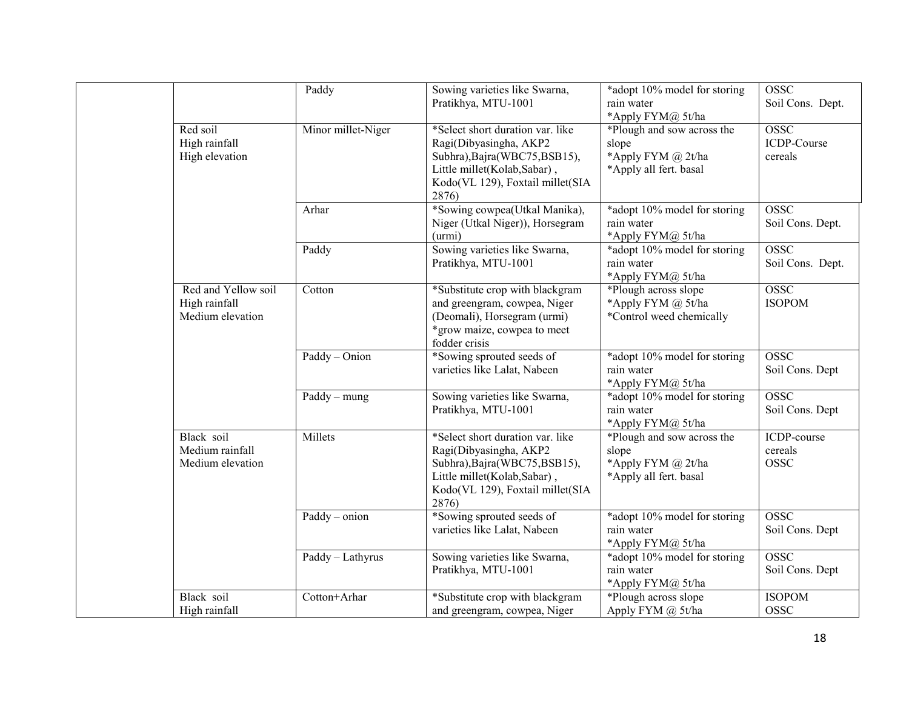| | | | | | |
|---|---|---|---|---|---|
| | | Paddy | Sowing varieties like Swarna, Pratikhya, MTU-1001 | *adopt 10% model for storing rain water<br>*Apply FYM@ 5t/ha | OSSC<br>Soil Cons. Dept. |
| | Red soil<br>High rainfall<br>High elevation | Minor millet-Niger | *Select short duration var. like Ragi(Dibyasingha, AKP2 Subhra),Bajra(WBC75,BSB15), Little millet(Kolab,Sabar) , Kodo(VL 129), Foxtail millet(SIA 2876) | *Plough and sow across the slope<br>*Apply FYM @ 2t/ha<br>*Apply all fert. basal | OSSC<br>ICDP-Course cereals |
| | | Arhar | *Sowing cowpea(Utkal Manika), Niger (Utkal Niger)), Horsegram (urmi) | *adopt 10% model for storing rain water<br>*Apply FYM@ 5t/ha | OSSC<br>Soil Cons. Dept. |
| | | Paddy | Sowing varieties like Swarna, Pratikhya, MTU-1001 | *adopt 10% model for storing rain water<br>*Apply FYM@ 5t/ha | OSSC<br>Soil Cons. Dept. |
| | Red and Yellow soil<br>High rainfall<br>Medium elevation | Cotton | *Substitute crop with blackgram and greengram, cowpea, Niger (Deomali), Horsegram (urmi)<br>*grow maize, cowpea to meet fodder crisis | *Plough across slope<br>*Apply FYM @ 5t/ha<br>*Control weed chemically | OSSC<br>ISOPOM |
| | | Paddy – Onion | *Sowing sprouted seeds of varieties like Lalat, Nabeen | *adopt 10% model for storing rain water<br>*Apply FYM@ 5t/ha | OSSC<br>Soil Cons. Dept |
| | | Paddy – mung | Sowing varieties like Swarna, Pratikhya, MTU-1001 | *adopt 10% model for storing rain water<br>*Apply FYM@ 5t/ha | OSSC<br>Soil Cons. Dept |
| | Black soil<br>Medium rainfall<br>Medium elevation | Millets | *Select short duration var. like Ragi(Dibyasingha, AKP2 Subhra),Bajra(WBC75,BSB15), Little millet(Kolab,Sabar) , Kodo(VL 129), Foxtail millet(SIA 2876) | *Plough and sow across the slope<br>*Apply FYM @ 2t/ha<br>*Apply all fert. basal | ICDP-course cereals<br>OSSC |
| | | Paddy – onion | *Sowing sprouted seeds of varieties like Lalat, Nabeen | *adopt 10% model for storing rain water<br>*Apply FYM@ 5t/ha | OSSC<br>Soil Cons. Dept |
| | | Paddy – Lathyrus | Sowing varieties like Swarna, Pratikhya, MTU-1001 | *adopt 10% model for storing rain water<br>*Apply FYM@ 5t/ha | OSSC<br>Soil Cons. Dept |
| | Black soil<br>High rainfall | Cotton+Arhar | *Substitute crop with blackgram and greengram, cowpea, Niger | *Plough across slope<br>Apply FYM @ 5t/ha | ISOPOM<br>OSSC |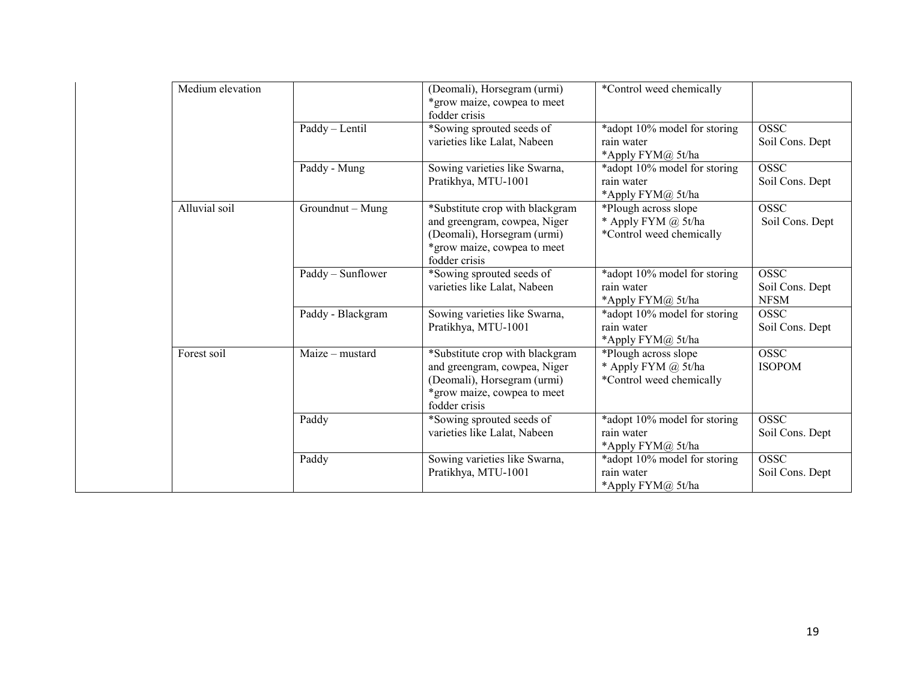| | | | | | |
|---|---|---|---|---|---|
| | Medium elevation | | (Deomali), Horsegram (urmi)<br>*grow maize, cowpea to meet fodder crisis | *Control weed chemically | |
| | | Paddy – Lentil | *Sowing sprouted seeds of varieties like Lalat, Nabeen | *adopt 10% model for storing rain water<br>*Apply FYM@ 5t/ha | OSSC<br>Soil Cons. Dept |
| | | Paddy - Mung | Sowing varieties like Swarna, Pratikhya, MTU-1001 | *adopt 10% model for storing rain water<br>*Apply FYM@ 5t/ha | OSSC<br>Soil Cons. Dept |
| | Alluvial soil | Groundnut – Mung | *Substitute crop with blackgram and greengram, cowpea, Niger (Deomali), Horsegram (urmi)<br>*grow maize, cowpea to meet fodder crisis | *Plough across slope<br>* Apply FYM @ 5t/ha<br>*Control weed chemically | OSSC<br>Soil Cons. Dept |
| | | Paddy – Sunflower | *Sowing sprouted seeds of varieties like Lalat, Nabeen | *adopt 10% model for storing rain water<br>*Apply FYM@ 5t/ha | OSSC<br>Soil Cons. Dept<br>NFSM |
| | | Paddy - Blackgram | Sowing varieties like Swarna, Pratikhya, MTU-1001 | *adopt 10% model for storing rain water<br>*Apply FYM@ 5t/ha | OSSC<br>Soil Cons. Dept |
| | Forest soil | Maize – mustard | *Substitute crop with blackgram and greengram, cowpea, Niger (Deomali), Horsegram (urmi)<br>*grow maize, cowpea to meet fodder crisis | *Plough across slope<br>* Apply FYM @ 5t/ha<br>*Control weed chemically | OSSC<br>ISOPOM |
| | | Paddy | *Sowing sprouted seeds of varieties like Lalat, Nabeen | *adopt 10% model for storing rain water<br>*Apply FYM@ 5t/ha | OSSC<br>Soil Cons. Dept |
| | | Paddy | Sowing varieties like Swarna, Pratikhya, MTU-1001 | *adopt 10% model for storing rain water<br>*Apply FYM@ 5t/ha | OSSC<br>Soil Cons. Dept |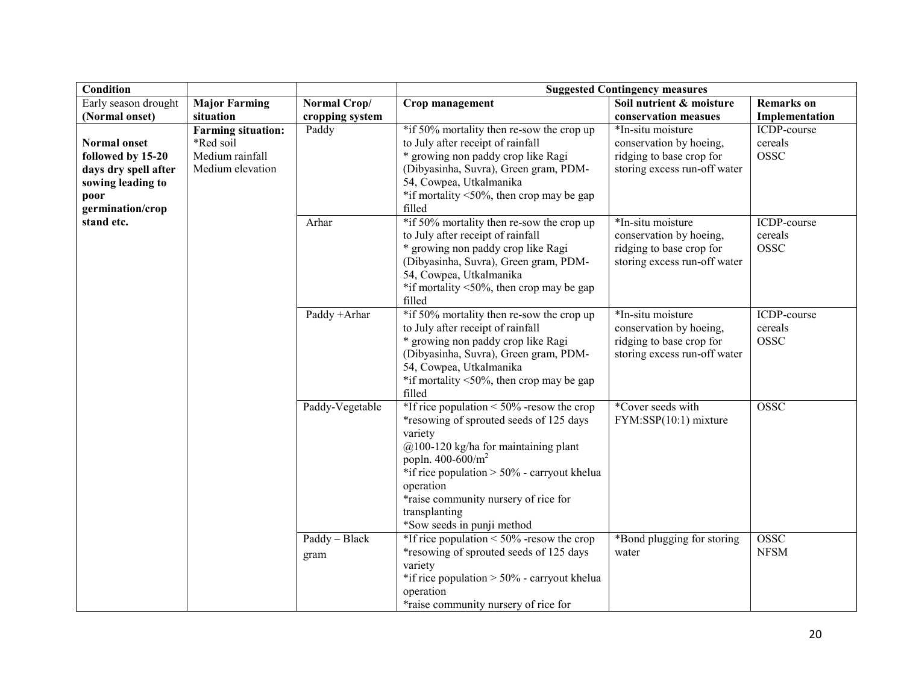| Condition | | | Suggested Contingency measures | | |
|---|---|---|---|---|---|
| Early season drought (Normal onset) | **Major Farming situation** | **Normal Crop/ cropping system** | **Crop management** | **Soil nutrient & moisture conservation measues** | **Remarks on Implementation** |
| **Normal onset followed by 15-20 days dry spell after sowing leading to poor germination/crop stand etc.** | **Farming situation:** *Red soil Medium rainfall Medium elevation | Paddy | *if 50% mortality then re-sow the crop up to July after receipt of rainfall * growing non paddy crop like Ragi (Dibyasinha, Suvra), Green gram, PDM-54, Cowpea, Utkalmanika *if mortality <50%, then crop may be gap filled | *In-situ moisture conservation by hoeing, ridging to base crop for storing excess run-off water | ICDP-course cereals OSSC |
| | | Arhar | *if 50% mortality then re-sow the crop up to July after receipt of rainfall * growing non paddy crop like Ragi (Dibyasinha, Suvra), Green gram, PDM-54, Cowpea, Utkalmanika *if mortality <50%, then crop may be gap filled | *In-situ moisture conservation by hoeing, ridging to base crop for storing excess run-off water | ICDP-course cereals OSSC |
| | | Paddy +Arhar | *if 50% mortality then re-sow the crop up to July after receipt of rainfall * growing non paddy crop like Ragi (Dibyasinha, Suvra), Green gram, PDM-54, Cowpea, Utkalmanika *if mortality <50%, then crop may be gap filled | *In-situ moisture conservation by hoeing, ridging to base crop for storing excess run-off water | ICDP-course cereals OSSC |
| | | Paddy-Vegetable | *If rice population < 50% -resow the crop *resowing of sprouted seeds of 125 days variety @100-120 kg/ha for maintaining plant popln. 400-600/m$^2$ *if rice population > 50% - carryout khelua operation *raise community nursery of rice for transplanting *Sow seeds in punji method | *Cover seeds with FYM:SSP(10:1) mixture | OSSC |
| | | Paddy – Black gram | *If rice population < 50% -resow the crop *resowing of sprouted seeds of 125 days variety *if rice population > 50% - carryout khelua operation *raise community nursery of rice for | *Bond plugging for storing water | OSSC NFSM |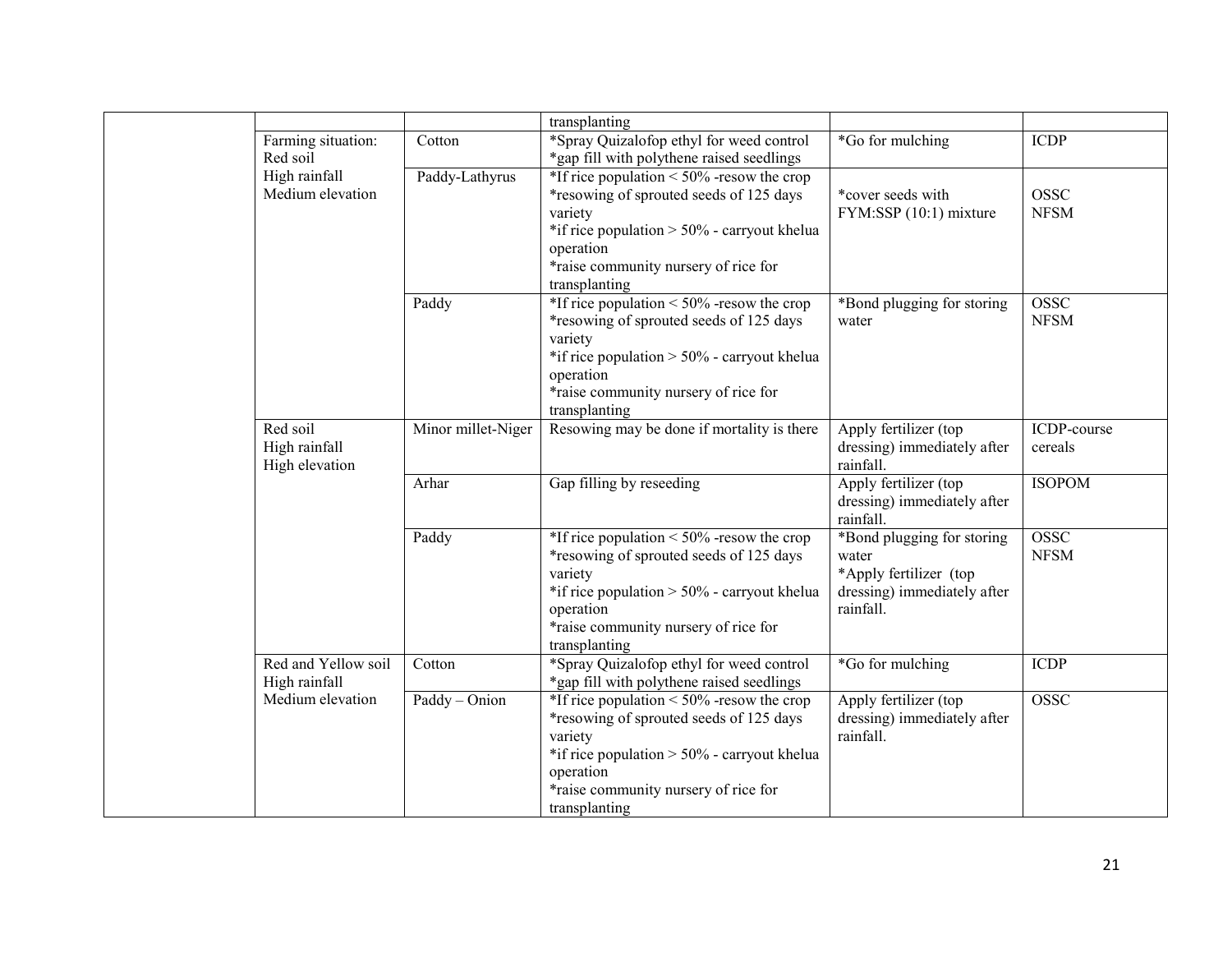| | | | | | |
|---|---|---|---|---|---|
| | | | transplanting | | |
| | Farming situation: Red soil High rainfall Medium elevation | Cotton | *Spray Quizalofop ethyl for weed control *gap fill with polythene raised seedlings | *Go for mulching | ICDP |
| | | Paddy-Lathyrus | *If rice population < 50% -resow the crop *resowing of sprouted seeds of 125 days variety *if rice population > 50% - carryout khelua operation *raise community nursery of rice for transplanting | *cover seeds with FYM:SSP (10:1) mixture | OSSC NFSM |
| | | Paddy | *If rice population < 50% -resow the crop *resowing of sprouted seeds of 125 days variety *if rice population > 50% - carryout khelua operation *raise community nursery of rice for transplanting | *Bond plugging for storing water | OSSC NFSM |
| | Red soil High rainfall High elevation | Minor millet-Niger | Resowing may be done if mortality is there | Apply fertilizer (top dressing) immediately after rainfall. | ICDP-course cereals |
| | | Arhar | Gap filling by reseeding | Apply fertilizer (top dressing) immediately after rainfall. | ISOPOM |
| | | Paddy | *If rice population < 50% -resow the crop *resowing of sprouted seeds of 125 days variety *if rice population > 50% - carryout khelua operation *raise community nursery of rice for transplanting | *Bond plugging for storing water *Apply fertilizer (top dressing) immediately after rainfall. | OSSC NFSM |
| | Red and Yellow soil High rainfall Medium elevation | Cotton | *Spray Quizalofop ethyl for weed control *gap fill with polythene raised seedlings | *Go for mulching | ICDP |
| | | Paddy – Onion | *If rice population < 50% -resow the crop *resowing of sprouted seeds of 125 days variety *if rice population > 50% - carryout khelua operation *raise community nursery of rice for transplanting | Apply fertilizer (top dressing) immediately after rainfall. | OSSC |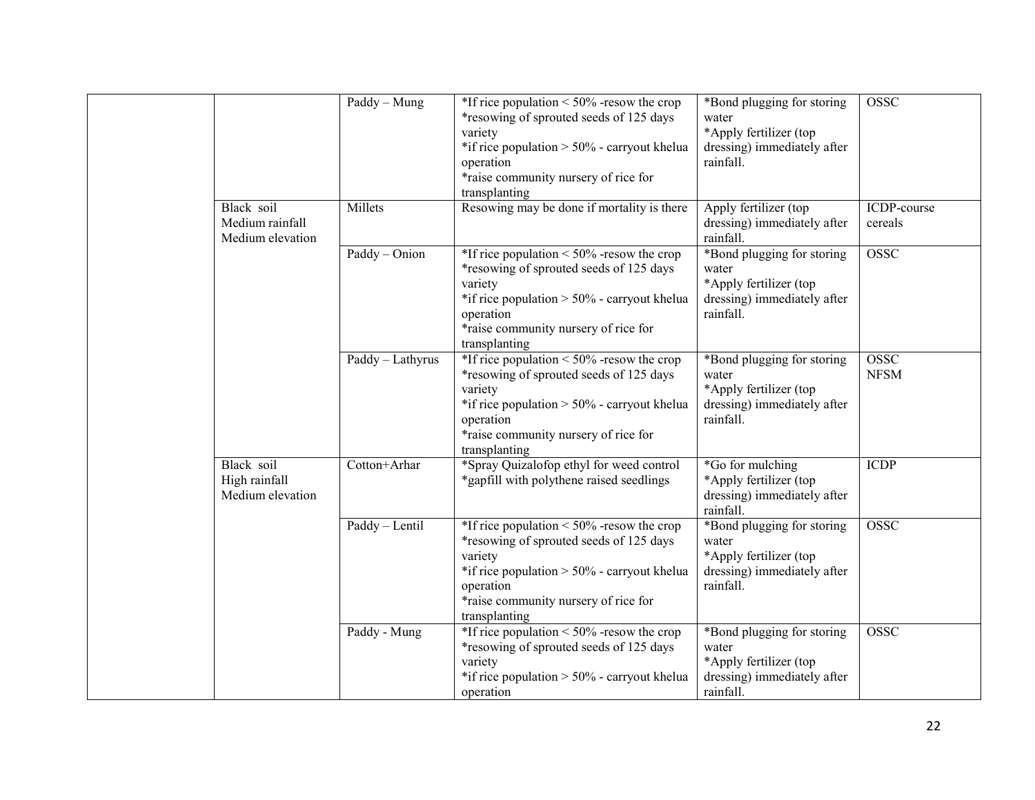| | | | | | |
|---|---|---|---|---|---|
| | | Paddy – Mung | *If rice population < 50% -resow the crop<br>*resowing of sprouted seeds of 125 days variety<br>*if rice population > 50% - carryout khelua operation<br>*raise community nursery of rice for transplanting | *Bond plugging for storing water<br>*Apply fertilizer (top dressing) immediately after rainfall. | OSSC |
| | Black soil<br>Medium rainfall<br>Medium elevation | Millets | Resowing may be done if mortality is there | Apply fertilizer (top dressing) immediately after rainfall. | ICDP-course cereals |
| | | Paddy – Onion | *If rice population < 50% -resow the crop<br>*resowing of sprouted seeds of 125 days variety<br>*if rice population > 50% - carryout khelua operation<br>*raise community nursery of rice for transplanting | *Bond plugging for storing water<br>*Apply fertilizer (top dressing) immediately after rainfall. | OSSC |
| | | Paddy – Lathyrus | *If rice population < 50% -resow the crop<br>*resowing of sprouted seeds of 125 days variety<br>*if rice population > 50% - carryout khelua operation<br>*raise community nursery of rice for transplanting | *Bond plugging for storing water<br>*Apply fertilizer (top dressing) immediately after rainfall. | OSSC<br>NFSM |
| | Black soil<br>High rainfall<br>Medium elevation | Cotton+Arhar | *Spray Quizalofop ethyl for weed control<br>*gapfill with polythene raised seedlings | *Go for mulching<br>*Apply fertilizer (top dressing) immediately after rainfall. | ICDP |
| | | Paddy – Lentil | *If rice population < 50% -resow the crop<br>*resowing of sprouted seeds of 125 days variety<br>*if rice population > 50% - carryout khelua operation<br>*raise community nursery of rice for transplanting | *Bond plugging for storing water<br>*Apply fertilizer (top dressing) immediately after rainfall. | OSSC |
| | | Paddy - Mung | *If rice population < 50% -resow the crop<br>*resowing of sprouted seeds of 125 days variety<br>*if rice population > 50% - carryout khelua operation | *Bond plugging for storing water<br>*Apply fertilizer (top dressing) immediately after rainfall. | OSSC |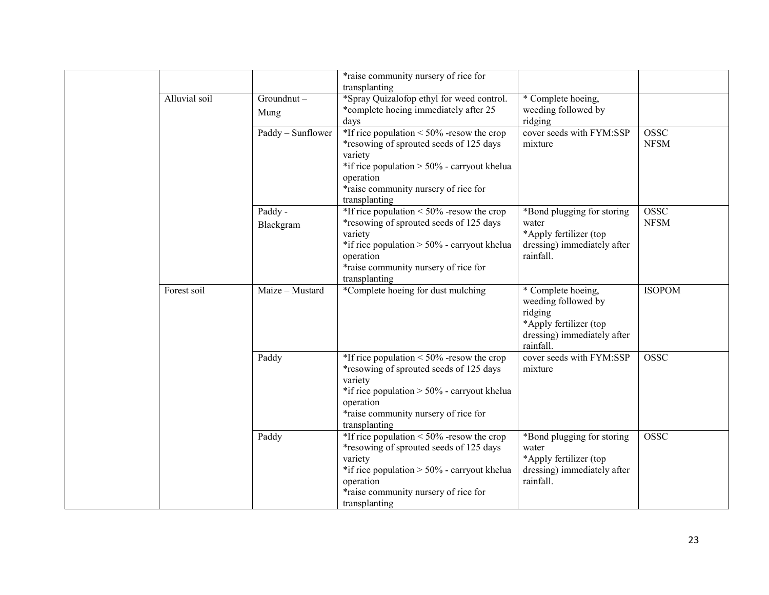| | | | | | |
|---|---|---|---|---|---|
| | | | *raise community nursery of rice for transplanting | | |
| | Alluvial soil | Groundnut – Mung | *Spray Quizalofop ethyl for weed control.<br>*complete hoeing immediately after 25 days | * Complete hoeing, weeding followed by ridging | |
| | | Paddy – Sunflower | *If rice population < 50% -resow the crop<br>*resowing of sprouted seeds of 125 days variety<br>*if rice population > 50% - carryout khelua operation<br>*raise community nursery of rice for transplanting | cover seeds with FYM:SSP mixture | OSSC<br>NFSM |
| | | Paddy - Blackgram | *If rice population < 50% -resow the crop<br>*resowing of sprouted seeds of 125 days variety<br>*if rice population > 50% - carryout khelua operation<br>*raise community nursery of rice for transplanting | *Bond plugging for storing water<br>*Apply fertilizer (top dressing) immediately after rainfall. | OSSC<br>NFSM |
| | Forest soil | Maize – Mustard | *Complete hoeing for dust mulching | * Complete hoeing, weeding followed by ridging<br>*Apply fertilizer (top dressing) immediately after rainfall. | ISOPOM |
| | | Paddy | *If rice population < 50% -resow the crop<br>*resowing of sprouted seeds of 125 days variety<br>*if rice population > 50% - carryout khelua operation<br>*raise community nursery of rice for transplanting | cover seeds with FYM:SSP mixture | OSSC |
| | | Paddy | *If rice population < 50% -resow the crop<br>*resowing of sprouted seeds of 125 days variety<br>*if rice population > 50% - carryout khelua operation<br>*raise community nursery of rice for transplanting | *Bond plugging for storing water<br>*Apply fertilizer (top dressing) immediately after rainfall. | OSSC |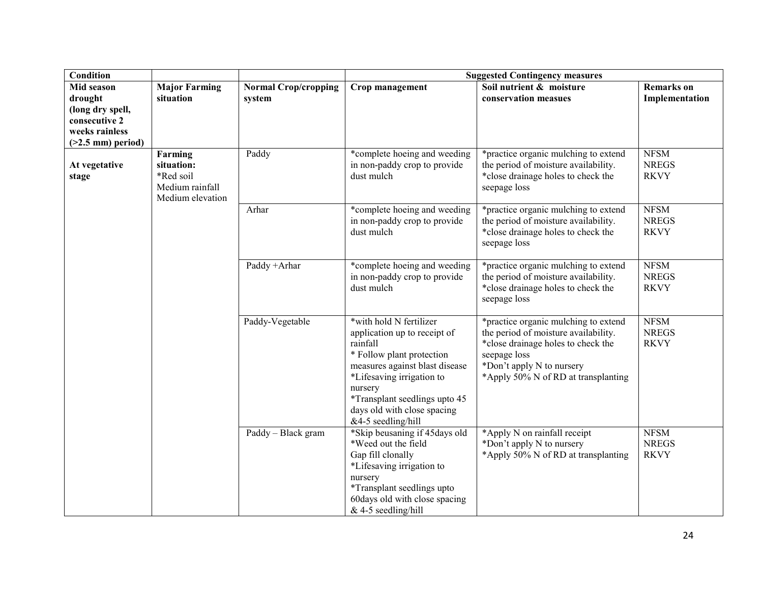| Condition | | | Suggested Contingency measures | | |
|---|---|---|---|---|---|
| **Mid season drought (long dry spell, consecutive 2 weeks rainless (>2.5 mm) period)** | **Major Farming situation** | **Normal Crop/cropping system** | **Crop management** | **Soil nutrient & moisture conservation measues** | **Remarks on Implementation** |
| **At vegetative stage** | **Farming situation:** *Red soil Medium rainfall Medium elevation | Paddy | *complete hoeing and weeding in non-paddy crop to provide dust mulch | *practice organic mulching to extend the period of moisture availability. *close drainage holes to check the seepage loss | NFSM NREGS RKVY |
| | | Arhar | *complete hoeing and weeding in non-paddy crop to provide dust mulch | *practice organic mulching to extend the period of moisture availability. *close drainage holes to check the seepage loss | NFSM NREGS RKVY |
| | | Paddy +Arhar | *complete hoeing and weeding in non-paddy crop to provide dust mulch | *practice organic mulching to extend the period of moisture availability. *close drainage holes to check the seepage loss | NFSM NREGS RKVY |
| | | Paddy-Vegetable | *with hold N fertilizer application up to receipt of rainfall * Follow plant protection measures against blast disease *Lifesaving irrigation to nursery *Transplant seedlings upto 45 days old with close spacing &4-5 seedling/hill | *practice organic mulching to extend the period of moisture availability. *close drainage holes to check the seepage loss *Don't apply N to nursery *Apply 50% N of RD at transplanting | NFSM NREGS RKVY |
| | | Paddy – Black gram | *Skip beusaning if 45days old *Weed out the field Gap fill clonally *Lifesaving irrigation to nursery *Transplant seedlings upto 60days old with close spacing & 4-5 seedling/hill | *Apply N on rainfall receipt *Don't apply N to nursery *Apply 50% N of RD at transplanting | NFSM NREGS RKVY |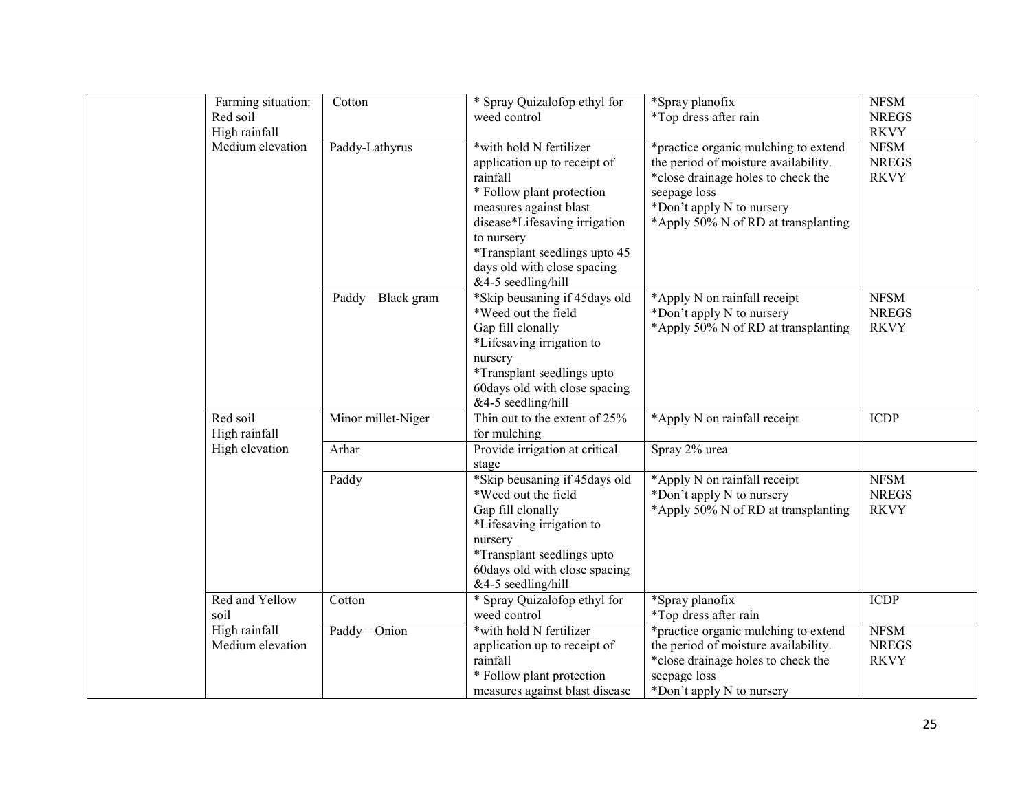| | | | | | |
|---|---|---|---|---|---|
| | Farming situation: Red soil High rainfall Medium elevation | Cotton | * Spray Quizalofop ethyl for weed control | *Spray planofix *Top dress after rain | NFSM NREGS RKVY |
| | | Paddy-Lathyrus | *with hold N fertilizer application up to receipt of rainfall * Follow plant protection measures against blast disease*Lifesaving irrigation to nursery *Transplant seedlings upto 45 days old with close spacing &4-5 seedling/hill | *practice organic mulching to extend the period of moisture availability. *close drainage holes to check the seepage loss *Don't apply N to nursery *Apply 50% N of RD at transplanting | NFSM NREGS RKVY |
| | | Paddy – Black gram | *Skip beusaning if 45days old *Weed out the field Gap fill clonally *Lifesaving irrigation to nursery *Transplant seedlings upto 60days old with close spacing &4-5 seedling/hill | *Apply N on rainfall receipt *Don't apply N to nursery *Apply 50% N of RD at transplanting | NFSM NREGS RKVY |
| | Red soil High rainfall High elevation | Minor millet-Niger | Thin out to the extent of 25% for mulching | *Apply N on rainfall receipt | ICDP |
| | | Arhar | Provide irrigation at critical stage | Spray 2% urea | |
| | | Paddy | *Skip beusaning if 45days old *Weed out the field Gap fill clonally *Lifesaving irrigation to nursery *Transplant seedlings upto 60days old with close spacing &4-5 seedling/hill | *Apply N on rainfall receipt *Don't apply N to nursery *Apply 50% N of RD at transplanting | NFSM NREGS RKVY |
| | Red and Yellow soil High rainfall Medium elevation | Cotton | * Spray Quizalofop ethyl for weed control | *Spray planofix *Top dress after rain | ICDP |
| | | Paddy – Onion | *with hold N fertilizer application up to receipt of rainfall * Follow plant protection measures against blast disease | *practice organic mulching to extend the period of moisture availability. *close drainage holes to check the seepage loss *Don't apply N to nursery | NFSM NREGS RKVY |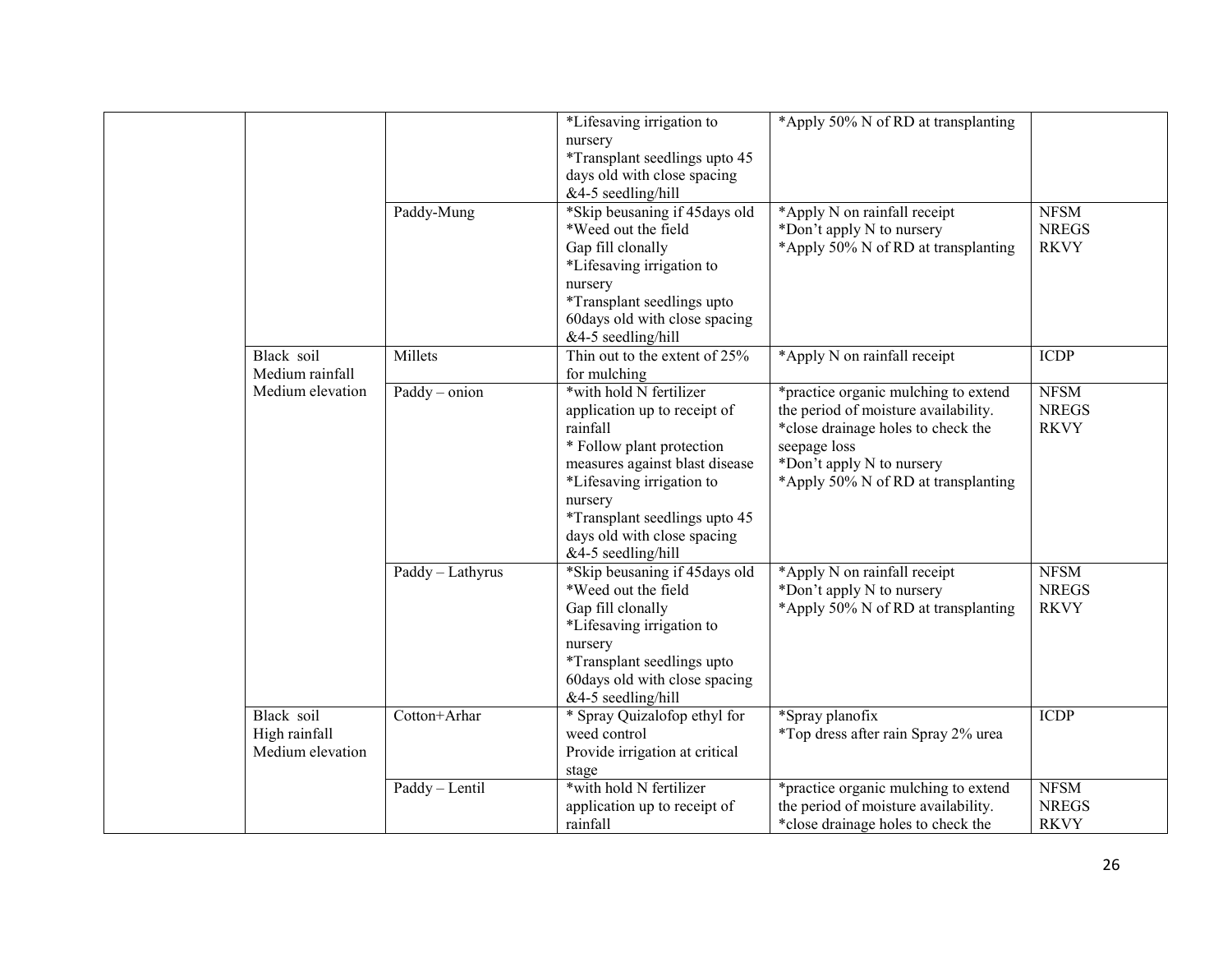| | | | | | |
|---|---|---|---|---|---|
| | | | *Lifesaving irrigation to nursery<br>*Transplant seedlings upto 45 days old with close spacing &4-5 seedling/hill | *Apply 50% N of RD at transplanting | |
| | | Paddy-Mung | *Skip beusaning if 45days old<br>*Weed out the field<br>Gap fill clonally<br>*Lifesaving irrigation to nursery<br>*Transplant seedlings upto 60days old with close spacing &4-5 seedling/hill | *Apply N on rainfall receipt<br>*Don't apply N to nursery<br>*Apply 50% N of RD at transplanting | NFSM<br>NREGS<br>RKVY |
| | Black soil<br>Medium rainfall<br>Medium elevation | Millets | Thin out to the extent of 25% for mulching | *Apply N on rainfall receipt | ICDP |
| | | Paddy – onion | *with hold N fertilizer application up to receipt of rainfall<br>* Follow plant protection measures against blast disease<br>*Lifesaving irrigation to nursery<br>*Transplant seedlings upto 45 days old with close spacing &4-5 seedling/hill | *practice organic mulching to extend the period of moisture availability.<br>*close drainage holes to check the seepage loss<br>*Don't apply N to nursery<br>*Apply 50% N of RD at transplanting | NFSM<br>NREGS<br>RKVY |
| | | Paddy – Lathyrus | *Skip beusaning if 45days old<br>*Weed out the field<br>Gap fill clonally<br>*Lifesaving irrigation to nursery<br>*Transplant seedlings upto 60days old with close spacing &4-5 seedling/hill | *Apply N on rainfall receipt<br>*Don't apply N to nursery<br>*Apply 50% N of RD at transplanting | NFSM<br>NREGS<br>RKVY |
| | Black soil<br>High rainfall<br>Medium elevation | Cotton+Arhar | * Spray Quizalofop ethyl for weed control<br>Provide irrigation at critical stage | *Spray planofix<br>*Top dress after rain Spray 2% urea | ICDP |
| | | Paddy – Lentil | *with hold N fertilizer application up to receipt of rainfall | *practice organic mulching to extend the period of moisture availability.<br>*close drainage holes to check the | NFSM<br>NREGS<br>RKVY |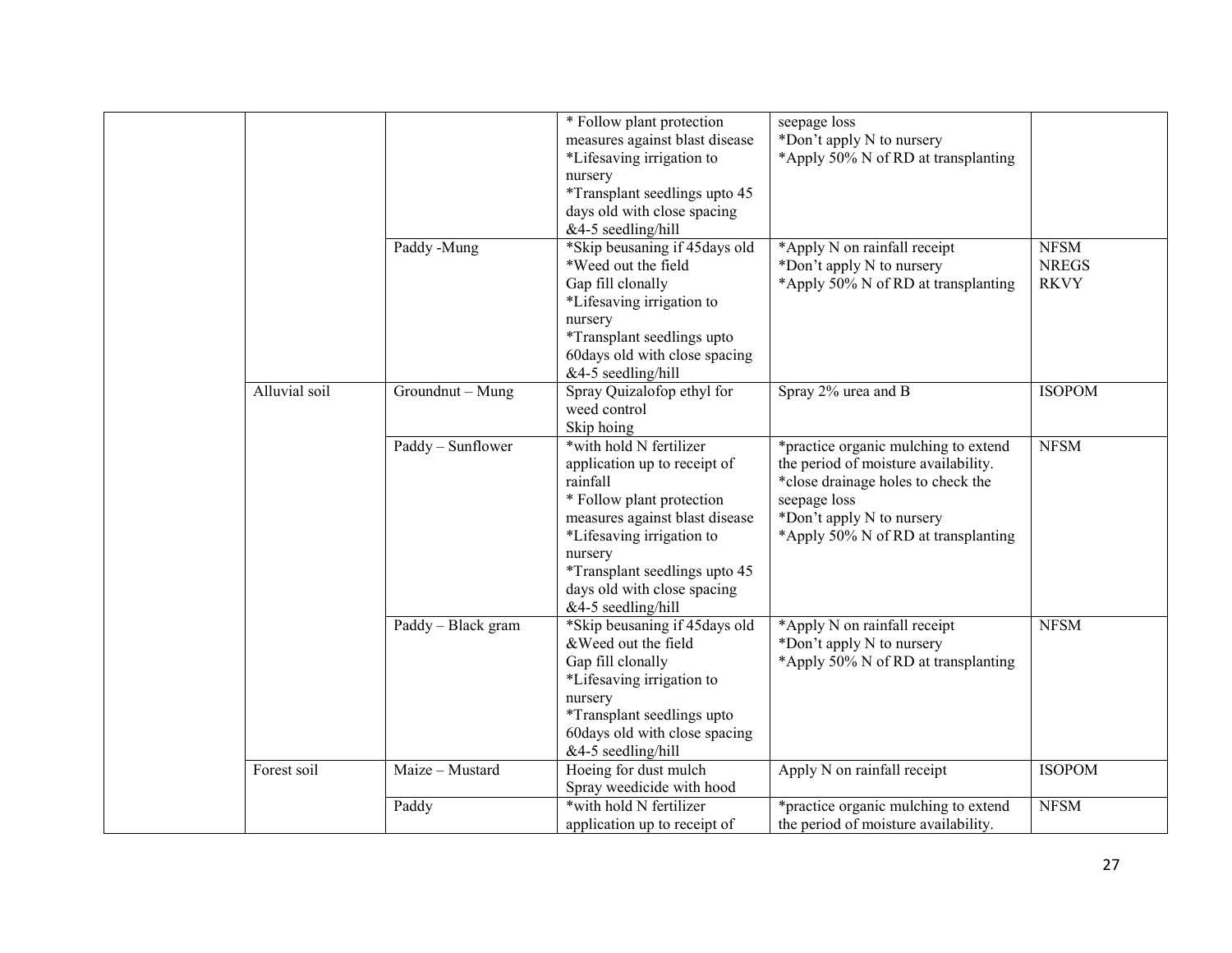| | | | | | |
|---|---|---|---|---|---|
| | | | * Follow plant protection measures against blast disease<br>*Lifesaving irrigation to nursery<br>*Transplant seedlings upto 45 days old with close spacing &4-5 seedling/hill | seepage loss<br>*Don't apply N to nursery<br>*Apply 50% N of RD at transplanting | |
| | | Paddy -Mung | *Skip beusaning if 45days old<br>*Weed out the field<br>Gap fill clonally<br>*Lifesaving irrigation to nursery<br>*Transplant seedlings upto 60days old with close spacing &4-5 seedling/hill | *Apply N on rainfall receipt<br>*Don't apply N to nursery<br>*Apply 50% N of RD at transplanting | NFSM<br>NREGS<br>RKVY |
| | Alluvial soil | Groundnut – Mung | Spray Quizalofop ethyl for weed control<br>Skip hoing | Spray 2% urea and B | ISOPOM |
| | | Paddy – Sunflower | *with hold N fertilizer application up to receipt of rainfall<br>* Follow plant protection measures against blast disease<br>*Lifesaving irrigation to nursery<br>*Transplant seedlings upto 45 days old with close spacing &4-5 seedling/hill | *practice organic mulching to extend the period of moisture availability.<br>*close drainage holes to check the seepage loss<br>*Don't apply N to nursery<br>*Apply 50% N of RD at transplanting | NFSM |
| | | Paddy – Black gram | *Skip beusaning if 45days old &Weed out the field<br>Gap fill clonally<br>*Lifesaving irrigation to nursery<br>*Transplant seedlings upto 60days old with close spacing &4-5 seedling/hill | *Apply N on rainfall receipt<br>*Don't apply N to nursery<br>*Apply 50% N of RD at transplanting | NFSM |
| | Forest soil | Maize – Mustard | Hoeing for dust mulch<br>Spray weedicide with hood | Apply N on rainfall receipt | ISOPOM |
| | | Paddy | *with hold N fertilizer application up to receipt of | *practice organic mulching to extend the period of moisture availability. | NFSM |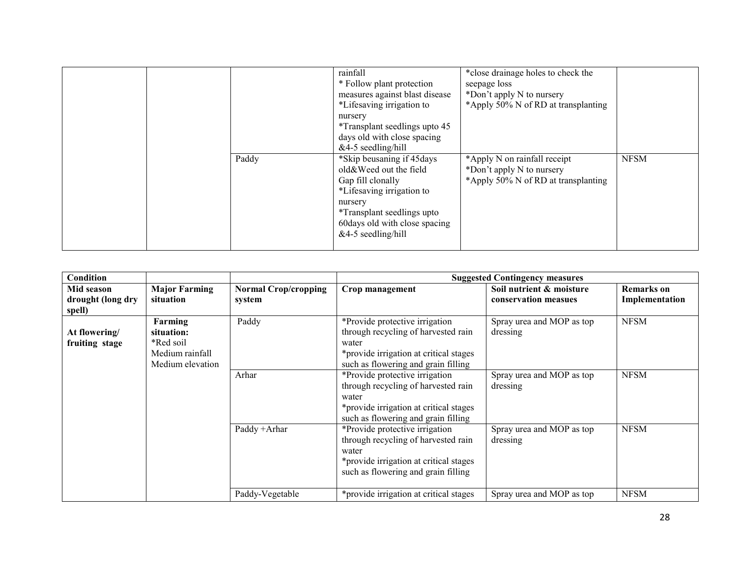| | | | rainfall<br>* Follow plant protection measures against blast disease<br>*Lifesaving irrigation to nursery<br>*Transplant seedlings upto 45 days old with close spacing &4-5 seedling/hill | *close drainage holes to check the seepage loss<br>*Don't apply N to nursery<br>*Apply 50% N of RD at transplanting | |
|---|---|---|---|---|---|
| | | Paddy | *Skip beusaning if 45days old&Weed out the field<br>Gap fill clonally<br>*Lifesaving irrigation to nursery<br>*Transplant seedlings upto 60days old with close spacing &4-5 seedling/hill | *Apply N on rainfall receipt<br>*Don't apply N to nursery<br>*Apply 50% N of RD at transplanting | NFSM |

| **Condition** | | | **Suggested Contingency measures** | | |
|---|---|---|---|---|---|
| **Mid season drought (long dry spell)** | **Major Farming situation** | **Normal Crop/cropping system** | **Crop management** | **Soil nutrient & moisture conservation measues** | **Remarks on Implementation** |
| **At flowering/ fruiting stage** | **Farming situation:**<br>*Red soil<br>Medium rainfall<br>Medium elevation | Paddy | *Provide protective irrigation through recycling of harvested rain water<br>*provide irrigation at critical stages such as flowering and grain filling | Spray urea and MOP as top dressing | NFSM |
| | | Arhar | *Provide protective irrigation through recycling of harvested rain water<br>*provide irrigation at critical stages such as flowering and grain filling | Spray urea and MOP as top dressing | NFSM |
| | | Paddy +Arhar | *Provide protective irrigation through recycling of harvested rain water<br>*provide irrigation at critical stages such as flowering and grain filling | Spray urea and MOP as top dressing | NFSM |
| | | Paddy-Vegetable | *provide irrigation at critical stages | Spray urea and MOP as top | NFSM |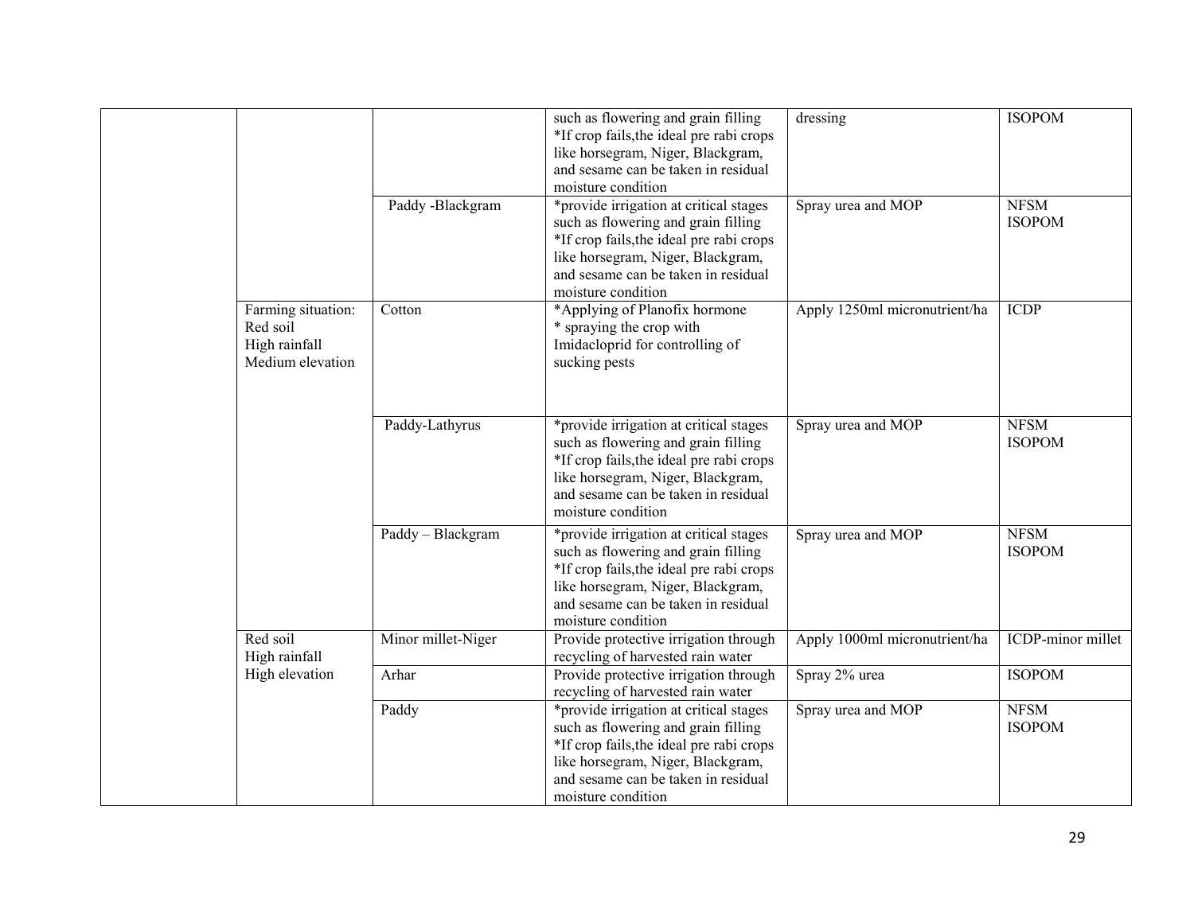| | | | | | |
|---|---|---|---|---|---|
| | | | such as flowering and grain filling *If crop fails,the ideal pre rabi crops like horsegram, Niger, Blackgram, and sesame can be taken in residual moisture condition | dressing | ISOPOM |
| | | Paddy -Blackgram | *provide irrigation at critical stages such as flowering and grain filling *If crop fails,the ideal pre rabi crops like horsegram, Niger, Blackgram, and sesame can be taken in residual moisture condition | Spray urea and MOP | NFSM ISOPOM |
| | Farming situation: Red soil High rainfall Medium elevation | Cotton | *Applying of Planofix hormone * spraying the crop with Imidacloprid for controlling of sucking pests | Apply 1250ml micronutrient/ha | ICDP |
| | | Paddy-Lathyrus | *provide irrigation at critical stages such as flowering and grain filling *If crop fails,the ideal pre rabi crops like horsegram, Niger, Blackgram, and sesame can be taken in residual moisture condition | Spray urea and MOP | NFSM ISOPOM |
| | | Paddy – Blackgram | *provide irrigation at critical stages such as flowering and grain filling *If crop fails,the ideal pre rabi crops like horsegram, Niger, Blackgram, and sesame can be taken in residual moisture condition | Spray urea and MOP | NFSM ISOPOM |
| | Red soil High rainfall High elevation | Minor millet-Niger | Provide protective irrigation through recycling of harvested rain water | Apply 1000ml micronutrient/ha | ICDP-minor millet |
| | | Arhar | Provide protective irrigation through recycling of harvested rain water | Spray 2% urea | ISOPOM |
| | | Paddy | *provide irrigation at critical stages such as flowering and grain filling *If crop fails,the ideal pre rabi crops like horsegram, Niger, Blackgram, and sesame can be taken in residual moisture condition | Spray urea and MOP | NFSM ISOPOM |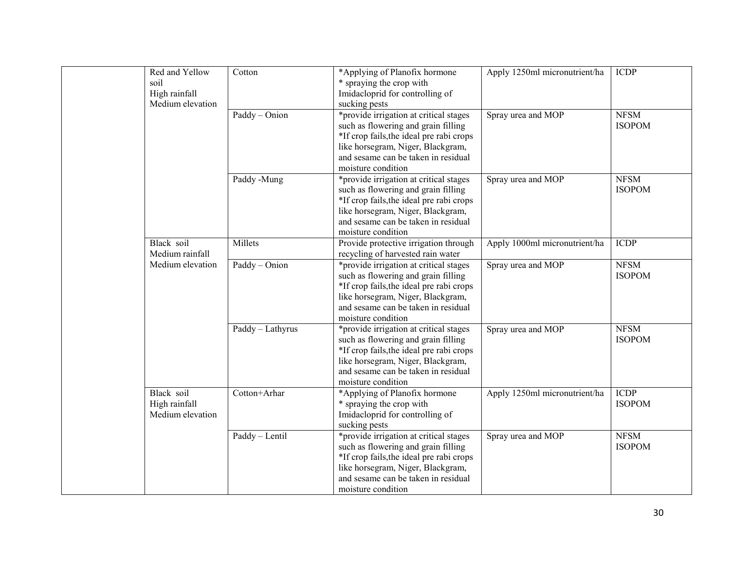| | | | | | |
|---|---|---|---|---|---|
| | Red and Yellow soil<br>High rainfall<br>Medium elevation | Cotton | *Applying of Planofix hormone<br>* spraying the crop with Imidacloprid for controlling of sucking pests | Apply 1250ml micronutrient/ha | ICDP |
| | | Paddy – Onion | *provide irrigation at critical stages such as flowering and grain filling<br>*If crop fails,the ideal pre rabi crops like horsegram, Niger, Blackgram, and sesame can be taken in residual moisture condition | Spray urea and MOP | NFSM<br>ISOPOM |
| | | Paddy -Mung | *provide irrigation at critical stages such as flowering and grain filling<br>*If crop fails,the ideal pre rabi crops like horsegram, Niger, Blackgram, and sesame can be taken in residual moisture condition | Spray urea and MOP | NFSM<br>ISOPOM |
| | Black soil<br>Medium rainfall<br>Medium elevation | Millets | Provide protective irrigation through recycling of harvested rain water | Apply 1000ml micronutrient/ha | ICDP |
| | | Paddy – Onion | *provide irrigation at critical stages such as flowering and grain filling<br>*If crop fails,the ideal pre rabi crops like horsegram, Niger, Blackgram, and sesame can be taken in residual moisture condition | Spray urea and MOP | NFSM<br>ISOPOM |
| | | Paddy – Lathyrus | *provide irrigation at critical stages such as flowering and grain filling<br>*If crop fails,the ideal pre rabi crops like horsegram, Niger, Blackgram, and sesame can be taken in residual moisture condition | Spray urea and MOP | NFSM<br>ISOPOM |
| | Black soil<br>High rainfall<br>Medium elevation | Cotton+Arhar | *Applying of Planofix hormone<br>* spraying the crop with Imidacloprid for controlling of sucking pests | Apply 1250ml micronutrient/ha | ICDP<br>ISOPOM |
| | | Paddy – Lentil | *provide irrigation at critical stages such as flowering and grain filling<br>*If crop fails,the ideal pre rabi crops like horsegram, Niger, Blackgram, and sesame can be taken in residual moisture condition | Spray urea and MOP | NFSM<br>ISOPOM |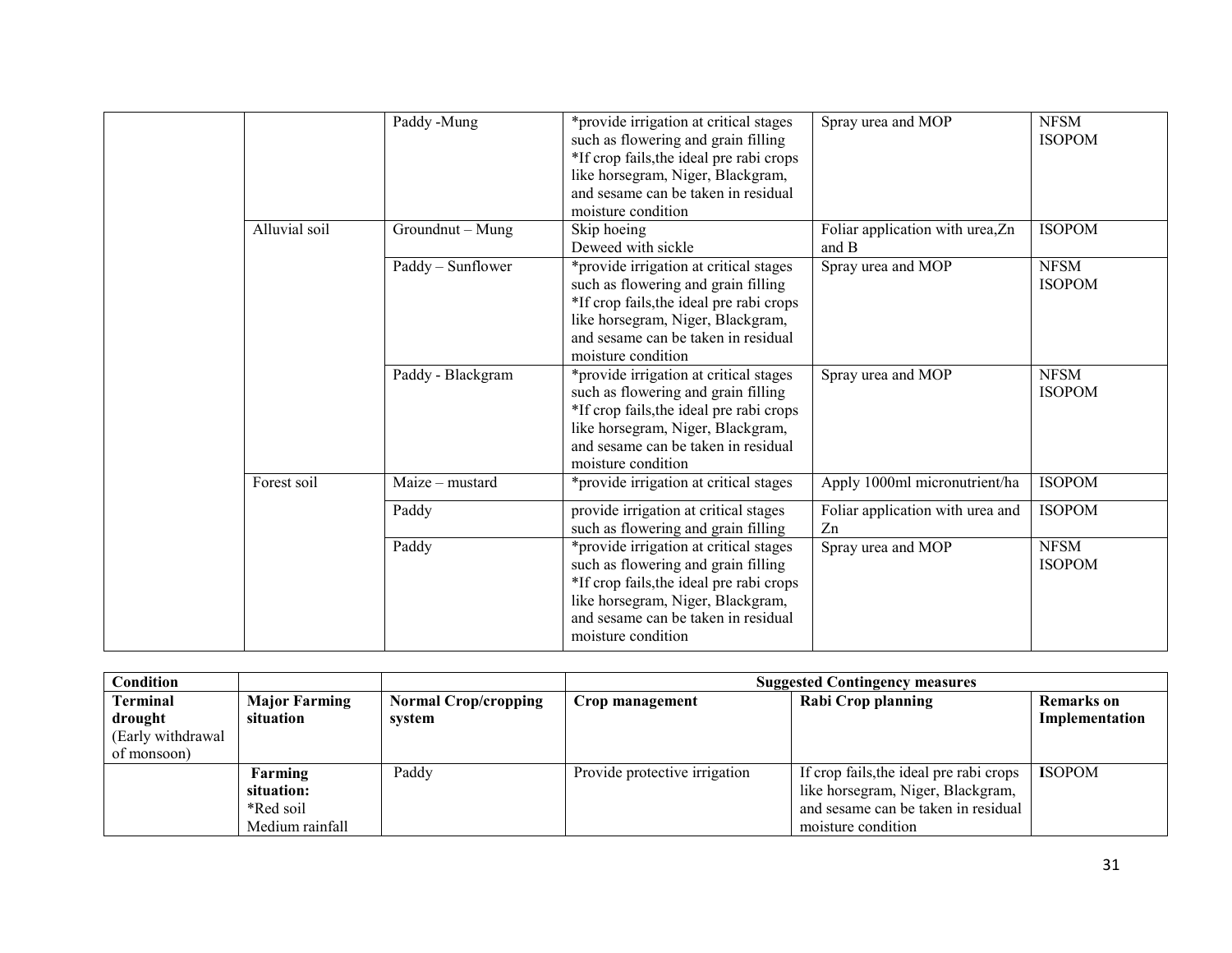| | | Paddy -Mung | *provide irrigation at critical stages such as flowering and grain filling *If crop fails,the ideal pre rabi crops like horsegram, Niger, Blackgram, and sesame can be taken in residual moisture condition | Spray urea and MOP | NFSM ISOPOM |
|---|---|---|---|---|---|
| | Alluvial soil | Groundnut – Mung | Skip hoeing Deweed with sickle | Foliar application with urea,Zn and B | ISOPOM |
| | | Paddy – Sunflower | *provide irrigation at critical stages such as flowering and grain filling *If crop fails,the ideal pre rabi crops like horsegram, Niger, Blackgram, and sesame can be taken in residual moisture condition | Spray urea and MOP | NFSM ISOPOM |
| | | Paddy - Blackgram | *provide irrigation at critical stages such as flowering and grain filling *If crop fails,the ideal pre rabi crops like horsegram, Niger, Blackgram, and sesame can be taken in residual moisture condition | Spray urea and MOP | NFSM ISOPOM |
| | Forest soil | Maize – mustard | *provide irrigation at critical stages | Apply 1000ml micronutrient/ha | ISOPOM |
| | | Paddy | provide irrigation at critical stages such as flowering and grain filling | Foliar application with urea and Zn | ISOPOM |
| | | Paddy | *provide irrigation at critical stages such as flowering and grain filling *If crop fails,the ideal pre rabi crops like horsegram, Niger, Blackgram, and sesame can be taken in residual moisture condition | Spray urea and MOP | NFSM ISOPOM |

| **Condition** | | | **Suggested Contingency measures** | | |
|---|---|---|---|---|---|
| **Terminal drought** (Early withdrawal of monsoon) | **Major Farming situation** | **Normal Crop/cropping system** | **Crop management** | **Rabi Crop planning** | **Remarks on Implementation** |
| | **Farming situation:** *Red soil Medium rainfall | Paddy | Provide protective irrigation | If crop fails,the ideal pre rabi crops like horsegram, Niger, Blackgram, and sesame can be taken in residual moisture condition | **I**SOPOM |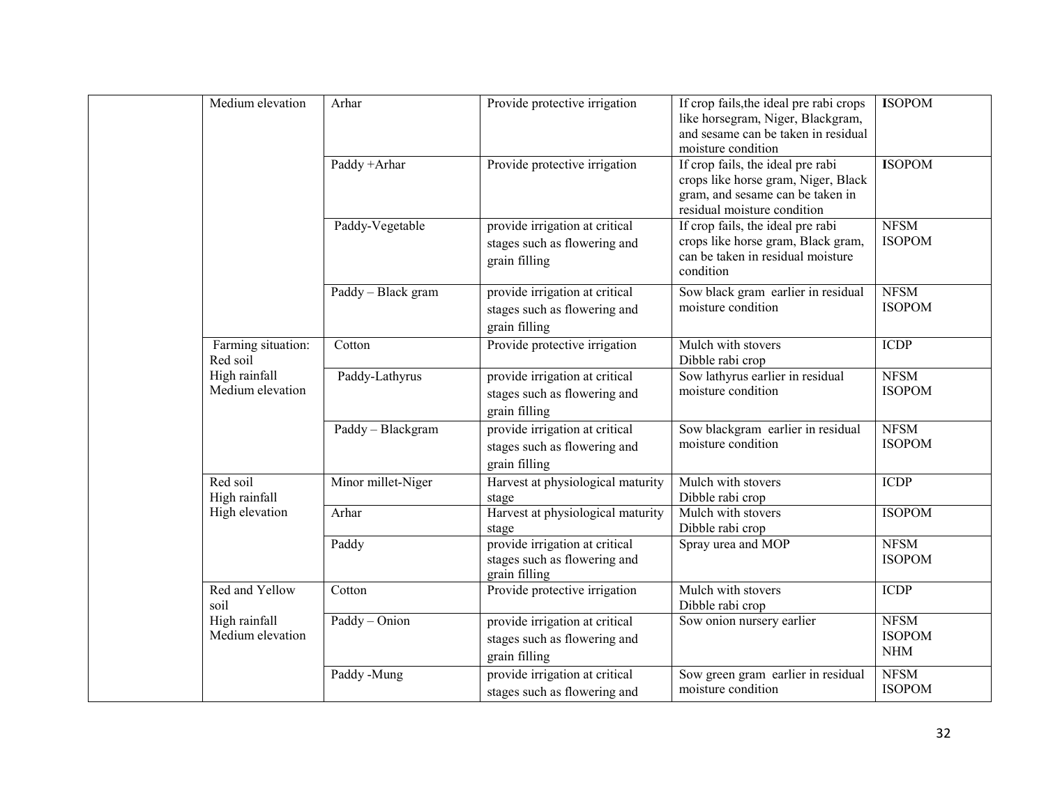| | | | | | |
|---|---|---|---|---|---|
| | Medium elevation | Arhar | Provide protective irrigation | If crop fails,the ideal pre rabi crops like horsegram, Niger, Blackgram, and sesame can be taken in residual moisture condition | ISOPOM |
| | | Paddy +Arhar | Provide protective irrigation | If crop fails, the ideal pre rabi crops like horse gram, Niger, Black gram, and sesame can be taken in residual moisture condition | ISOPOM |
| | | Paddy-Vegetable | provide irrigation at critical stages such as flowering and grain filling | If crop fails, the ideal pre rabi crops like horse gram, Black gram, can be taken in residual moisture condition | NFSM ISOPOM |
| | | Paddy – Black gram | provide irrigation at critical stages such as flowering and grain filling | Sow black gram earlier in residual moisture condition | NFSM ISOPOM |
| | Farming situation: Red soil High rainfall Medium elevation | Cotton | Provide protective irrigation | Mulch with stovers Dibble rabi crop | ICDP |
| | | Paddy-Lathyrus | provide irrigation at critical stages such as flowering and grain filling | Sow lathyrus earlier in residual moisture condition | NFSM ISOPOM |
| | | Paddy – Blackgram | provide irrigation at critical stages such as flowering and grain filling | Sow blackgram earlier in residual moisture condition | NFSM ISOPOM |
| | Red soil High rainfall High elevation | Minor millet-Niger | Harvest at physiological maturity stage | Mulch with stovers Dibble rabi crop | ICDP |
| | | Arhar | Harvest at physiological maturity stage | Mulch with stovers Dibble rabi crop | ISOPOM |
| | | Paddy | provide irrigation at critical stages such as flowering and grain filling | Spray urea and MOP | NFSM ISOPOM |
| | Red and Yellow soil High rainfall Medium elevation | Cotton | Provide protective irrigation | Mulch with stovers Dibble rabi crop | ICDP |
| | | Paddy – Onion | provide irrigation at critical stages such as flowering and grain filling | Sow onion nursery earlier | NFSM ISOPOM NHM |
| | | Paddy -Mung | provide irrigation at critical stages such as flowering and | Sow green gram earlier in residual moisture condition | NFSM ISOPOM |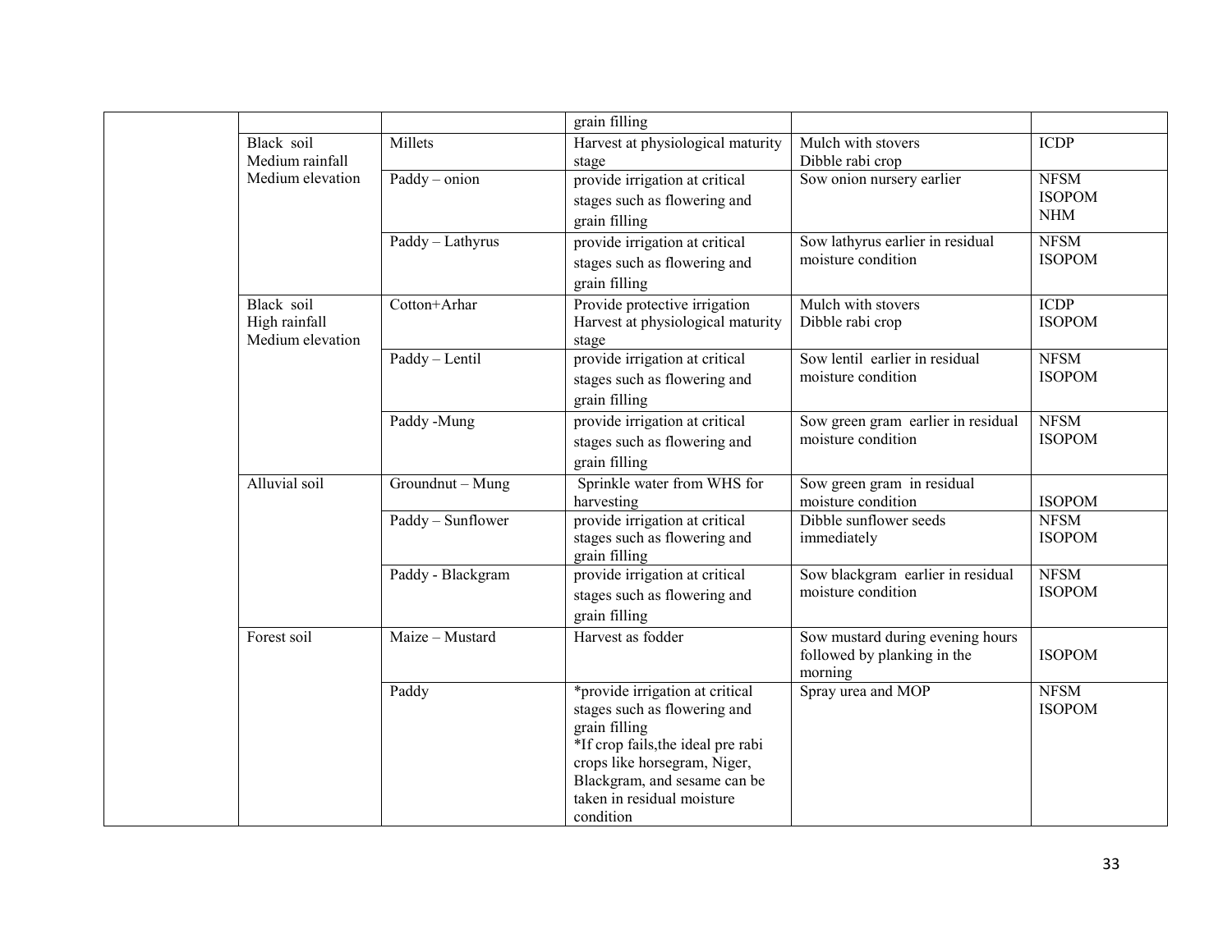| | | | | | |
|---|---|---|---|---|---|
| | | | grain filling | | |
| | Black soil Medium rainfall Medium elevation | Millets | Harvest at physiological maturity stage | Mulch with stovers Dibble rabi crop | ICDP |
| | | Paddy – onion | provide irrigation at critical stages such as flowering and grain filling | Sow onion nursery earlier | NFSM ISOPOM NHM |
| | | Paddy – Lathyrus | provide irrigation at critical stages such as flowering and grain filling | Sow lathyrus earlier in residual moisture condition | NFSM ISOPOM |
| | Black soil High rainfall Medium elevation | Cotton+Arhar | Provide protective irrigation Harvest at physiological maturity stage | Mulch with stovers Dibble rabi crop | ICDP ISOPOM |
| | | Paddy – Lentil | provide irrigation at critical stages such as flowering and grain filling | Sow lentil earlier in residual moisture condition | NFSM ISOPOM |
| | | Paddy -Mung | provide irrigation at critical stages such as flowering and grain filling | Sow green gram earlier in residual moisture condition | NFSM ISOPOM |
| | Alluvial soil | Groundnut – Mung | Sprinkle water from WHS for harvesting | Sow green gram in residual moisture condition | ISOPOM |
| | | Paddy – Sunflower | provide irrigation at critical stages such as flowering and grain filling | Dibble sunflower seeds immediately | NFSM ISOPOM |
| | | Paddy - Blackgram | provide irrigation at critical stages such as flowering and grain filling | Sow blackgram earlier in residual moisture condition | NFSM ISOPOM |
| | Forest soil | Maize – Mustard | Harvest as fodder | Sow mustard during evening hours followed by planking in the morning | ISOPOM |
| | | Paddy | *provide irrigation at critical stages such as flowering and grain filling *If crop fails,the ideal pre rabi crops like horsegram, Niger, Blackgram, and sesame can be taken in residual moisture condition | Spray urea and MOP | NFSM ISOPOM |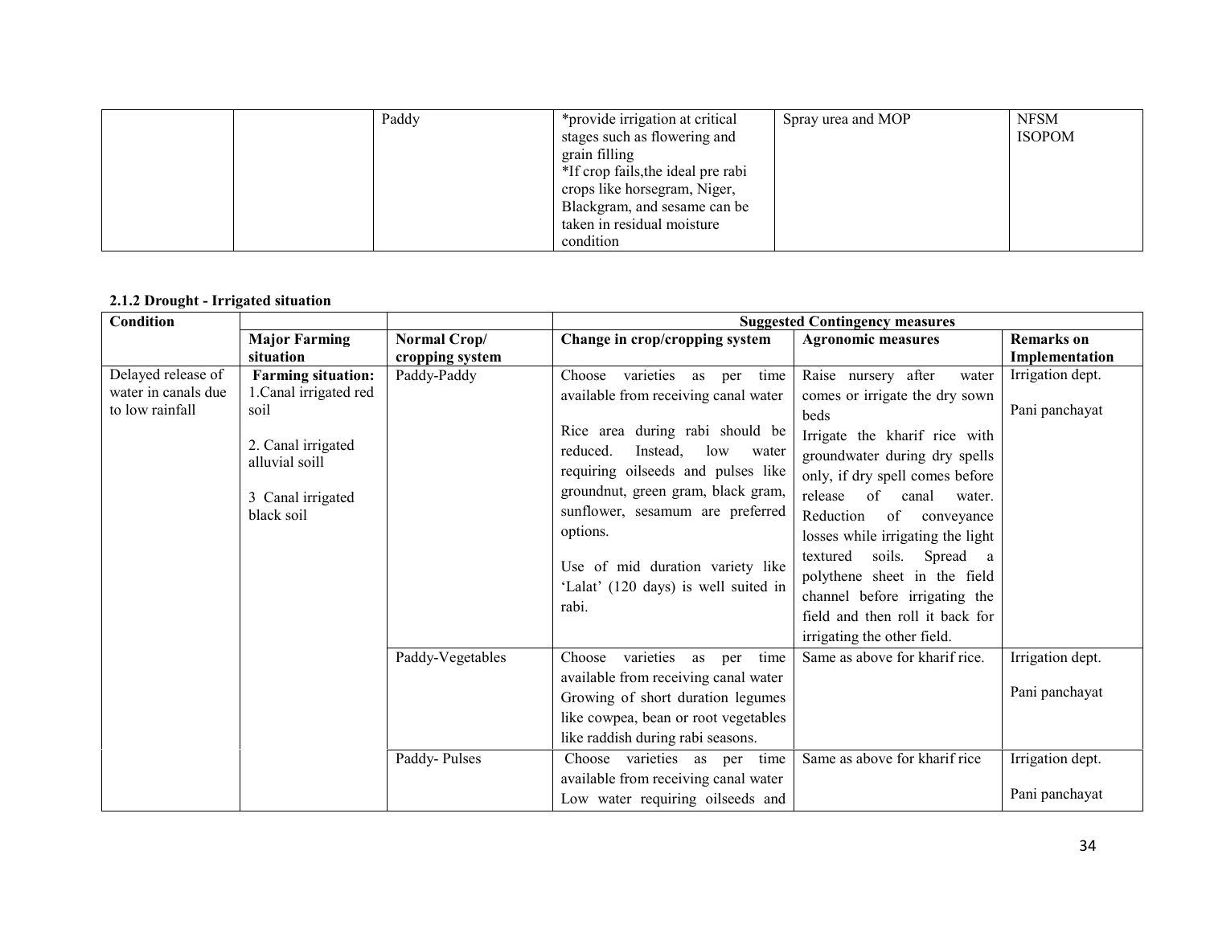| | | Paddy | *provide irrigation at critical stages such as flowering and grain filling<br>*If crop fails,the ideal pre rabi crops like horsegram, Niger, Blackgram, and sesame can be taken in residual moisture condition | Spray urea and MOP | NFSM<br>ISOPOM |
|---|---|---|---|---|---|

**2.1.2 Drought - Irrigated situation**

| Condition | | | Suggested Contingency measures | | |
|---|---|---|---|---|---|
| | **Major Farming situation** | **Normal Crop/ cropping system** | **Change in crop/cropping system** | **Agronomic measures** | **Remarks on Implementation** |
| Delayed release of water in canals due to low rainfall | **Farming situation:**<br>1.Canal irrigated red soil<br><br>2. Canal irrigated alluvial soill<br><br>3 Canal irrigated black soil | Paddy-Paddy | Choose varieties as per time available from receiving canal water<br><br>Rice area during rabi should be reduced. Instead, low water requiring oilseeds and pulses like groundnut, green gram, black gram, sunflower, sesamum are preferred options.<br><br>Use of mid duration variety like 'Lalat' (120 days) is well suited in rabi. | Raise nursery after water comes or irrigate the dry sown beds<br>Irrigate the kharif rice with groundwater during dry spells only, if dry spell comes before release of canal water. Reduction of conveyance losses while irrigating the light textured soils. Spread a polythene sheet in the field channel before irrigating the field and then roll it back for irrigating the other field. | Irrigation dept.<br><br>Pani panchayat |
| | | Paddy-Vegetables | Choose varieties as per time available from receiving canal water Growing of short duration legumes like cowpea, bean or root vegetables like raddish during rabi seasons. | Same as above for kharif rice. | Irrigation dept.<br><br>Pani panchayat |
| | | Paddy- Pulses | Choose varieties as per time available from receiving canal water Low water requiring oilseeds and | Same as above for kharif rice | Irrigation dept.<br><br>Pani panchayat |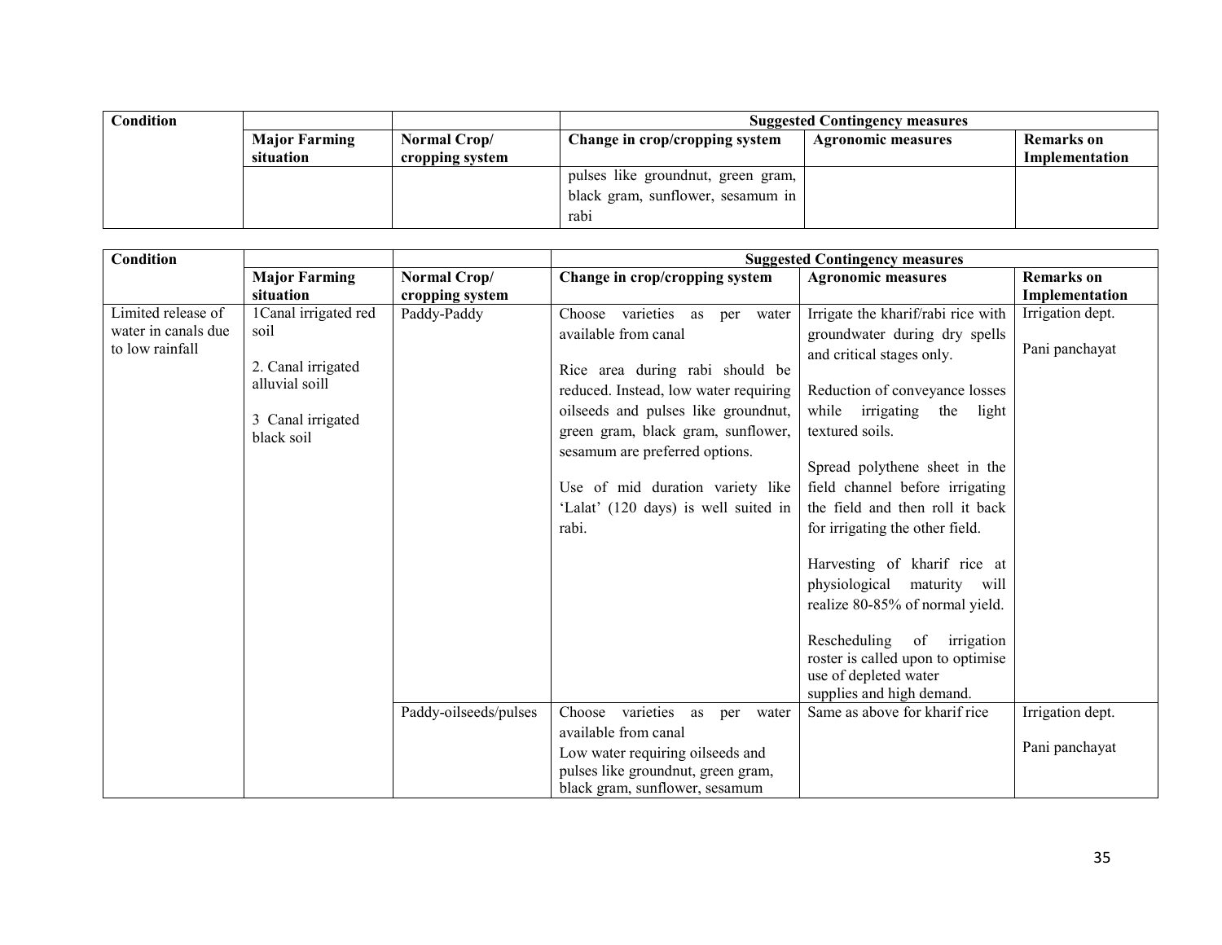| Condition | | | Suggested Contingency measures | | |
|---|---|---|---|---|---|
| | Major Farming situation | Normal Crop/ cropping system | Change in crop/cropping system | Agronomic measures | Remarks on Implementation |
| | | | pulses like groundnut, green gram, black gram, sunflower, sesamum in rabi | | |

| Condition | | | Suggested Contingency measures | | |
|---|---|---|---|---|---|
| | Major Farming situation | Normal Crop/ cropping system | Change in crop/cropping system | Agronomic measures | Remarks on Implementation |
| Limited release of water in canals due to low rainfall | 1Canal irrigated red soil<br><br>2. Canal irrigated alluvial soill<br><br>3 Canal irrigated black soil | Paddy-Paddy | Choose varieties as per water available from canal<br><br>Rice area during rabi should be reduced. Instead, low water requiring oilseeds and pulses like groundnut, green gram, black gram, sunflower, sesamum are preferred options.<br><br>Use of mid duration variety like 'Lalat' (120 days) is well suited in rabi. | Irrigate the kharif/rabi rice with groundwater during dry spells and critical stages only.<br><br>Reduction of conveyance losses while irrigating the light textured soils.<br><br>Spread polythene sheet in the field channel before irrigating the field and then roll it back for irrigating the other field.<br><br>Harvesting of kharif rice at physiological maturity will realize 80-85% of normal yield.<br><br>Rescheduling of irrigation roster is called upon to optimise use of depleted water supplies and high demand. | Irrigation dept.<br><br>Pani panchayat |
| | | Paddy-oilseeds/pulses | Choose varieties as per water available from canal<br>Low water requiring oilseeds and pulses like groundnut, green gram, black gram, sunflower, sesamum | Same as above for kharif rice | Irrigation dept.<br><br>Pani panchayat |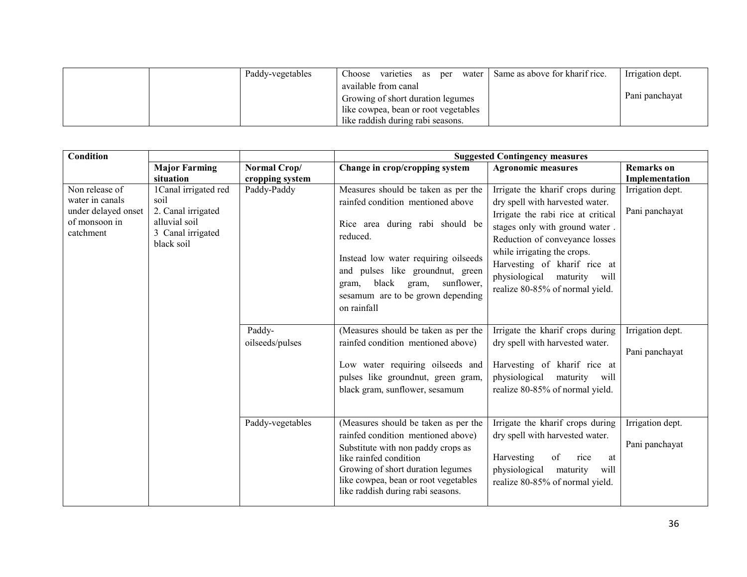|  |  | Paddy-vegetables | Choose varieties as per water available from canal<br>Growing of short duration legumes like cowpea, bean or root vegetables like raddish during rabi seasons. | Same as above for kharif rice. | Irrigation dept.<br><br>Pani panchayat |
|---|---|---|---|---|---|

| Condition |  |  | Suggested Contingency measures |  |  |
|---|---|---|---|---|---|
|  | Major Farming situation | Normal Crop/ cropping system | Change in crop/cropping system | Agronomic measures | Remarks on Implementation |
| Non release of water in canals under delayed onset of monsoon in catchment | 1Canal irrigated red soil<br>2. Canal irrigated alluvial soil<br>3 Canal irrigated black soil | Paddy-Paddy | Measures should be taken as per the rainfed condition mentioned above<br><br>Rice area during rabi should be reduced.<br><br>Instead low water requiring oilseeds and pulses like groundnut, green gram, black gram, sunflower, sesamum are to be grown depending on rainfall | Irrigate the kharif crops during dry spell with harvested water.<br>Irrigate the rabi rice at critical stages only with ground water .<br>Reduction of conveyance losses while irrigating the crops.<br>Harvesting of kharif rice at physiological maturity will realize 80-85% of normal yield. | Irrigation dept.<br><br>Pani panchayat |
|  |  | Paddy-oilseeds/pulses | (Measures should be taken as per the rainfed condition mentioned above)<br><br>Low water requiring oilseeds and pulses like groundnut, green gram, black gram, sunflower, sesamum | Irrigate the kharif crops during dry spell with harvested water.<br><br>Harvesting of kharif rice at physiological maturity will realize 80-85% of normal yield. | Irrigation dept.<br><br>Pani panchayat |
|  |  | Paddy-vegetables | (Measures should be taken as per the rainfed condition mentioned above)<br>Substitute with non paddy crops as like rainfed condition<br>Growing of short duration legumes like cowpea, bean or root vegetables like raddish during rabi seasons. | Irrigate the kharif crops during dry spell with harvested water.<br><br>Harvesting of rice at physiological maturity will realize 80-85% of normal yield. | Irrigation dept.<br><br>Pani panchayat |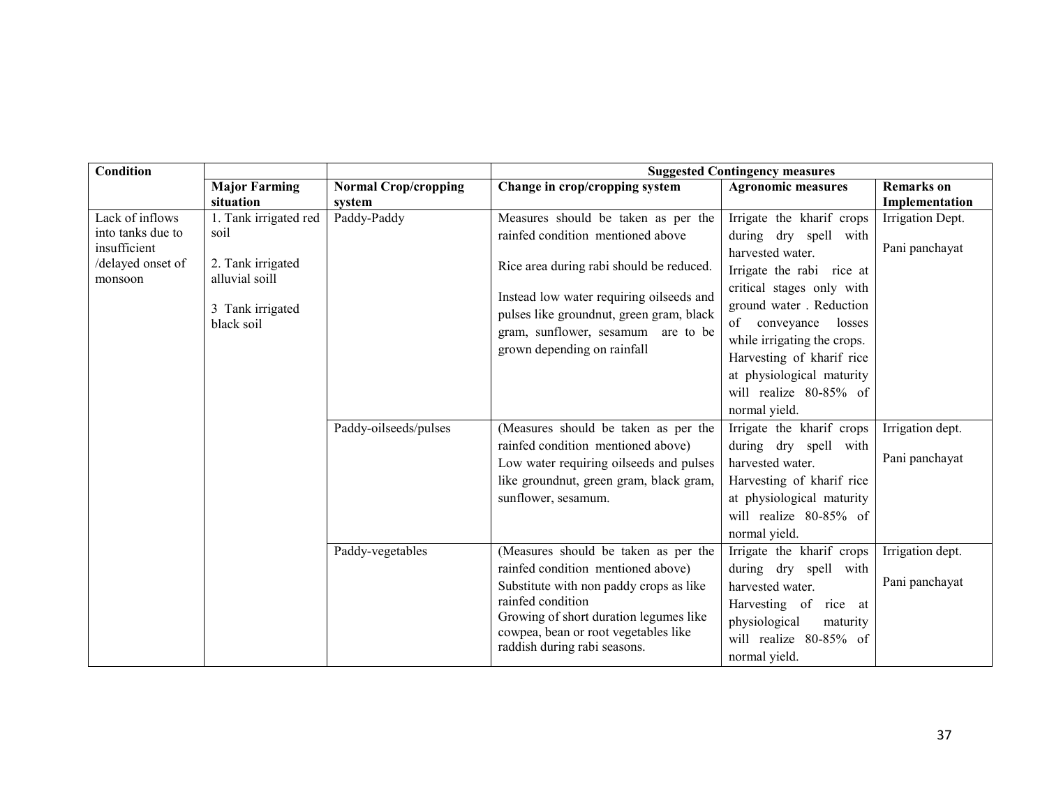| Condition | | | Suggested Contingency measures | | |
|---|---|---|---|---|---|
| | **Major Farming situation** | **Normal Crop/cropping system** | **Change in crop/cropping system** | **Agronomic measures** | **Remarks on Implementation** |
| Lack of inflows into tanks due to insufficient /delayed onset of monsoon | 1. Tank irrigated red soil<br><br>2. Tank irrigated alluvial soill<br><br>3 Tank irrigated black soil | Paddy-Paddy | Measures should be taken as per the rainfed condition mentioned above<br><br>Rice area during rabi should be reduced.<br><br>Instead low water requiring oilseeds and pulses like groundnut, green gram, black gram, sunflower, sesamum are to be grown depending on rainfall | Irrigate the kharif crops during dry spell with harvested water.<br>Irrigate the rabi rice at critical stages only with ground water . Reduction of conveyance losses while irrigating the crops.<br>Harvesting of kharif rice at physiological maturity will realize 80-85% of normal yield. | Irrigation Dept.<br><br>Pani panchayat |
| | | Paddy-oilseeds/pulses | (Measures should be taken as per the rainfed condition mentioned above)<br>Low water requiring oilseeds and pulses like groundnut, green gram, black gram, sunflower, sesamum. | Irrigate the kharif crops during dry spell with harvested water.<br>Harvesting of kharif rice at physiological maturity will realize 80-85% of normal yield. | Irrigation dept.<br><br>Pani panchayat |
| | | Paddy-vegetables | (Measures should be taken as per the rainfed condition mentioned above)<br>Substitute with non paddy crops as like rainfed condition<br>Growing of short duration legumes like cowpea, bean or root vegetables like raddish during rabi seasons. | Irrigate the kharif crops during dry spell with harvested water.<br>Harvesting of rice at physiological maturity will realize 80-85% of normal yield. | Irrigation dept.<br><br>Pani panchayat |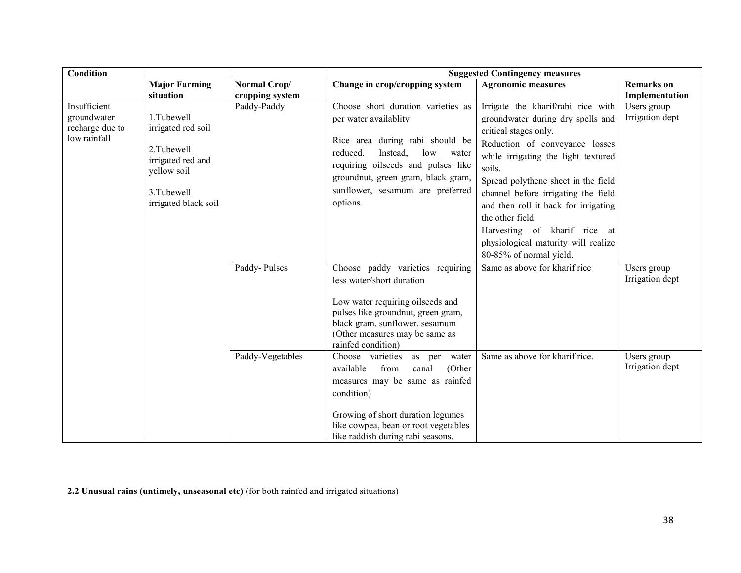| Condition | | | Suggested Contingency measures | | |
|---|---|---|---|---|---|
| | **Major Farming situation** | **Normal Crop/ cropping system** | **Change in crop/cropping system** | **Agronomic measures** | **Remarks on Implementation** |
| Insufficient groundwater recharge due to low rainfall | 1.Tubewell irrigated red soil<br><br>2.Tubewell irrigated red and yellow soil<br><br>3.Tubewell irrigated black soil | Paddy-Paddy | Choose short duration varieties as per water availablity<br><br>Rice area during rabi should be reduced. Instead, low water requiring oilseeds and pulses like groundnut, green gram, black gram, sunflower, sesamum are preferred options. | Irrigate the kharif/rabi rice with groundwater during dry spells and critical stages only.<br>Reduction of conveyance losses while irrigating the light textured soils.<br>Spread polythene sheet in the field channel before irrigating the field and then roll it back for irrigating the other field.<br>Harvesting of kharif rice at physiological maturity will realize 80-85% of normal yield. | Users group Irrigation dept |
| | | Paddy- Pulses | Choose paddy varieties requiring less water/short duration<br><br>Low water requiring oilseeds and pulses like groundnut, green gram, black gram, sunflower, sesamum (Other measures may be same as rainfed condition) | Same as above for kharif rice | Users group Irrigation dept |
| | | Paddy-Vegetables | Choose varieties as per water available from canal (Other measures may be same as rainfed condition)<br><br>Growing of short duration legumes like cowpea, bean or root vegetables like raddish during rabi seasons. | Same as above for kharif rice. | Users group Irrigation dept |

**2.2 Unusual rains (untimely, unseasonal etc)** (for both rainfed and irrigated situations)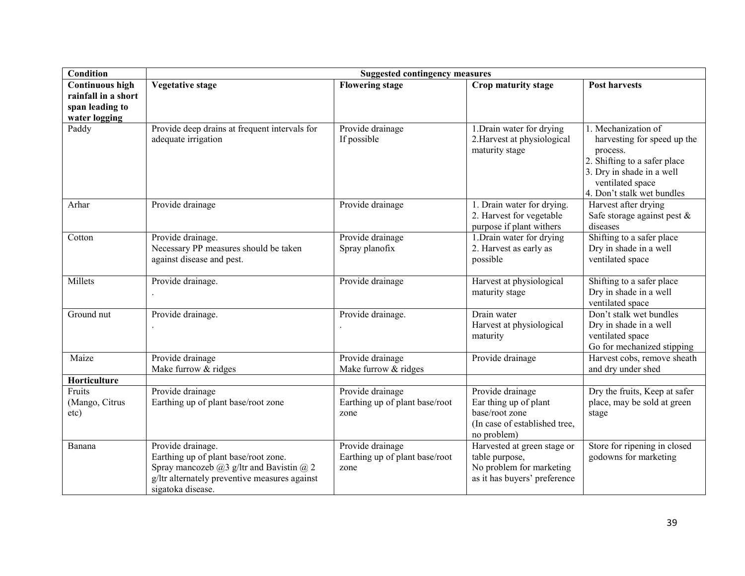| Condition | Suggested contingency measures | | | |
|---|---|---|---|---|
| **Continuous high rainfall in a short span leading to water logging** | **Vegetative stage** | **Flowering stage** | **Crop maturity stage** | **Post harvests** |
| Paddy | Provide deep drains at frequent intervals for adequate irrigation | Provide drainage If possible | 1.Drain water for drying<br>2.Harvest at physiological maturity stage | 1. Mechanization of harvesting for speed up the process.<br>2. Shifting to a safer place<br>3. Dry in shade in a well ventilated space<br>4. Don't stalk wet bundles |
| Arhar | Provide drainage | Provide drainage | 1. Drain water for drying.<br>2. Harvest for vegetable purpose if plant withers | Harvest after drying<br>Safe storage against pest & diseases |
| Cotton | Provide drainage.<br>Necessary PP measures should be taken against disease and pest. | Provide drainage<br>Spray planofix | 1.Drain water for drying<br>2. Harvest as early as possible | Shifting to a safer place<br>Dry in shade in a well ventilated space |
| Millets | Provide drainage.<br>. | Provide drainage | Harvest at physiological maturity stage | Shifting to a safer place<br>Dry in shade in a well ventilated space |
| Ground nut | Provide drainage.<br>. | Provide drainage.<br>. | Drain water<br>Harvest at physiological maturity | Don't stalk wet bundles<br>Dry in shade in a well ventilated space<br>Go for mechanized stipping |
| Maize | Provide drainage<br>Make furrow & ridges | Provide drainage<br>Make furrow & ridges | Provide drainage | Harvest cobs, remove sheath and dry under shed |
| **Horticulture** | | | | |
| Fruits (Mango, Citrus etc) | Provide drainage<br>Earthing up of plant base/root zone | Provide drainage<br>Earthing up of plant base/root zone | Provide drainage<br>Ear thing up of plant base/root zone<br>(In case of established tree, no problem) | Dry the fruits, Keep at safer place, may be sold at green stage |
| Banana | Provide drainage.<br>Earthing up of plant base/root zone.<br>Spray mancozeb @3 g/ltr and Bavistin @ 2 g/ltr alternately preventive measures against sigatoka disease. | Provide drainage<br>Earthing up of plant base/root zone | Harvested at green stage or table purpose,<br>No problem for marketing as it has buyers' preference | Store for ripening in closed godowns for marketing |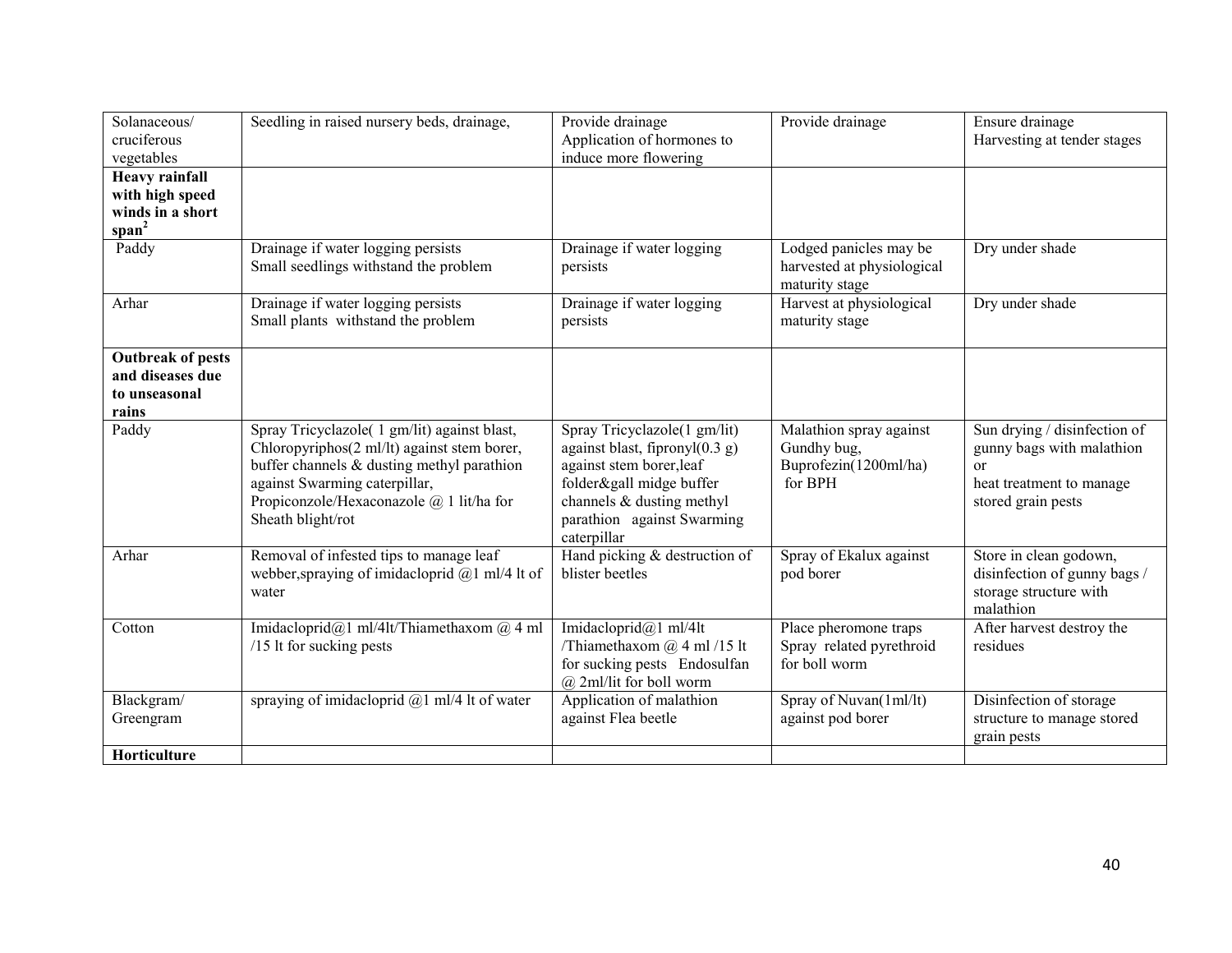| | | | | |
|---|---|---|---|---|
| Solanaceous/ cruciferous vegetables | Seedling in raised nursery beds, drainage, | Provide drainage<br>Application of hormones to induce more flowering | Provide drainage | Ensure drainage<br>Harvesting at tender stages |
| **Heavy rainfall with high speed winds in a short span[2]** | | | | |
| Paddy | Drainage if water logging persists<br>Small seedlings withstand the problem | Drainage if water logging persists | Lodged panicles may be harvested at physiological maturity stage | Dry under shade |
| Arhar | Drainage if water logging persists<br>Small plants withstand the problem | Drainage if water logging persists | Harvest at physiological maturity stage | Dry under shade |
| **Outbreak of pests and diseases due to unseasonal rains** | | | | |
| Paddy | Spray Tricyclazole( 1 gm/lit) against blast, Chloropyriphos(2 ml/lt) against stem borer, buffer channels & dusting methyl parathion against Swarming caterpillar, Propiconzole/Hexaconazole @ 1 lit/ha for Sheath blight/rot | Spray Tricyclazole(1 gm/lit) against blast, fipronyl(0.3 g) against stem borer,leaf folder&gall midge buffer channels & dusting methyl parathion against Swarming caterpillar | Malathion spray against Gundhy bug, Buprofezin(1200ml/ha) for BPH | Sun drying / disinfection of gunny bags with malathion or heat treatment to manage stored grain pests |
| Arhar | Removal of infested tips to manage leaf webber,spraying of imidacloprid @1 ml/4 lt of water | Hand picking & destruction of blister beetles | Spray of Ekalux against pod borer | Store in clean godown, disinfection of gunny bags / storage structure with malathion |
| Cotton | Imidacloprid@1 ml/4lt/Thiamethaxom @ 4 ml /15 lt for sucking pests | Imidacloprid@1 ml/4lt /Thiamethaxom @ 4 ml /15 lt for sucking pests Endosulfan @ 2ml/lit for boll worm | Place pheromone traps<br>Spray related pyrethroid for boll worm | After harvest destroy the residues |
| Blackgram/ Greengram | spraying of imidacloprid @1 ml/4 lt of water | Application of malathion against Flea beetle | Spray of Nuvan(1ml/lt) against pod borer | Disinfection of storage structure to manage stored grain pests |
| **Horticulture** | | | | |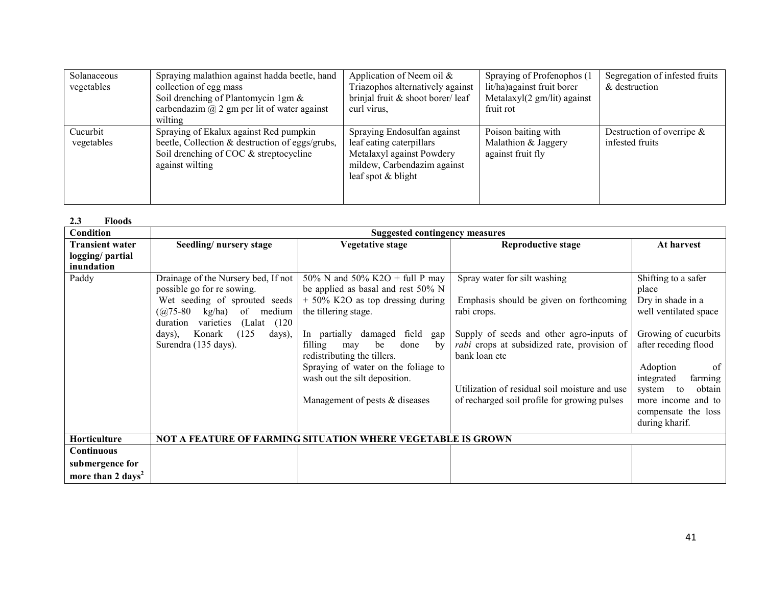| Solanaceous vegetables | Spraying malathion against hadda beetle, hand collection of egg mass<br>Soil drenching of Plantomycin 1gm & carbendazim @ 2 gm per lit of water against wilting | Application of Neem oil & Triazophos alternatively against brinjal fruit & shoot borer/ leaf curl virus, | Spraying of Profenophos (1 lit/ha)against fruit borer<br>Metalaxyl(2 gm/lit) against fruit rot | Segregation of infested fruits & destruction |
|---|---|---|---|---|
| Cucurbit vegetables | Spraying of Ekalux against Red pumpkin beetle, Collection & destruction of eggs/grubs,<br>Soil drenching of COC & streptocycline against wilting | Spraying Endosulfan against leaf eating caterpillars<br>Metalaxyl against Powdery mildew, Carbendazim against leaf spot & blight | Poison baiting with Malathion & Jaggery against fruit fly | Destruction of overripe & infested fruits |

**2.3 Floods**

| Condition | Suggested contingency measures | | | |
|---|---|---|---|---|
| **Transient water logging/ partial inundation** | **Seedling/ nursery stage** | **Vegetative stage** | **Reproductive stage** | **At harvest** |
| Paddy | Drainage of the Nursery bed, If not possible go for re sowing.<br>Wet seeding of sprouted seeds (@75-80 kg/ha) of medium duration varieties (Lalat (120 days), Konark (125 days), Surendra (135 days). | 50% N and 50% K2O + full P may be applied as basal and rest 50% N + 50% K2O as top dressing during the tillering stage.<br><br>In partially damaged field gap filling may be done by redistributing the tillers.<br>Spraying of water on the foliage to wash out the silt deposition.<br><br>Management of pests & diseases | Spray water for silt washing<br><br>Emphasis should be given on forthcoming rabi crops.<br><br>Supply of seeds and other agro-inputs of *rabi* crops at subsidized rate, provision of bank loan etc<br><br>Utilization of residual soil moisture and use of recharged soil profile for growing pulses | Shifting to a safer place<br>Dry in shade in a well ventilated space<br><br>Growing of cucurbits after receding flood<br><br>Adoption of integrated farming system to obtain more income and to compensate the loss during kharif. |
| **Horticulture** | **NOT A FEATURE OF FARMING SITUATION WHERE VEGETABLE IS GROWN** | | | |
| **Continuous submergence for more than 2 days[2]** | | | | |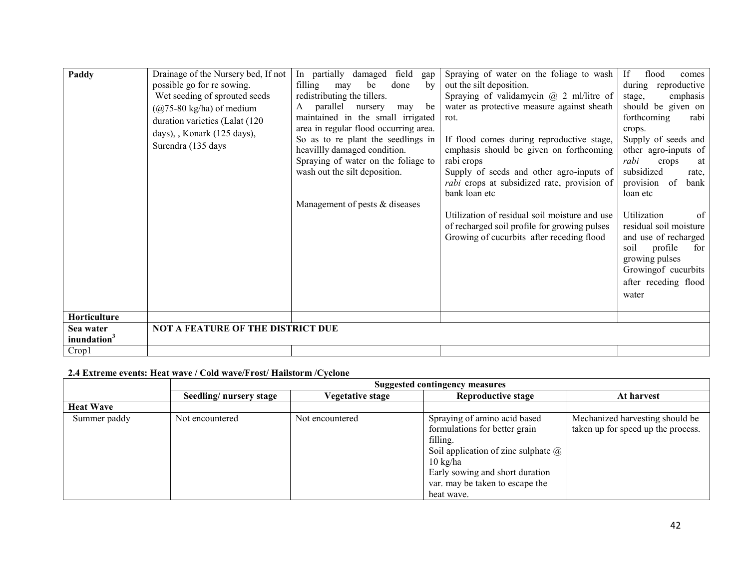| Paddy | Drainage of the Nursery bed, If not possible go for re sowing.<br>Wet seeding of sprouted seeds (@75-80 kg/ha) of medium duration varieties (Lalat (120 days), , Konark (125 days), Surendra (135 days | In partially damaged field gap filling may be done by redistributing the tillers.<br>A parallel nursery may be maintained in the small irrigated area in regular flood occurring area. So as to re plant the seedlings in heavillly damaged condition.<br>Spraying of water on the foliage to wash out the silt deposition.<br><br>Management of pests & diseases | Spraying of water on the foliage to wash out the silt deposition.<br>Spraying of validamycin @ 2 ml/litre of water as protective measure against sheath rot.<br><br>If flood comes during reproductive stage, emphasis should be given on forthcoming rabi crops<br>Supply of seeds and other agro-inputs of *rabi* crops at subsidized rate, provision of bank loan etc<br><br>Utilization of residual soil moisture and use of recharged soil profile for growing pulses<br>Growing of cucurbits after receding flood | If flood comes during reproductive stage, emphasis should be given on forthcoming rabi crops.<br>Supply of seeds and other agro-inputs of *rabi* crops at subsidized rate, provision of bank loan etc<br><br>Utilization of residual soil moisture and use of recharged soil profile for growing pulses<br>Growingof cucurbits after receding flood water |
|---|---|---|---|---|
| **Horticulture** | | | | |
| **Sea water inundation**[3] | **NOT A FEATURE OF THE DISTRICT DUE** | | | |
| Crop1 | | | | |

**2.4 Extreme events: Heat wave / Cold wave/Frost/ Hailstorm /Cyclone**

| | **Suggested contingency measures** | | | |
|---|---|---|---|---|
| | **Seedling/ nursery stage** | **Vegetative stage** | **Reproductive stage** | **At harvest** |
| **Heat Wave** | | | | |
| Summer paddy | Not encountered | Not encountered | Spraying of amino acid based formulations for better grain filling.<br>Soil application of zinc sulphate @ 10 kg/ha<br>Early sowing and short duration var. may be taken to escape the heat wave. | Mechanized harvesting should be taken up for speed up the process. |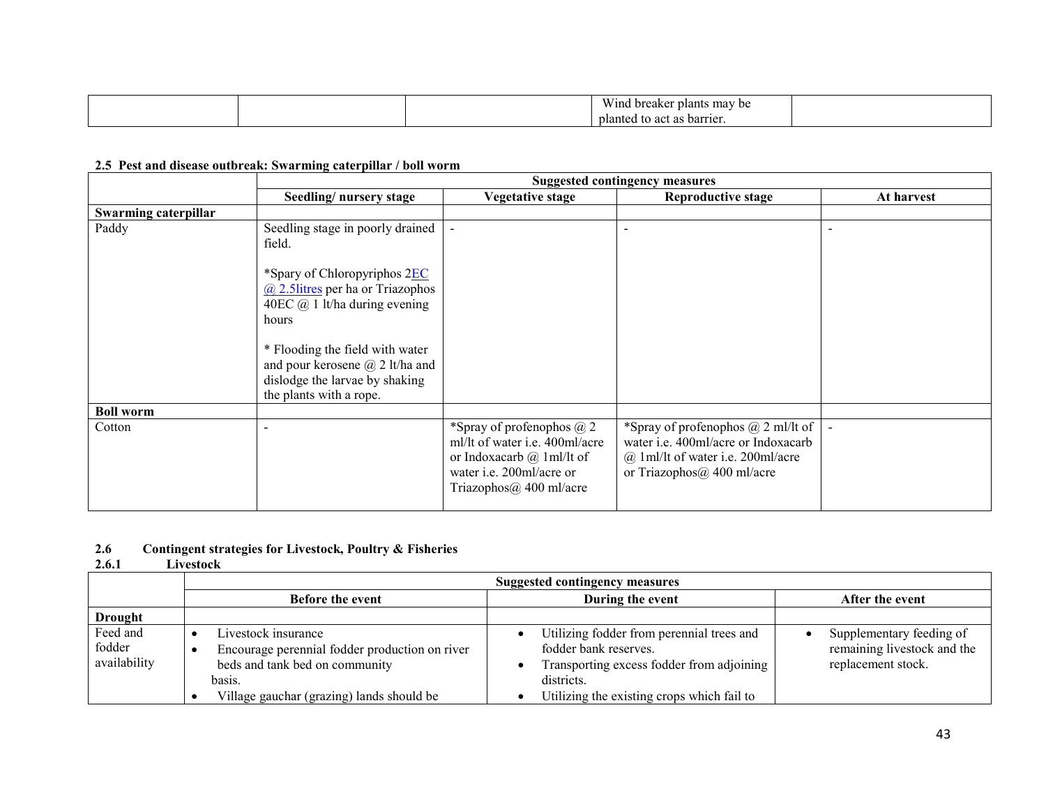| | | | Wind breaker plants may be planted to act as barrier. | |
|---|---|---|---|---|

**2.5 Pest and disease outbreak: Swarming caterpillar / boll worm**

| | Suggested contingency measures | | | |
|---|---|---|---|---|
| | Seedling/ nursery stage | Vegetative stage | Reproductive stage | At harvest |
| **Swarming caterpillar** | | | | |
| Paddy | Seedling stage in poorly drained field.<br><br>*Spary of Chloropyriphos 2EC @ 2.5litres per ha or Triazophos 40EC @ 1 lt/ha during evening hours<br><br>* Flooding the field with water and pour kerosene @ 2 lt/ha and dislodge the larvae by shaking the plants with a rope. | - | - | - |
| **Boll worm** | | | | |
| Cotton | - | *Spray of profenophos @ 2 ml/lt of water i.e. 400ml/acre or Indoxacarb @ 1ml/lt of water i.e. 200ml/acre or Triazophos@ 400 ml/acre | *Spray of profenophos @ 2 ml/lt of water i.e. 400ml/acre or Indoxacarb @ 1ml/lt of water i.e. 200ml/acre or Triazophos@ 400 ml/acre | - |

**2.6 Contingent strategies for Livestock, Poultry & Fisheries**

**2.6.1 Livestock**

| | Suggested contingency measures | | |
|---|---|---|---|
| | Before the event | During the event | After the event |
| **Drought** | | | |
| Feed and fodder availability | • Livestock insurance<br>• Encourage perennial fodder production on river beds and tank bed on community basis.<br>• Village gauchar (grazing) lands should be | • Utilizing fodder from perennial trees and fodder bank reserves.<br>• Transporting excess fodder from adjoining districts.<br>• Utilizing the existing crops which fail to | • Supplementary feeding of remaining livestock and the replacement stock. |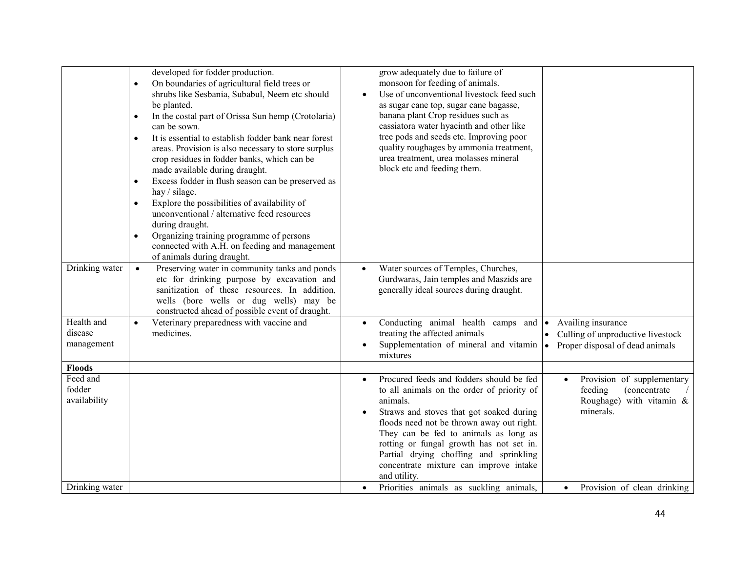| | | | |
|---|---|---|---|
| | developed for fodder production.<br>• On boundaries of agricultural field trees or shrubs like Sesbania, Subabul, Neem etc should be planted.<br>• In the costal part of Orissa Sun hemp (Crotolaria) can be sown.<br>• It is essential to establish fodder bank near forest areas. Provision is also necessary to store surplus crop residues in fodder banks, which can be made available during draught.<br>• Excess fodder in flush season can be preserved as hay / silage.<br>• Explore the possibilities of availability of unconventional / alternative feed resources during draught.<br>• Organizing training programme of persons connected with A.H. on feeding and management of animals during draught. | grow adequately due to failure of monsoon for feeding of animals.<br>• Use of unconventional livestock feed such as sugar cane top, sugar cane bagasse, banana plant Crop residues such as cassiatora water hyacinth and other like tree pods and seeds etc. Improving poor quality roughages by ammonia treatment, urea treatment, urea molasses mineral block etc and feeding them. | |
| Drinking water | • Preserving water in community tanks and ponds etc for drinking purpose by excavation and sanitization of these resources. In addition, wells (bore wells or dug wells) may be constructed ahead of possible event of draught. | • Water sources of Temples, Churches, Gurdwaras, Jain temples and Maszids are generally ideal sources during draught. | |
| Health and disease management | • Veterinary preparedness with vaccine and medicines. | • Conducting animal health camps and treating the affected animals<br>• Supplementation of mineral and vitamin mixtures | • Availing insurance<br>• Culling of unproductive livestock<br>• Proper disposal of dead animals |
| **Floods** | | | |
| Feed and fodder availability | | • Procured feeds and fodders should be fed to all animals on the order of priority of animals.<br>• Straws and stoves that got soaked during floods need not be thrown away out right. They can be fed to animals as long as rotting or fungal growth has not set in. Partial drying choffing and sprinkling concentrate mixture can improve intake and utility. | • Provision of supplementary feeding (concentrate / Roughage) with vitamin & minerals. |
| Drinking water | | • Priorities animals as suckling animals, | • Provision of clean drinking |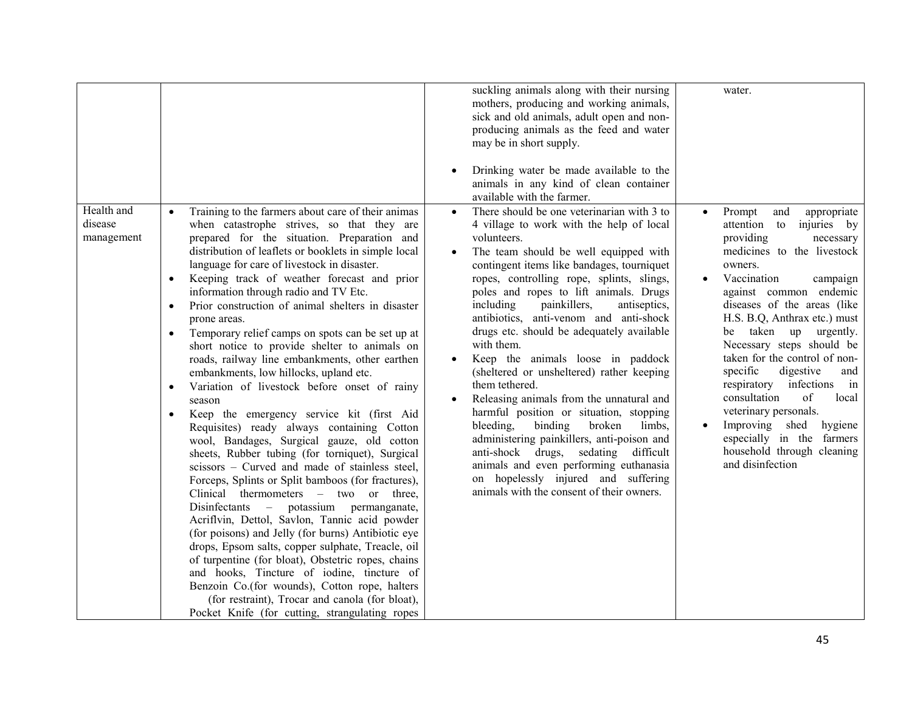| | | | |
|---|---|---|---|
| | | suckling animals along with their nursing mothers, producing and working animals, sick and old animals, adult open and non-producing animals as the feed and water may be in short supply.<br><br>• Drinking water be made available to the animals in any kind of clean container available with the farmer. | water. |
| Health and disease management | • Training to the farmers about care of their animas when catastrophe strives, so that they are prepared for the situation. Preparation and distribution of leaflets or booklets in simple local language for care of livestock in disaster.<br>• Keeping track of weather forecast and prior information through radio and TV Etc.<br>• Prior construction of animal shelters in disaster prone areas.<br>• Temporary relief camps on spots can be set up at short notice to provide shelter to animals on roads, railway line embankments, other earthen embankments, low hillocks, upland etc.<br>• Variation of livestock before onset of rainy season<br>• Keep the emergency service kit (first Aid Requisites) ready always containing Cotton wool, Bandages, Surgical gauze, old cotton sheets, Rubber tubing (for torniquet), Surgical scissors – Curved and made of stainless steel, Forceps, Splints or Split bamboos (for fractures), Clinical thermometers – two or three, Disinfectants – potassium permanganate, Acriflvin, Dettol, Savlon, Tannic acid powder (for poisons) and Jelly (for burns) Antibiotic eye drops, Epsom salts, copper sulphate, Treacle, oil of turpentine (for bloat), Obstetric ropes, chains and hooks, Tincture of iodine, tincture of Benzoin Co.(for wounds), Cotton rope, halters (for restraint), Trocar and canola (for bloat), Pocket Knife (for cutting, strangulating ropes | • There should be one veterinarian with 3 to 4 village to work with the help of local volunteers.<br>• The team should be well equipped with contingent items like bandages, tourniquet ropes, controlling rope, splints, slings, poles and ropes to lift animals. Drugs including painkillers, antiseptics, antibiotics, anti-venom and anti-shock drugs etc. should be adequately available with them.<br>• Keep the animals loose in paddock (sheltered or unsheltered) rather keeping them tethered.<br>• Releasing animals from the unnatural and harmful position or situation, stopping bleeding, binding broken limbs, administering painkillers, anti-poison and anti-shock drugs, sedating difficult animals and even performing euthanasia on hopelessly injured and suffering animals with the consent of their owners. | • Prompt and appropriate attention to injuries by providing necessary medicines to the livestock owners.<br>• Vaccination campaign against common endemic diseases of the areas (like H.S. B.Q, Anthrax etc.) must be taken up urgently. Necessary steps should be taken for the control of non-specific digestive and respiratory infections in consultation of local veterinary personals.<br>• Improving shed hygiene especially in the farmers household through cleaning and disinfection |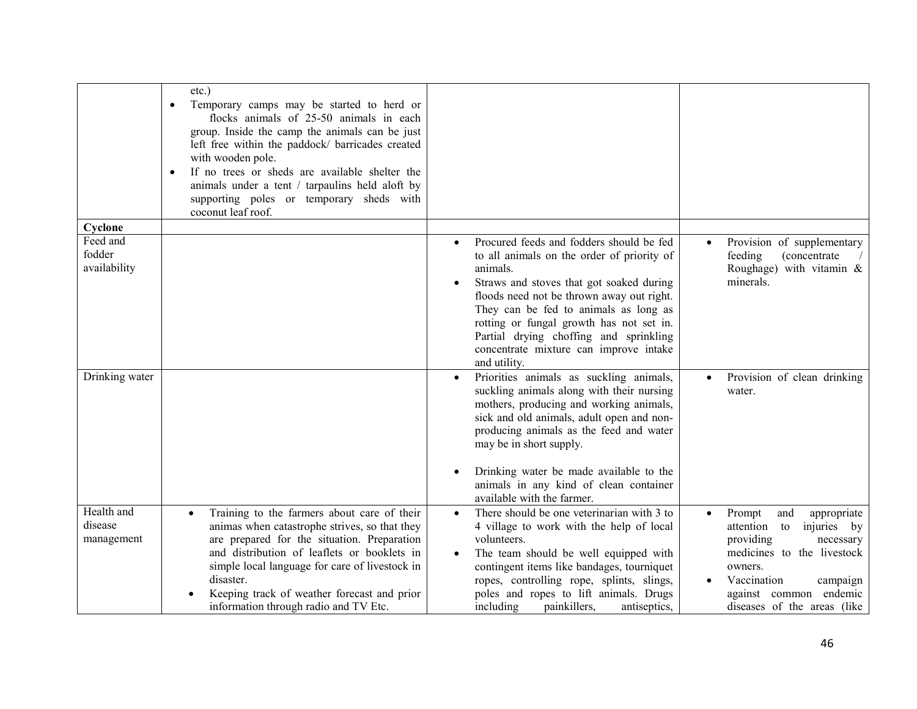| | | | |
|---|---|---|---|
| | etc.)<br>• Temporary camps may be started to herd or flocks animals of 25-50 animals in each group. Inside the camp the animals can be just left free within the paddock/ barricades created with wooden pole.<br>• If no trees or sheds are available shelter the animals under a tent / tarpaulins held aloft by supporting poles or temporary sheds with coconut leaf roof. | | |
| **Cyclone** | | | |
| Feed and fodder availability | | • Procured feeds and fodders should be fed to all animals on the order of priority of animals.<br>• Straws and stoves that got soaked during floods need not be thrown away out right. They can be fed to animals as long as rotting or fungal growth has not set in. Partial drying choffing and sprinkling concentrate mixture can improve intake and utility. | • Provision of supplementary feeding (concentrate / Roughage) with vitamin & minerals. |
| Drinking water | | • Priorities animals as suckling animals, suckling animals along with their nursing mothers, producing and working animals, sick and old animals, adult open and non-producing animals as the feed and water may be in short supply.<br>• Drinking water be made available to the animals in any kind of clean container available with the farmer. | • Provision of clean drinking water. |
| Health and disease management | • Training to the farmers about care of their animas when catastrophe strives, so that they are prepared for the situation. Preparation and distribution of leaflets or booklets in simple local language for care of livestock in disaster.<br>• Keeping track of weather forecast and prior information through radio and TV Etc. | • There should be one veterinarian with 3 to 4 village to work with the help of local volunteers.<br>• The team should be well equipped with contingent items like bandages, tourniquet ropes, controlling rope, splints, slings, poles and ropes to lift animals. Drugs including painkillers, antiseptics, | • Prompt and appropriate attention to injuries by providing necessary medicines to the livestock owners.<br>• Vaccination campaign against common endemic diseases of the areas (like |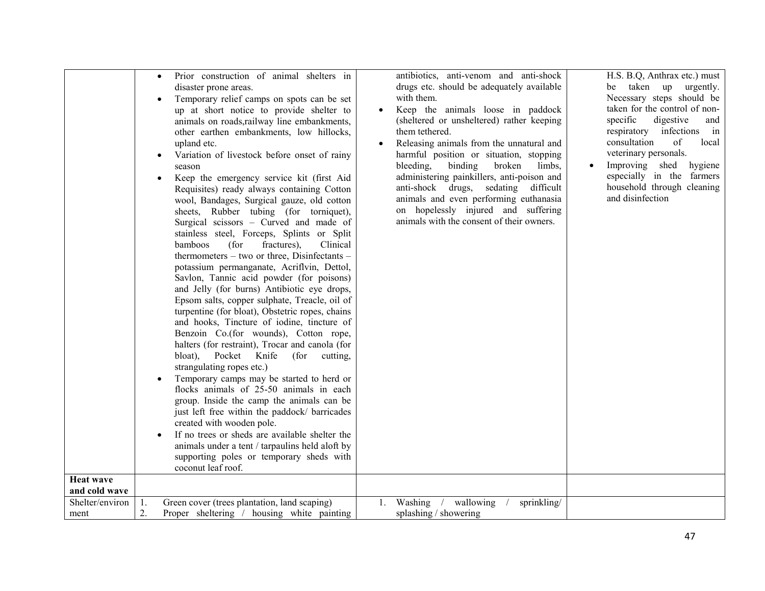| | | | |
|---|---|---|---|
| | • Prior construction of animal shelters in disaster prone areas.<br>• Temporary relief camps on spots can be set up at short notice to provide shelter to animals on roads,railway line embankments, other earthen embankments, low hillocks, upland etc.<br>• Variation of livestock before onset of rainy season<br>• Keep the emergency service kit (first Aid Requisites) ready always containing Cotton wool, Bandages, Surgical gauze, old cotton sheets, Rubber tubing (for torniquet), Surgical scissors – Curved and made of stainless steel, Forceps, Splints or Split bamboos (for fractures), Clinical thermometers – two or three, Disinfectants – potassium permanganate, Acriflvin, Dettol, Savlon, Tannic acid powder (for poisons) and Jelly (for burns) Antibiotic eye drops, Epsom salts, copper sulphate, Treacle, oil of turpentine (for bloat), Obstetric ropes, chains and hooks, Tincture of iodine, tincture of Benzoin Co.(for wounds), Cotton rope, halters (for restraint), Trocar and canola (for bloat), Pocket Knife (for cutting, strangulating ropes etc.)<br>• Temporary camps may be started to herd or flocks animals of 25-50 animals in each group. Inside the camp the animals can be just left free within the paddock/ barricades created with wooden pole.<br>• If no trees or sheds are available shelter the animals under a tent / tarpaulins held aloft by supporting poles or temporary sheds with coconut leaf roof. | antibiotics, anti-venom and anti-shock drugs etc. should be adequately available with them.<br>• Keep the animals loose in paddock (sheltered or unsheltered) rather keeping them tethered.<br>• Releasing animals from the unnatural and harmful position or situation, stopping bleeding, binding broken limbs, administering painkillers, anti-poison and anti-shock drugs, sedating difficult animals and even performing euthanasia on hopelessly injured and suffering animals with the consent of their owners. | H.S. B.Q, Anthrax etc.) must be taken up urgently. Necessary steps should be taken for the control of non-specific digestive and respiratory infections in consultation of local veterinary personals.<br>• Improving shed hygiene especially in the farmers household through cleaning and disinfection |
| **Heat wave and cold wave** | | | |
| Shelter/environment | 1. Green cover (trees plantation, land scaping)<br>2. Proper sheltering / housing white painting | 1. Washing / wallowing / sprinkling/ splashing / showering | |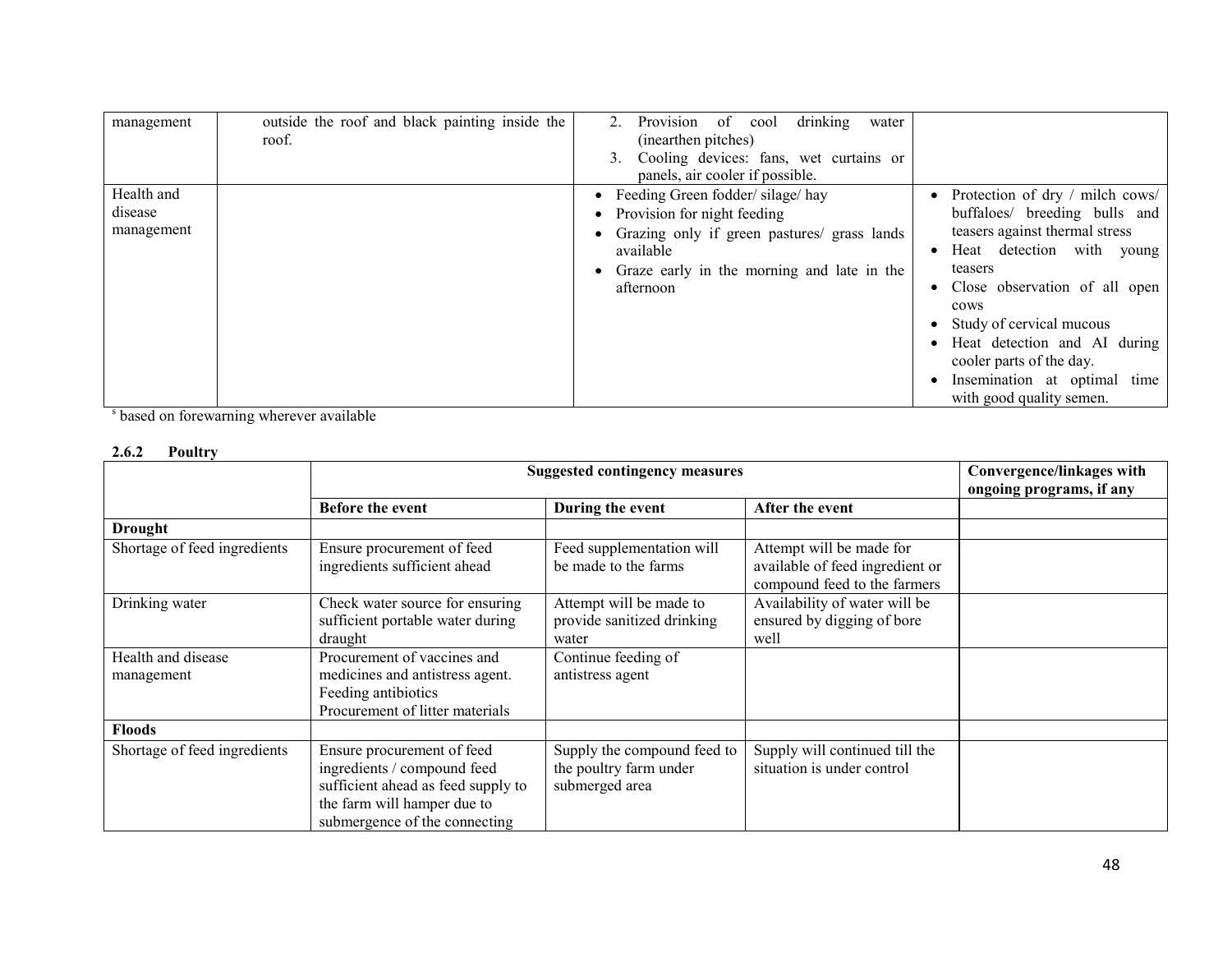| management | outside the roof and black painting inside the roof. | 2. Provision of cool drinking water (inearthen pitches)<br>3. Cooling devices: fans, wet curtains or panels, air cooler if possible. | |
|---|---|---|---|
| Health and disease management | | • Feeding Green fodder/ silage/ hay<br>• Provision for night feeding<br>• Grazing only if green pastures/ grass lands available<br>• Graze early in the morning and late in the afternoon | • Protection of dry / milch cows/ buffaloes/ breeding bulls and teasers against thermal stress<br>• Heat detection with young teasers<br>• Close observation of all open cows<br>• Study of cervical mucous<br>• Heat detection and AI during cooler parts of the day.<br>• Insemination at optimal time with good quality semen. |

[s] based on forewarning wherever available

### 2.6.2 Poultry

| | Suggested contingency measures | | | Convergence/linkages with ongoing programs, if any |
|---|---|---|---|---|
| | **Before the event** | **During the event** | **After the event** | |
| **Drought** | | | | |
| Shortage of feed ingredients | Ensure procurement of feed ingredients sufficient ahead | Feed supplementation will be made to the farms | Attempt will be made for available of feed ingredient or compound feed to the farmers | |
| Drinking water | Check water source for ensuring sufficient portable water during draught | Attempt will be made to provide sanitized drinking water | Availability of water will be ensured by digging of bore well | |
| Health and disease management | Procurement of vaccines and medicines and antistress agent.<br>Feeding antibiotics<br>Procurement of litter materials | Continue feeding of antistress agent | | |
| **Floods** | | | | |
| Shortage of feed ingredients | Ensure procurement of feed ingredients / compound feed sufficient ahead as feed supply to the farm will hamper due to submergence of the connecting | Supply the compound feed to the poultry farm under submerged area | Supply will continued till the situation is under control | |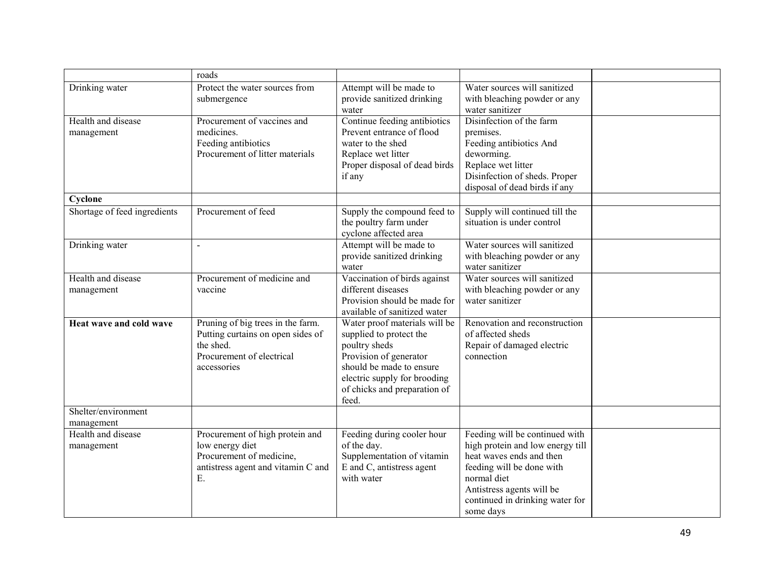| | | | | |
|---|---|---|---|---|
| | roads | | | |
| Drinking water | Protect the water sources from submergence | Attempt will be made to provide sanitized drinking water | Water sources will sanitized with bleaching powder or any water sanitizer | |
| Health and disease management | Procurement of vaccines and medicines.<br>Feeding antibiotics<br>Procurement of litter materials | Continue feeding antibiotics<br>Prevent entrance of flood water to the shed<br>Replace wet litter<br>Proper disposal of dead birds if any | Disinfection of the farm premises.<br>Feeding antibiotics And deworming.<br>Replace wet litter<br>Disinfection of sheds. Proper disposal of dead birds if any | |
| **Cyclone** | | | | |
| Shortage of feed ingredients | Procurement of feed | Supply the compound feed to the poultry farm under cyclone affected area | Supply will continued till the situation is under control | |
| Drinking water | - | Attempt will be made to provide sanitized drinking water | Water sources will sanitized with bleaching powder or any water sanitizer | |
| Health and disease management | Procurement of medicine and vaccine | Vaccination of birds against different diseases<br>Provision should be made for available of sanitized water | Water sources will sanitized with bleaching powder or any water sanitizer | |
| **Heat wave and cold wave** | Pruning of big trees in the farm.<br>Putting curtains on open sides of the shed.<br>Procurement of electrical accessories | Water proof materials will be supplied to protect the poultry sheds<br>Provision of generator should be made to ensure electric supply for brooding of chicks and preparation of feed. | Renovation and reconstruction of affected sheds<br>Repair of damaged electric connection | |
| Shelter/environment management | | | | |
| Health and disease management | Procurement of high protein and low energy diet<br>Procurement of medicine, antistress agent and vitamin C and E. | Feeding during cooler hour of the day.<br>Supplementation of vitamin E and C, antistress agent with water | Feeding will be continued with high protein and low energy till heat waves ends and then feeding will be done with normal diet<br>Antistress agents will be continued in drinking water for some days | |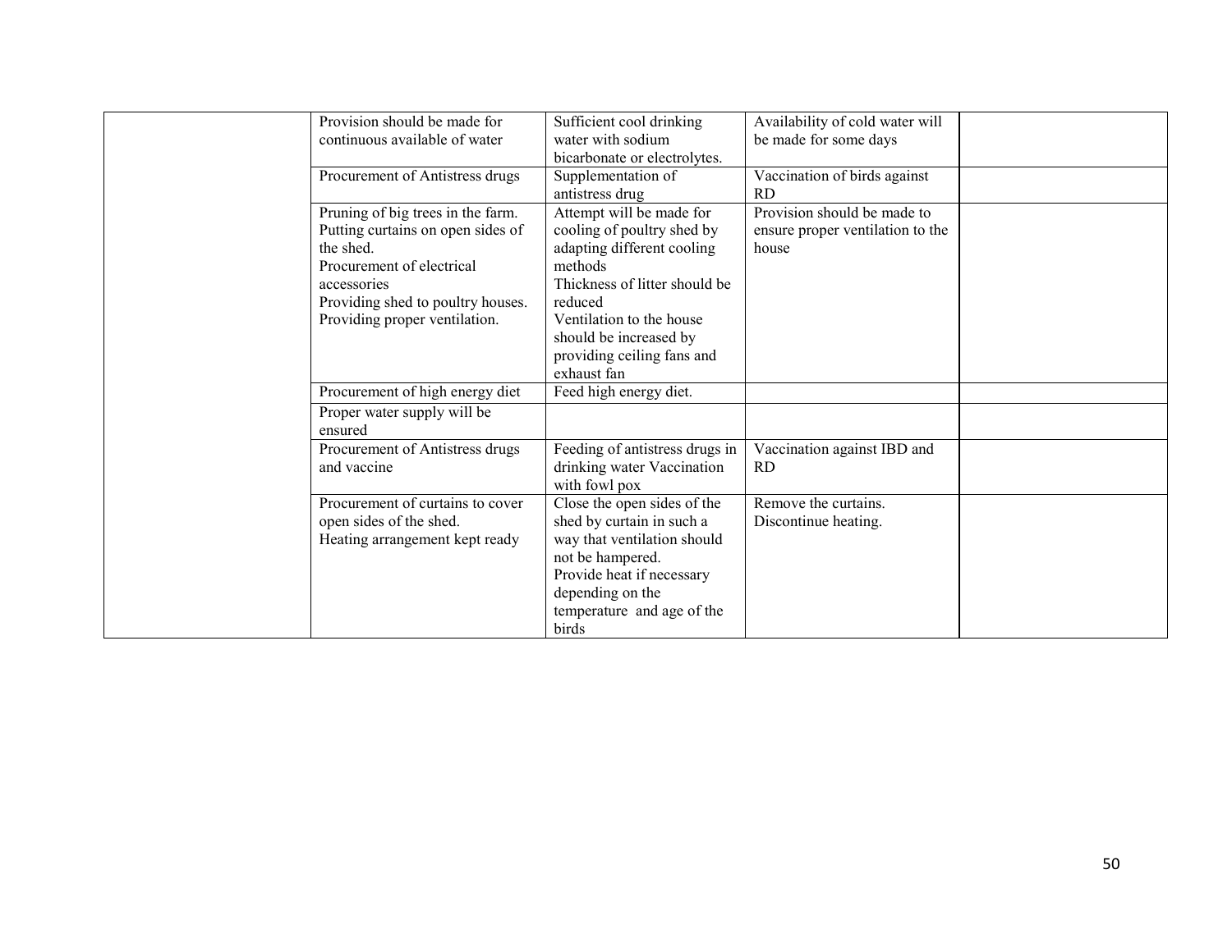| | | | | |
|---|---|---|---|---|
| | Provision should be made for continuous available of water | Sufficient cool drinking water with sodium bicarbonate or electrolytes. | Availability of cold water will be made for some days | |
| | Procurement of Antistress drugs | Supplementation of antistress drug | Vaccination of birds against RD | |
| | Pruning of big trees in the farm.<br>Putting curtains on open sides of the shed.<br>Procurement of electrical accessories<br>Providing shed to poultry houses.<br>Providing proper ventilation. | Attempt will be made for cooling of poultry shed by adapting different cooling methods<br>Thickness of litter should be reduced<br>Ventilation to the house should be increased by providing ceiling fans and exhaust fan | Provision should be made to ensure proper ventilation to the house | |
| | Procurement of high energy diet | Feed high energy diet. | | |
| | Proper water supply will be ensured | | | |
| | Procurement of Antistress drugs and vaccine | Feeding of antistress drugs in drinking water Vaccination with fowl pox | Vaccination against IBD and RD | |
| | Procurement of curtains to cover open sides of the shed.<br>Heating arrangement kept ready | Close the open sides of the shed by curtain in such a way that ventilation should not be hampered.<br>Provide heat if necessary depending on the temperature and age of the birds | Remove the curtains.<br>Discontinue heating. | |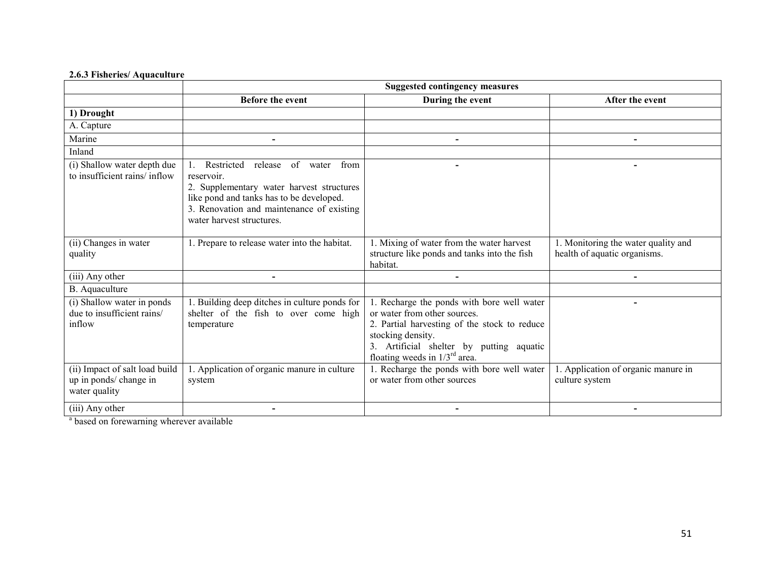**2.6.3 Fisheries/ Aquaculture**

| | Suggested contingency measures | | |
|---|---|---|---|
| | **Before the event** | **During the event** | **After the event** |
| **1) Drought** | | | |
| A. Capture | | | |
| Marine | - | - | - |
| Inland | | | |
| (i) Shallow water depth due to insufficient rains/ inflow | 1. Restricted release of water from reservoir.<br>2. Supplementary water harvest structures like pond and tanks has to be developed.<br>3. Renovation and maintenance of existing water harvest structures. | - | - |
| (ii) Changes in water quality | 1. Prepare to release water into the habitat. | 1. Mixing of water from the water harvest structure like ponds and tanks into the fish habitat. | 1. Monitoring the water quality and health of aquatic organisms. |
| (iii) Any other | - | - | - |
| B. Aquaculture | | | |
| (i) Shallow water in ponds due to insufficient rains/ inflow | 1. Building deep ditches in culture ponds for shelter of the fish to over come high temperature | 1. Recharge the ponds with bore well water or water from other sources.<br>2. Partial harvesting of the stock to reduce stocking density.<br>3. Artificial shelter by putting aquatic floating weeds in 1/3rd area. | - |
| (ii) Impact of salt load build up in ponds/ change in water quality | 1. Application of organic manure in culture system | 1. Recharge the ponds with bore well water or water from other sources | 1. Application of organic manure in culture system |
| (iii) Any other | - | - | - |

[a] based on forewarning wherever available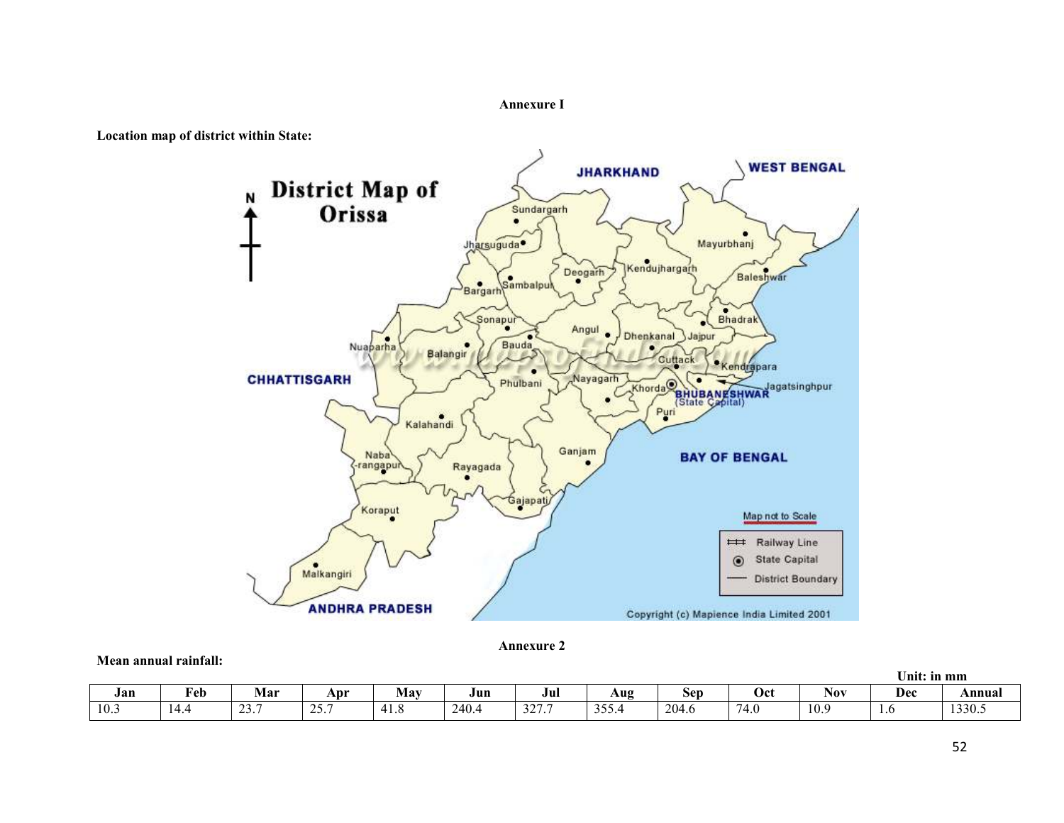**Annexure I**

**Location map of district within State:**

**Annexure 2**

**Mean annual rainfall:**

**Unit: in mm**

| Jan | Feb | Mar | Apr | May | Jun | Jul | Aug | Sep | Oct | Nov | Dec | Annual |
|---|---|---|---|---|---|---|---|---|---|---|---|---|
| 10.3 | 14.4 | 23.7 | 25.7 | 41.8 | 240.4 | 327.7 | 355.4 | 204.6 | 74.0 | 10.9 | 1.6 | 1330.5 |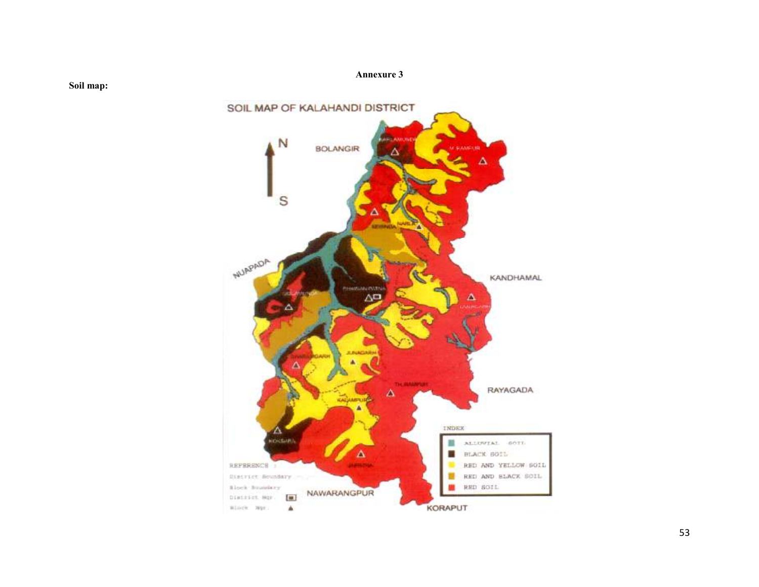**Annexure 3**

**Soil map:**

SOIL MAP OF KALAHANDI DISTRICT

N

S

BOLANGIR

NUAPADA

KANDHAMAL

RAYAGADA

NAWARANGPUR

KORAPUT

KARLAMUNDA

M. RAMPUR

NARLA

KESINGA

BHAWANIPATNA

GOLAMUNDA

LANJIGARH

DHARAMGARH

JUNAGARH

TH. RAMPUR

KALAMPUR

KOKSARA

JAIPATNA

INDEX

ALLUVIAL SOIL

BLACK SOIL

RED AND YELLOW SOIL

RED AND BLACK SOIL

RED SOIL

REFERENCE :

District Boundary

Block Boundary

District Hqr.

Block Hqr.